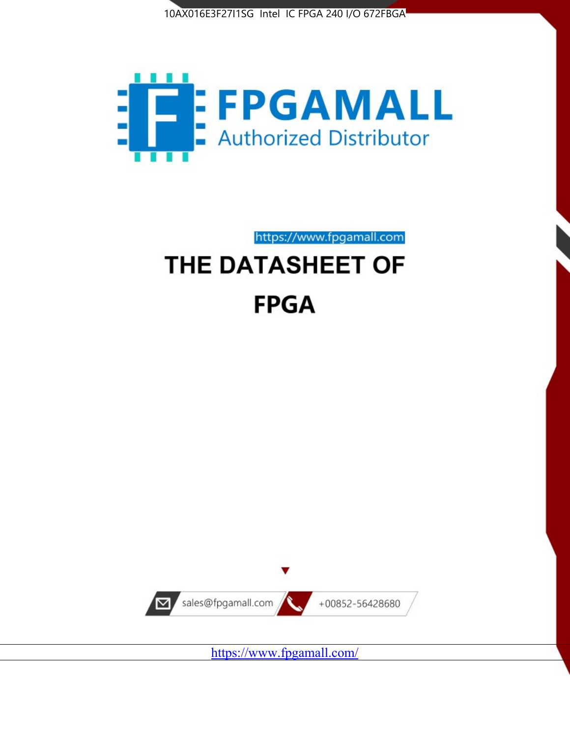10AX016E3F27I1SG Intel IC FPGA 240 I/O 672FBGA

FPGAMALL

Authorized Distributor

https://www.fpgamall.com

# THE DATASHEET OF FPGA

sales@fpgamall.com

+00852-56428680

https://www.fpgamall.com/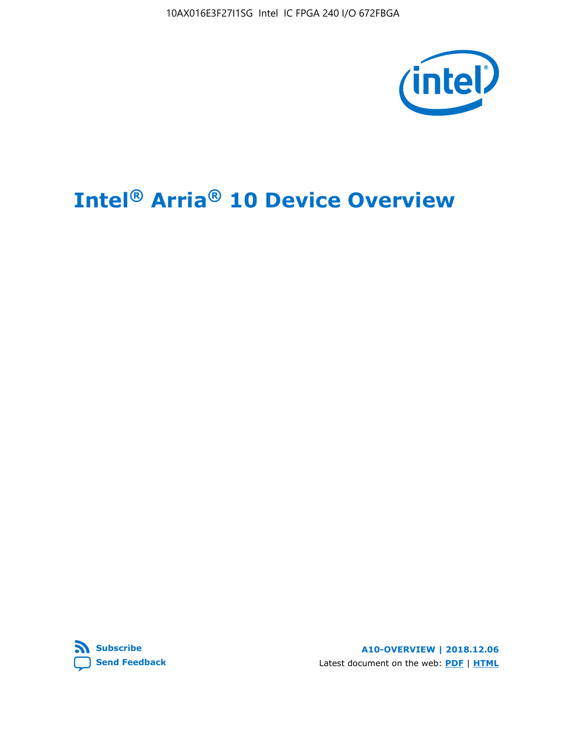# Intel® Arria® 10 Device Overview

Subscribe

Send Feedback

**A10-OVERVIEW | 2018.12.06**

Latest document on the web: **PDF** | **HTML**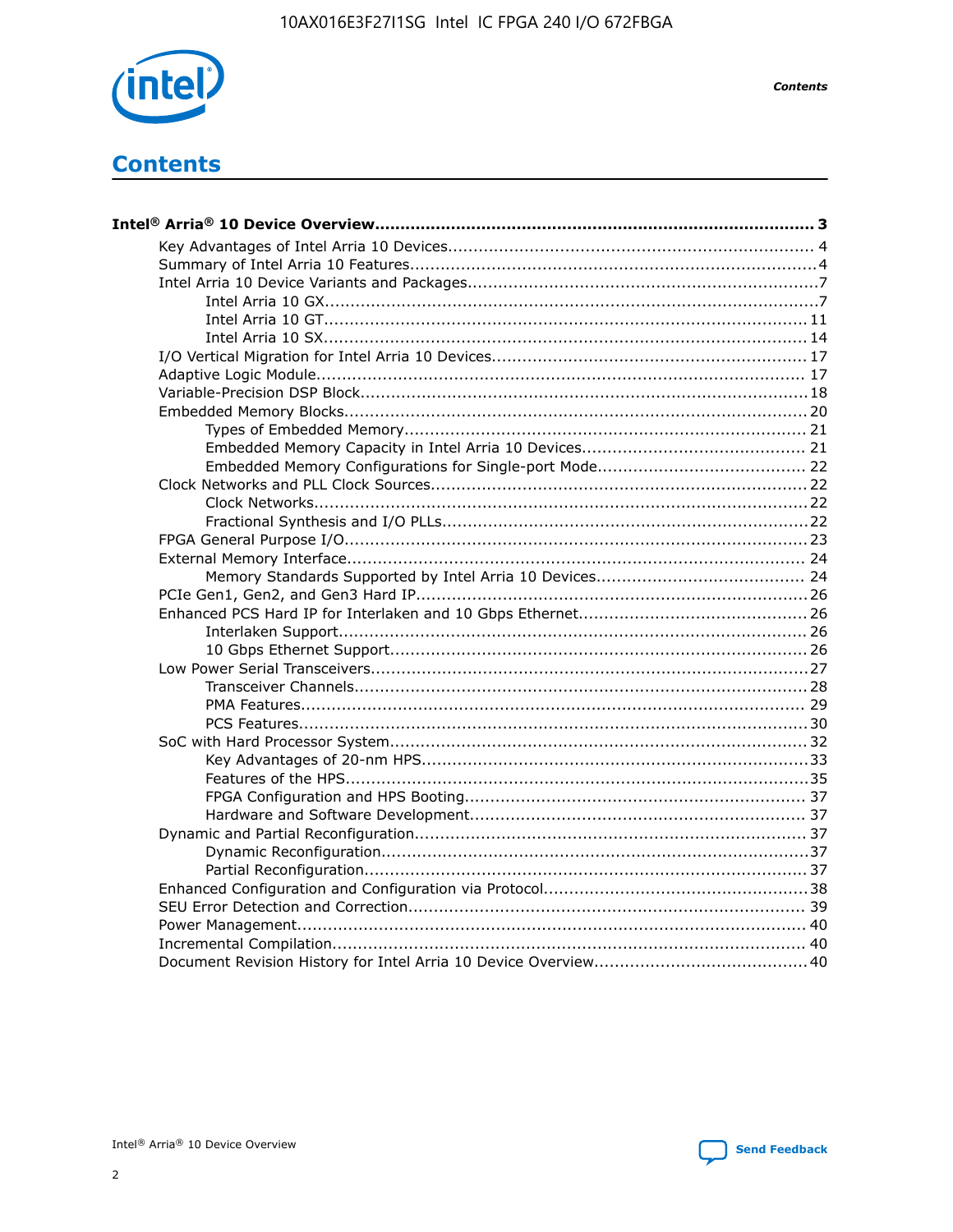# Contents

**Intel® Arria® 10 Device Overview...................................................................................... 3**

- Key Advantages of Intel Arria 10 Devices........................................................................ 4
- Summary of Intel Arria 10 Features................................................................................4
- Intel Arria 10 Device Variants and Packages.....................................................................7
    - Intel Arria 10 GX.................................................................................................7
    - Intel Arria 10 GT............................................................................................... 11
    - Intel Arria 10 SX............................................................................................... 14
- I/O Vertical Migration for Intel Arria 10 Devices.............................................................. 17
- Adaptive Logic Module................................................................................................ 17
- Variable-Precision DSP Block.......................................................................................18
- Embedded Memory Blocks..........................................................................................20
    - Types of Embedded Memory............................................................................... 21
    - Embedded Memory Capacity in Intel Arria 10 Devices............................................ 21
    - Embedded Memory Configurations for Single-port Mode......................................... 22
- Clock Networks and PLL Clock Sources.........................................................................22
    - Clock Networks.................................................................................................22
    - Fractional Synthesis and I/O PLLs........................................................................22
- FPGA General Purpose I/O..........................................................................................23
- External Memory Interface......................................................................................... 24
    - Memory Standards Supported by Intel Arria 10 Devices......................................... 24
- PCIe Gen1, Gen2, and Gen3 Hard IP............................................................................26
- Enhanced PCS Hard IP for Interlaken and 10 Gbps Ethernet.............................................26
    - Interlaken Support............................................................................................ 26
    - 10 Gbps Ethernet Support.................................................................................. 26
- Low Power Serial Transceivers.....................................................................................27
    - Transceiver Channels.........................................................................................28
    - PMA Features................................................................................................... 29
    - PCS Features....................................................................................................30
- SoC with Hard Processor System.................................................................................32
    - Key Advantages of 20-nm HPS............................................................................33
    - Features of the HPS...........................................................................................35
    - FPGA Configuration and HPS Booting................................................................... 37
    - Hardware and Software Development.................................................................. 37
- Dynamic and Partial Reconfiguration............................................................................37
    - Dynamic Reconfiguration....................................................................................37
    - Partial Reconfiguration.......................................................................................37
- Enhanced Configuration and Configuration via Protocol....................................................38
- SEU Error Detection and Correction............................................................................. 39
- Power Management................................................................................................... 40
- Incremental Compilation............................................................................................ 40
- Document Revision History for Intel Arria 10 Device Overview.......................................... 40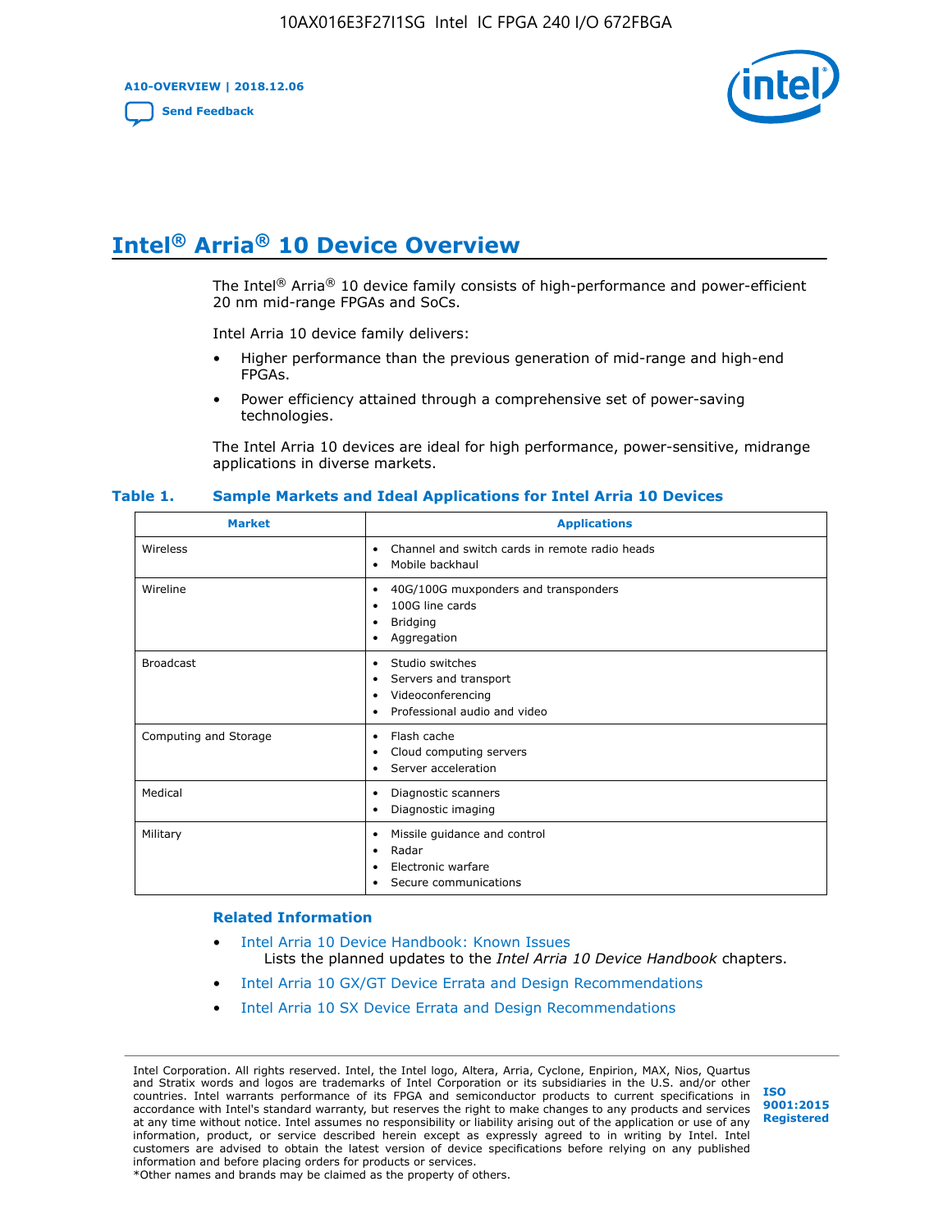# Intel® Arria® 10 Device Overview

The Intel® Arria® 10 device family consists of high-performance and power-efficient 20 nm mid-range FPGAs and SoCs.

Intel Arria 10 device family delivers:

- Higher performance than the previous generation of mid-range and high-end FPGAs.
- Power efficiency attained through a comprehensive set of power-saving technologies.

The Intel Arria 10 devices are ideal for high performance, power-sensitive, midrange applications in diverse markets.

**Table 1. Sample Markets and Ideal Applications for Intel Arria 10 Devices**

| Market | Applications |
| --- | --- |
| Wireless | • Channel and switch cards in remote radio heads<br>• Mobile backhaul |
| Wireline | • 40G/100G muxponders and transponders<br>• 100G line cards<br>• Bridging<br>• Aggregation |
| Broadcast | • Studio switches<br>• Servers and transport<br>• Videoconferencing<br>• Professional audio and video |
| Computing and Storage | • Flash cache<br>• Cloud computing servers<br>• Server acceleration |
| Medical | • Diagnostic scanners<br>• Diagnostic imaging |
| Military | • Missile guidance and control<br>• Radar<br>• Electronic warfare<br>• Secure communications |

**Related Information**

- Intel Arria 10 Device Handbook: Known Issues
  Lists the planned updates to the *Intel Arria 10 Device Handbook* chapters.
- Intel Arria 10 GX/GT Device Errata and Design Recommendations
- Intel Arria 10 SX Device Errata and Design Recommendations

Intel Corporation. All rights reserved. Intel, the Intel logo, Altera, Arria, Cyclone, Enpirion, MAX, Nios, Quartus and Stratix words and logos are trademarks of Intel Corporation or its subsidiaries in the U.S. and/or other countries. Intel warrants performance of its FPGA and semiconductor products to current specifications in accordance with Intel's standard warranty, but reserves the right to make changes to any products and services at any time without notice. Intel assumes no responsibility or liability arising out of the application or use of any information, product, or service described herein except as expressly agreed to in writing by Intel. Intel customers are advised to obtain the latest version of device specifications before relying on any published information and before placing orders for products or services.
*Other names and brands may be claimed as the property of others.

ISO 9001:2015 Registered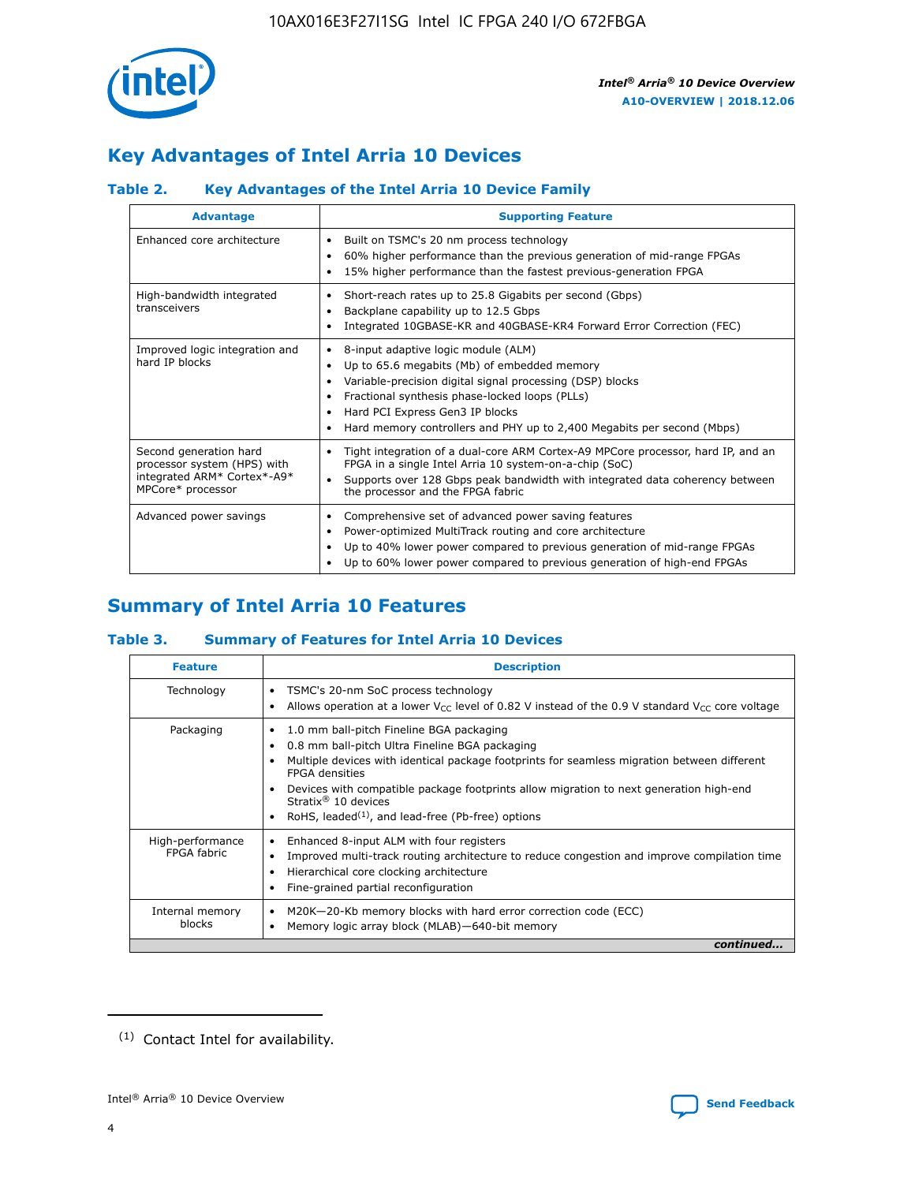## Key Advantages of Intel Arria 10 Devices

### Table 2. Key Advantages of the Intel Arria 10 Device Family

| Advantage | Supporting Feature |
|---|---|
| Enhanced core architecture | • Built on TSMC's 20 nm process technology<br>• 60% higher performance than the previous generation of mid-range FPGAs<br>• 15% higher performance than the fastest previous-generation FPGA |
| High-bandwidth integrated transceivers | • Short-reach rates up to 25.8 Gigabits per second (Gbps)<br>• Backplane capability up to 12.5 Gbps<br>• Integrated 10GBASE-KR and 40GBASE-KR4 Forward Error Correction (FEC) |
| Improved logic integration and hard IP blocks | • 8-input adaptive logic module (ALM)<br>• Up to 65.6 megabits (Mb) of embedded memory<br>• Variable-precision digital signal processing (DSP) blocks<br>• Fractional synthesis phase-locked loops (PLLs)<br>• Hard PCI Express Gen3 IP blocks<br>• Hard memory controllers and PHY up to 2,400 Megabits per second (Mbps) |
| Second generation hard processor system (HPS) with integrated ARM* Cortex*-A9* MPCore* processor | • Tight integration of a dual-core ARM Cortex-A9 MPCore processor, hard IP, and an FPGA in a single Intel Arria 10 system-on-a-chip (SoC)<br>• Supports over 128 Gbps peak bandwidth with integrated data coherency between the processor and the FPGA fabric |
| Advanced power savings | • Comprehensive set of advanced power saving features<br>• Power-optimized MultiTrack routing and core architecture<br>• Up to 40% lower power compared to previous generation of mid-range FPGAs<br>• Up to 60% lower power compared to previous generation of high-end FPGAs |

## Summary of Intel Arria 10 Features

### Table 3. Summary of Features for Intel Arria 10 Devices

| Feature | Description |
|---|---|
| Technology | • TSMC's 20-nm SoC process technology<br>• Allows operation at a lower $V_{CC}$ level of 0.82 V instead of the 0.9 V standard $V_{CC}$ core voltage |
| Packaging | • 1.0 mm ball-pitch Fineline BGA packaging<br>• 0.8 mm ball-pitch Ultra Fineline BGA packaging<br>• Multiple devices with identical package footprints for seamless migration between different FPGA densities<br>• Devices with compatible package footprints allow migration to next generation high-end Stratix® 10 devices<br>• RoHS, leaded[(1)], and lead-free (Pb-free) options |
| High-performance FPGA fabric | • Enhanced 8-input ALM with four registers<br>• Improved multi-track routing architecture to reduce congestion and improve compilation time<br>• Hierarchical core clocking architecture<br>• Fine-grained partial reconfiguration |
| Internal memory blocks | • M20K—20-Kb memory blocks with hard error correction code (ECC)<br>• Memory logic array block (MLAB)—640-bit memory |

*continued...*

(1) Contact Intel for availability.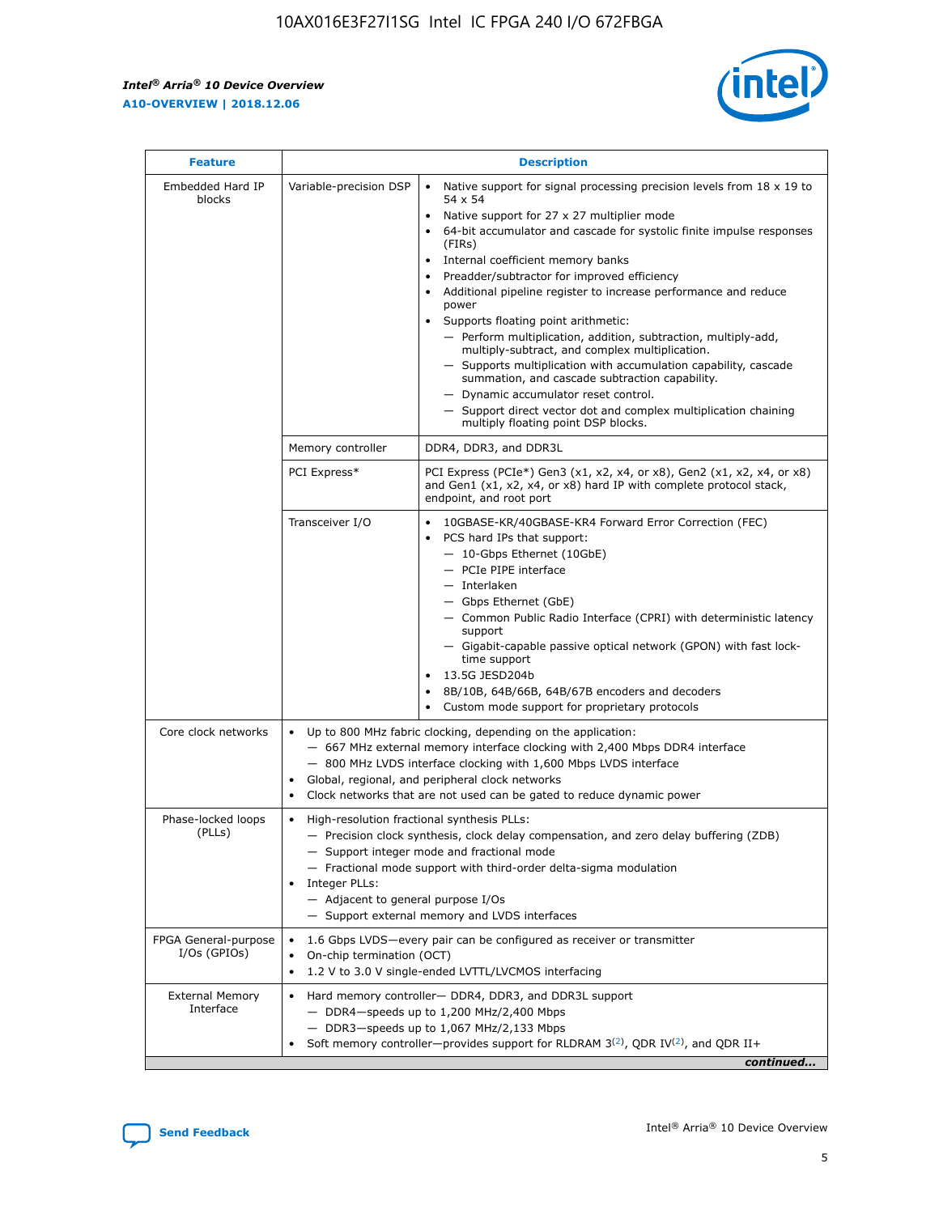| Feature | Description | |
|---|---|---|
| Embedded Hard IP blocks | Variable-precision DSP | • Native support for signal processing precision levels from 18 x 19 to 54 x 54<br>• Native support for 27 x 27 multiplier mode<br>• 64-bit accumulator and cascade for systolic finite impulse responses (FIRs)<br>• Internal coefficient memory banks<br>• Preadder/subtractor for improved efficiency<br>• Additional pipeline register to increase performance and reduce power<br>• Supports floating point arithmetic:<br>— Perform multiplication, addition, subtraction, multiply-add, multiply-subtract, and complex multiplication.<br>— Supports multiplication with accumulation capability, cascade summation, and cascade subtraction capability.<br>— Dynamic accumulator reset control.<br>— Support direct vector dot and complex multiplication chaining multiply floating point DSP blocks. |
| | Memory controller | DDR4, DDR3, and DDR3L |
| | PCI Express* | PCI Express (PCIe*) Gen3 (x1, x2, x4, or x8), Gen2 (x1, x2, x4, or x8) and Gen1 (x1, x2, x4, or x8) hard IP with complete protocol stack, endpoint, and root port |
| | Transceiver I/O | • 10GBASE-KR/40GBASE-KR4 Forward Error Correction (FEC)<br>• PCS hard IPs that support:<br>— 10-Gbps Ethernet (10GbE)<br>— PCIe PIPE interface<br>— Interlaken<br>— Gbps Ethernet (GbE)<br>— Common Public Radio Interface (CPRI) with deterministic latency support<br>— Gigabit-capable passive optical network (GPON) with fast lock-time support<br>• 13.5G JESD204b<br>• 8B/10B, 64B/66B, 64B/67B encoders and decoders<br>• Custom mode support for proprietary protocols |
| Core clock networks | • Up to 800 MHz fabric clocking, depending on the application:<br>— 667 MHz external memory interface clocking with 2,400 Mbps DDR4 interface<br>— 800 MHz LVDS interface clocking with 1,600 Mbps LVDS interface<br>• Global, regional, and peripheral clock networks<br>• Clock networks that are not used can be gated to reduce dynamic power | |
| Phase-locked loops (PLLs) | • High-resolution fractional synthesis PLLs:<br>— Precision clock synthesis, clock delay compensation, and zero delay buffering (ZDB)<br>— Support integer mode and fractional mode<br>— Fractional mode support with third-order delta-sigma modulation<br>• Integer PLLs:<br>— Adjacent to general purpose I/Os<br>— Support external memory and LVDS interfaces | |
| FPGA General-purpose I/Os (GPIOs) | • 1.6 Gbps LVDS—every pair can be configured as receiver or transmitter<br>• On-chip termination (OCT)<br>• 1.2 V to 3.0 V single-ended LVTTL/LVCMOS interfacing | |
| External Memory Interface | • Hard memory controller— DDR4, DDR3, and DDR3L support<br>— DDR4—speeds up to 1,200 MHz/2,400 Mbps<br>— DDR3—speeds up to 1,067 MHz/2,133 Mbps<br>• Soft memory controller—provides support for RLDRAM 3[(2)], QDR IV[(2)], and QDR II+ | |

*continued...*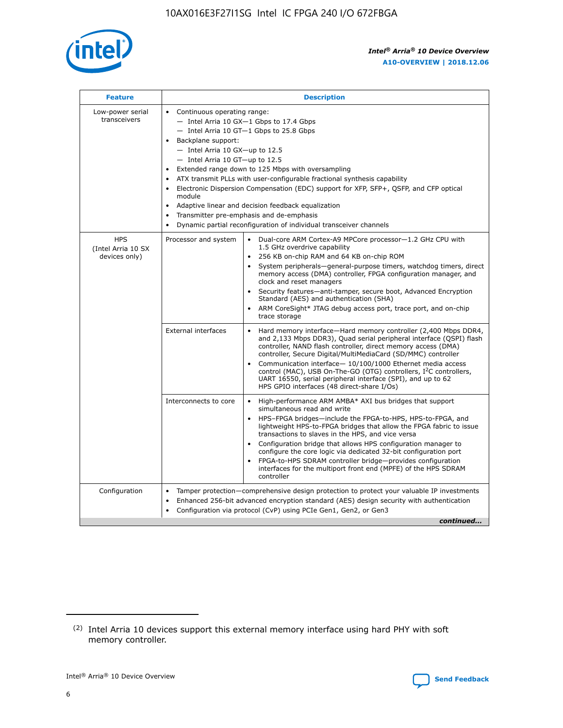| Feature | Description | |
|---|---|---|
| Low-power serial transceivers | • Continuous operating range:<br>— Intel Arria 10 GX—1 Gbps to 17.4 Gbps<br>— Intel Arria 10 GT—1 Gbps to 25.8 Gbps<br>• Backplane support:<br>— Intel Arria 10 GX—up to 12.5<br>— Intel Arria 10 GT—up to 12.5<br>• Extended range down to 125 Mbps with oversampling<br>• ATX transmit PLLs with user-configurable fractional synthesis capability<br>• Electronic Dispersion Compensation (EDC) support for XFP, SFP+, QSFP, and CFP optical module<br>• Adaptive linear and decision feedback equalization<br>• Transmitter pre-emphasis and de-emphasis<br>• Dynamic partial reconfiguration of individual transceiver channels | |
| HPS (Intel Arria 10 SX devices only) | Processor and system | • Dual-core ARM Cortex-A9 MPCore processor—1.2 GHz CPU with 1.5 GHz overdrive capability<br>• 256 KB on-chip RAM and 64 KB on-chip ROM<br>• System peripherals—general-purpose timers, watchdog timers, direct memory access (DMA) controller, FPGA configuration manager, and clock and reset managers<br>• Security features—anti-tamper, secure boot, Advanced Encryption Standard (AES) and authentication (SHA)<br>• ARM CoreSight* JTAG debug access port, trace port, and on-chip trace storage |
| | External interfaces | • Hard memory interface—Hard memory controller (2,400 Mbps DDR4, and 2,133 Mbps DDR3), Quad serial peripheral interface (QSPI) flash controller, NAND flash controller, direct memory access (DMA) controller, Secure Digital/MultiMediaCard (SD/MMC) controller<br>• Communication interface— 10/100/1000 Ethernet media access control (MAC), USB On-The-GO (OTG) controllers, I²C controllers, UART 16550, serial peripheral interface (SPI), and up to 62 HPS GPIO interfaces (48 direct-share I/Os) |
| | Interconnects to core | • High-performance ARM AMBA* AXI bus bridges that support simultaneous read and write<br>• HPS–FPGA bridges—include the FPGA-to-HPS, HPS-to-FPGA, and lightweight HPS-to-FPGA bridges that allow the FPGA fabric to issue transactions to slaves in the HPS, and vice versa<br>• Configuration bridge that allows HPS configuration manager to configure the core logic via dedicated 32-bit configuration port<br>• FPGA-to-HPS SDRAM controller bridge—provides configuration interfaces for the multiport front end (MPFE) of the HPS SDRAM controller |
| Configuration | • Tamper protection—comprehensive design protection to protect your valuable IP investments<br>• Enhanced 256-bit advanced encryption standard (AES) design security with authentication<br>• Configuration via protocol (CvP) using PCIe Gen1, Gen2, or Gen3 | |

*continued...*

(2) Intel Arria 10 devices support this external memory interface using hard PHY with soft memory controller.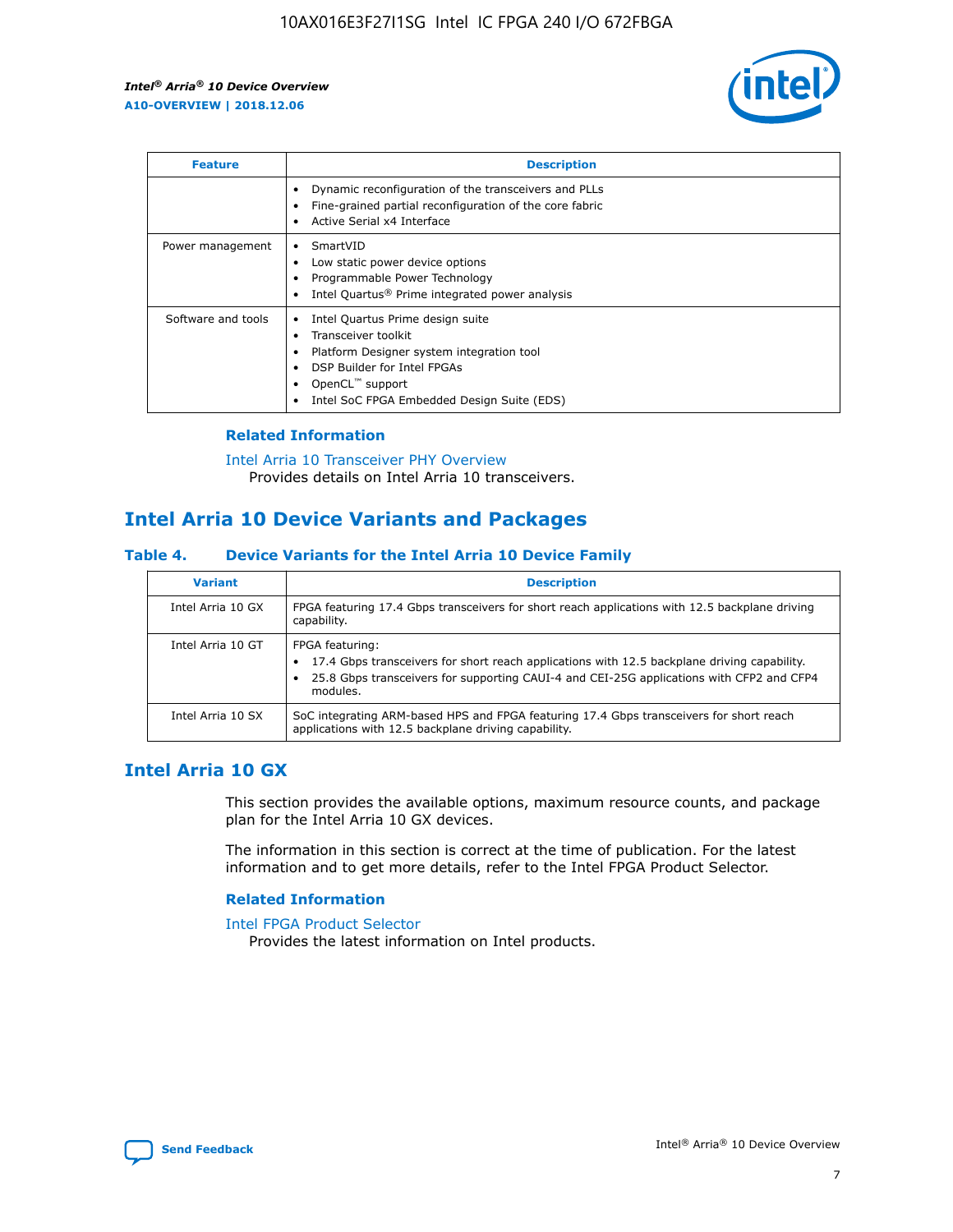| Feature | Description |
| --- | --- |
| | • Dynamic reconfiguration of the transceivers and PLLs<br>• Fine-grained partial reconfiguration of the core fabric<br>• Active Serial x4 Interface |
| Power management | • SmartVID<br>• Low static power device options<br>• Programmable Power Technology<br>• Intel Quartus® Prime integrated power analysis |
| Software and tools | • Intel Quartus Prime design suite<br>• Transceiver toolkit<br>• Platform Designer system integration tool<br>• DSP Builder for Intel FPGAs<br>• OpenCL™ support<br>• Intel SoC FPGA Embedded Design Suite (EDS) |

### Related Information

Intel Arria 10 Transceiver PHY Overview
Provides details on Intel Arria 10 transceivers.

## Intel Arria 10 Device Variants and Packages

### Table 4. Device Variants for the Intel Arria 10 Device Family

| Variant | Description |
| --- | --- |
| Intel Arria 10 GX | FPGA featuring 17.4 Gbps transceivers for short reach applications with 12.5 backplane driving capability. |
| Intel Arria 10 GT | FPGA featuring:<br>• 17.4 Gbps transceivers for short reach applications with 12.5 backplane driving capability.<br>• 25.8 Gbps transceivers for supporting CAUI-4 and CEI-25G applications with CFP2 and CFP4 modules. |
| Intel Arria 10 SX | SoC integrating ARM-based HPS and FPGA featuring 17.4 Gbps transceivers for short reach applications with 12.5 backplane driving capability. |

## Intel Arria 10 GX

This section provides the available options, maximum resource counts, and package plan for the Intel Arria 10 GX devices.

The information in this section is correct at the time of publication. For the latest information and to get more details, refer to the Intel FPGA Product Selector.

### Related Information

Intel FPGA Product Selector
Provides the latest information on Intel products.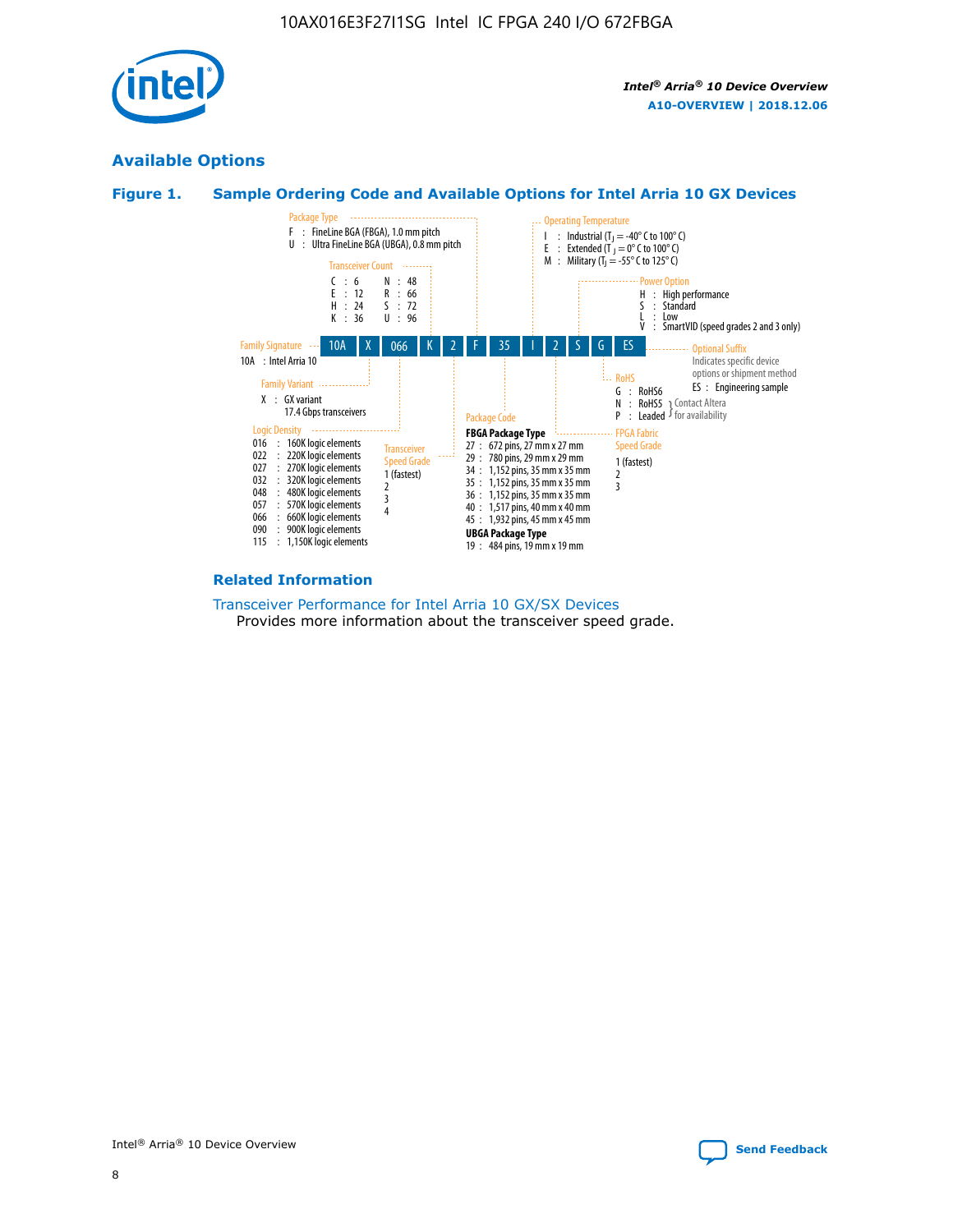## Available Options

### Figure 1. Sample Ordering Code and Available Options for Intel Arria 10 GX Devices

| 10A | X | 066 | K | 2 | F | 35 | I | 2 | S | G | ES |
|---|---|---|---|---|---|---|---|---|---|---|---|

**Family Signature**
10A : Intel Arria 10

**Family Variant**
X : GX variant
17.4 Gbps transceivers

**Logic Density**
016 : 160K logic elements
022 : 220K logic elements
027 : 270K logic elements
032 : 320K logic elements
048 : 480K logic elements
057 : 570K logic elements
066 : 660K logic elements
090 : 900K logic elements
115 : 1,150K logic elements

**Transceiver Count**
C : 6
E : 12
H : 24
K : 36
N : 48
R : 66
S : 72
U : 96

**Transceiver Speed Grade**
1 (fastest)
2
3
4

**Package Type**
F : FineLine BGA (FBGA), 1.0 mm pitch
U : Ultra FineLine BGA (UBGA), 0.8 mm pitch

**Package Code**
**FBGA Package Type**
27 : 672 pins, 27 mm x 27 mm
29 : 780 pins, 29 mm x 29 mm
34 : 1,152 pins, 35 mm x 35 mm
35 : 1,152 pins, 35 mm x 35 mm
36 : 1,152 pins, 35 mm x 35 mm
40 : 1,517 pins, 40 mm x 40 mm
45 : 1,932 pins, 45 mm x 45 mm
**UBGA Package Type**
19 : 484 pins, 19 mm x 19 mm

**Operating Temperature**
I : Industrial ($T_J$ = -40° C to 100° C)
E : Extended ($T_J$ = 0° C to 100° C)
M : Military ($T_J$ = -55° C to 125° C)

**FPGA Fabric Speed Grade**
1 (fastest)
2
3

**Power Option**
H : High performance
S : Standard
L : Low
V : SmartVID (speed grades 2 and 3 only)

**RoHS**
G : RoHS6
N : RoHS5 } Contact Altera for availability
P : Leaded } Contact Altera for availability

**Optional Suffix**
Indicates specific device options or shipment method
ES : Engineering sample

### Related Information

Transceiver Performance for Intel Arria 10 GX/SX Devices
Provides more information about the transceiver speed grade.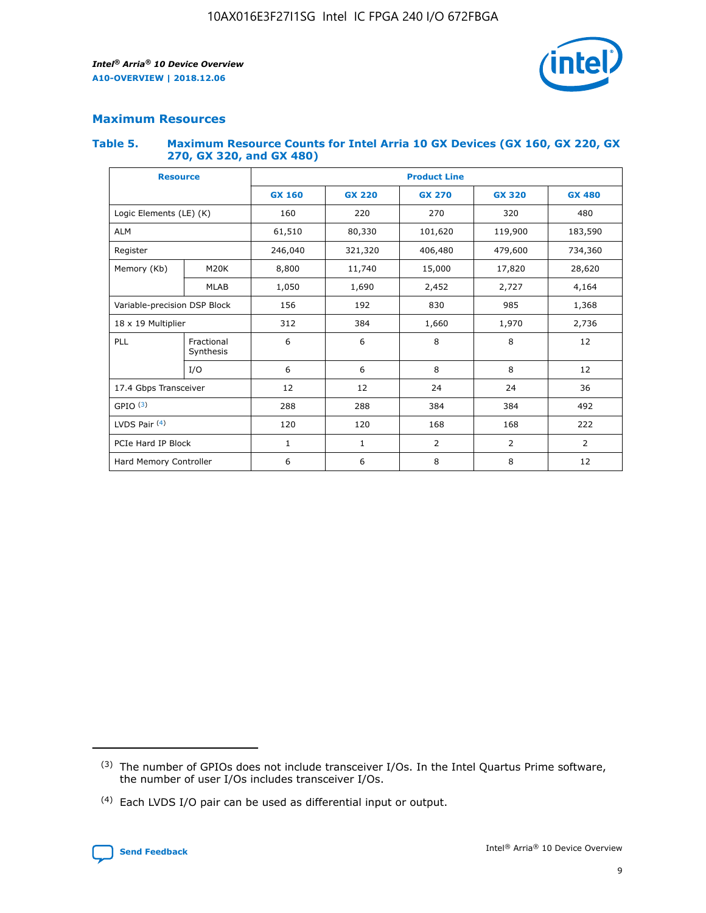## Maximum Resources

### Table 5. Maximum Resource Counts for Intel Arria 10 GX Devices (GX 160, GX 220, GX 270, GX 320, and GX 480)

| Resource | | Product Line | | | | |
|---|---|---|---|---|---|---|
| | | GX 160 | GX 220 | GX 270 | GX 320 | GX 480 |
| Logic Elements (LE) (K) | | 160 | 220 | 270 | 320 | 480 |
| ALM | | 61,510 | 80,330 | 101,620 | 119,900 | 183,590 |
| Register | | 246,040 | 321,320 | 406,480 | 479,600 | 734,360 |
| Memory (Kb) | M20K | 8,800 | 11,740 | 15,000 | 17,820 | 28,620 |
| | MLAB | 1,050 | 1,690 | 2,452 | 2,727 | 4,164 |
| Variable-precision DSP Block | | 156 | 192 | 830 | 985 | 1,368 |
| 18 x 19 Multiplier | | 312 | 384 | 1,660 | 1,970 | 2,736 |
| PLL | Fractional Synthesis | 6 | 6 | 8 | 8 | 12 |
| | I/O | 6 | 6 | 8 | 8 | 12 |
| 17.4 Gbps Transceiver | | 12 | 12 | 24 | 24 | 36 |
| GPIO [3] | | 288 | 288 | 384 | 384 | 492 |
| LVDS Pair [4] | | 120 | 120 | 168 | 168 | 222 |
| PCIe Hard IP Block | | 1 | 1 | 2 | 2 | 2 |
| Hard Memory Controller | | 6 | 6 | 8 | 8 | 12 |

[3] The number of GPIOs does not include transceiver I/Os. In the Intel Quartus Prime software, the number of user I/Os includes transceiver I/Os.

[4] Each LVDS I/O pair can be used as differential input or output.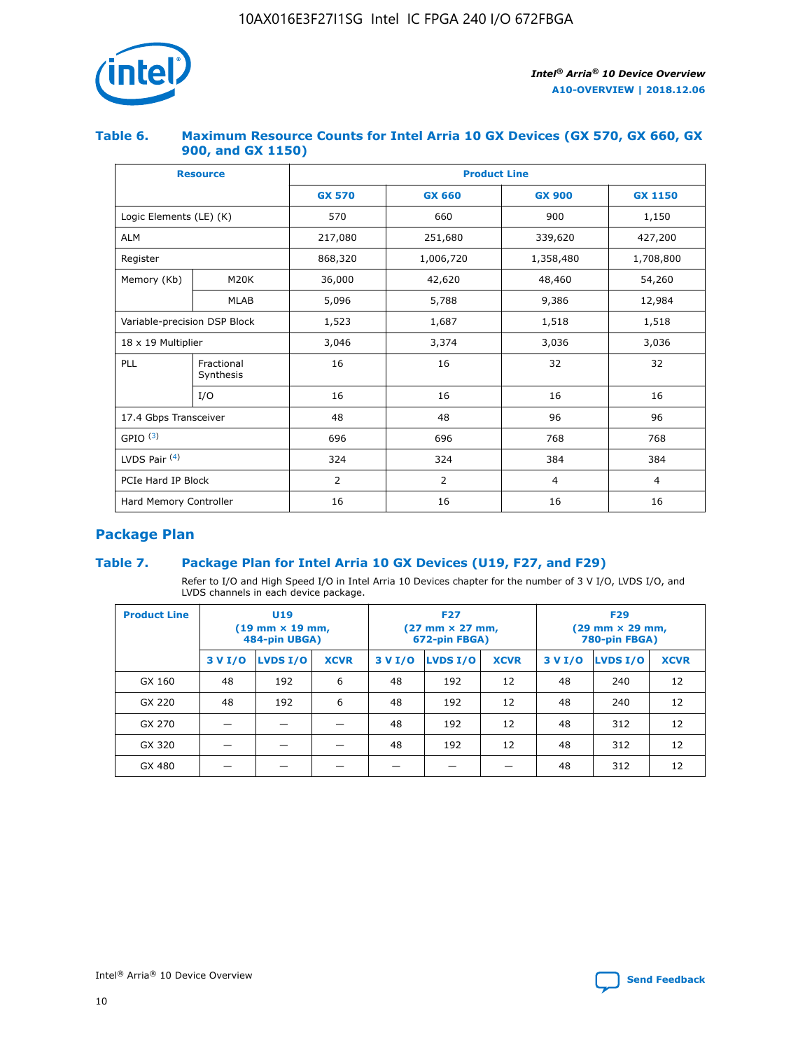## Table 6. Maximum Resource Counts for Intel Arria 10 GX Devices (GX 570, GX 660, GX 900, and GX 1150)

| Resource | | Product Line | | | |
|---|---|---|---|---|---|
| | | GX 570 | GX 660 | GX 900 | GX 1150 |
| Logic Elements (LE) (K) | | 570 | 660 | 900 | 1,150 |
| ALM | | 217,080 | 251,680 | 339,620 | 427,200 |
| Register | | 868,320 | 1,006,720 | 1,358,480 | 1,708,800 |
| Memory (Kb) | M20K | 36,000 | 42,620 | 48,460 | 54,260 |
| | MLAB | 5,096 | 5,788 | 9,386 | 12,984 |
| Variable-precision DSP Block | | 1,523 | 1,687 | 1,518 | 1,518 |
| 18 x 19 Multiplier | | 3,046 | 3,374 | 3,036 | 3,036 |
| PLL | Fractional Synthesis | 16 | 16 | 32 | 32 |
| | I/O | 16 | 16 | 16 | 16 |
| 17.4 Gbps Transceiver | | 48 | 48 | 96 | 96 |
| GPIO [(3)] | | 696 | 696 | 768 | 768 |
| LVDS Pair [(4)] | | 324 | 324 | 384 | 384 |
| PCIe Hard IP Block | | 2 | 2 | 4 | 4 |
| Hard Memory Controller | | 16 | 16 | 16 | 16 |

## Package Plan

## Table 7. Package Plan for Intel Arria 10 GX Devices (U19, F27, and F29)

Refer to I/O and High Speed I/O in Intel Arria 10 Devices chapter for the number of 3 V I/O, LVDS I/O, and LVDS channels in each device package.

| Product Line | U19 (19 mm × 19 mm, 484-pin UBGA) | | | F27 (27 mm × 27 mm, 672-pin FBGA) | | | F29 (29 mm × 29 mm, 780-pin FBGA) | | |
|---|---|---|---|---|---|---|---|---|---|
| | 3 V I/O | LVDS I/O | XCVR | 3 V I/O | LVDS I/O | XCVR | 3 V I/O | LVDS I/O | XCVR |
| GX 160 | 48 | 192 | 6 | 48 | 192 | 12 | 48 | 240 | 12 |
| GX 220 | 48 | 192 | 6 | 48 | 192 | 12 | 48 | 240 | 12 |
| GX 270 | — | — | — | 48 | 192 | 12 | 48 | 312 | 12 |
| GX 320 | — | — | — | 48 | 192 | 12 | 48 | 312 | 12 |
| GX 480 | — | — | — | — | — | — | 48 | 312 | 12 |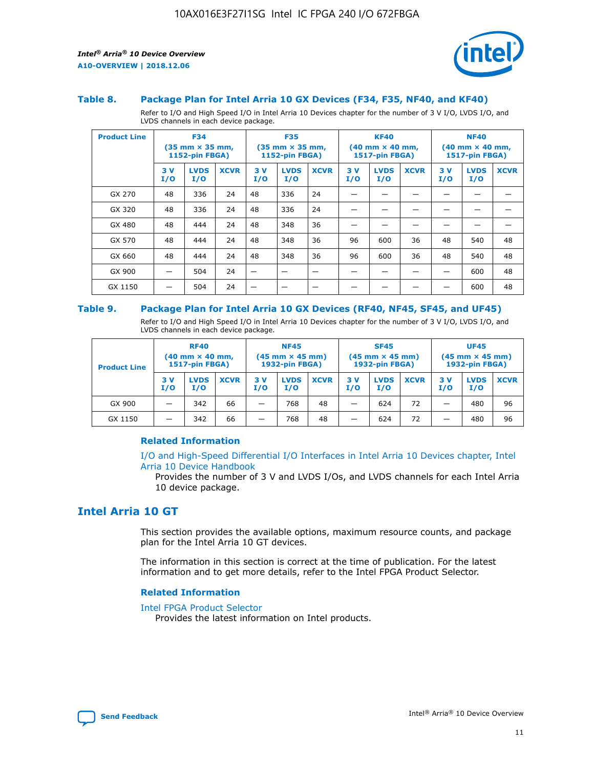### Table 8. Package Plan for Intel Arria 10 GX Devices (F34, F35, NF40, and KF40)

Refer to I/O and High Speed I/O in Intel Arria 10 Devices chapter for the number of 3 V I/O, LVDS I/O, and LVDS channels in each device package.

| Product Line | F34 (35 mm × 35 mm, 1152-pin FBGA) | | | F35 (35 mm × 35 mm, 1152-pin FBGA) | | | KF40 (40 mm × 40 mm, 1517-pin FBGA) | | | NF40 (40 mm × 40 mm, 1517-pin FBGA) | | |
|---|---|---|---|---|---|---|---|---|---|---|---|---|
| | 3 V I/O | LVDS I/O | XCVR | 3 V I/O | LVDS I/O | XCVR | 3 V I/O | LVDS I/O | XCVR | 3 V I/O | LVDS I/O | XCVR |
| GX 270 | 48 | 336 | 24 | 48 | 336 | 24 | — | — | — | — | — | — |
| GX 320 | 48 | 336 | 24 | 48 | 336 | 24 | — | — | — | — | — | — |
| GX 480 | 48 | 444 | 24 | 48 | 348 | 36 | — | — | — | — | — | — |
| GX 570 | 48 | 444 | 24 | 48 | 348 | 36 | 96 | 600 | 36 | 48 | 540 | 48 |
| GX 660 | 48 | 444 | 24 | 48 | 348 | 36 | 96 | 600 | 36 | 48 | 540 | 48 |
| GX 900 | — | 504 | 24 | — | — | — | — | — | — | — | 600 | 48 |
| GX 1150 | — | 504 | 24 | — | — | — | — | — | — | — | 600 | 48 |

### Table 9. Package Plan for Intel Arria 10 GX Devices (RF40, NF45, SF45, and UF45)

Refer to I/O and High Speed I/O in Intel Arria 10 Devices chapter for the number of 3 V I/O, LVDS I/O, and LVDS channels in each device package.

| Product Line | RF40 (40 mm × 40 mm, 1517-pin FBGA) | | | NF45 (45 mm × 45 mm) 1932-pin FBGA) | | | SF45 (45 mm × 45 mm) 1932-pin FBGA) | | | UF45 (45 mm × 45 mm) 1932-pin FBGA) | | |
|---|---|---|---|---|---|---|---|---|---|---|---|---|
| | 3 V I/O | LVDS I/O | XCVR | 3 V I/O | LVDS I/O | XCVR | 3 V I/O | LVDS I/O | XCVR | 3 V I/O | LVDS I/O | XCVR |
| GX 900 | — | 342 | 66 | — | 768 | 48 | — | 624 | 72 | — | 480 | 96 |
| GX 1150 | — | 342 | 66 | — | 768 | 48 | — | 624 | 72 | — | 480 | 96 |

#### Related Information

I/O and High-Speed Differential I/O Interfaces in Intel Arria 10 Devices chapter, Intel Arria 10 Device Handbook

Provides the number of 3 V and LVDS I/Os, and LVDS channels for each Intel Arria 10 device package.

## Intel Arria 10 GT

This section provides the available options, maximum resource counts, and package plan for the Intel Arria 10 GT devices.

The information in this section is correct at the time of publication. For the latest information and to get more details, refer to the Intel FPGA Product Selector.

#### Related Information

Intel FPGA Product Selector

Provides the latest information on Intel products.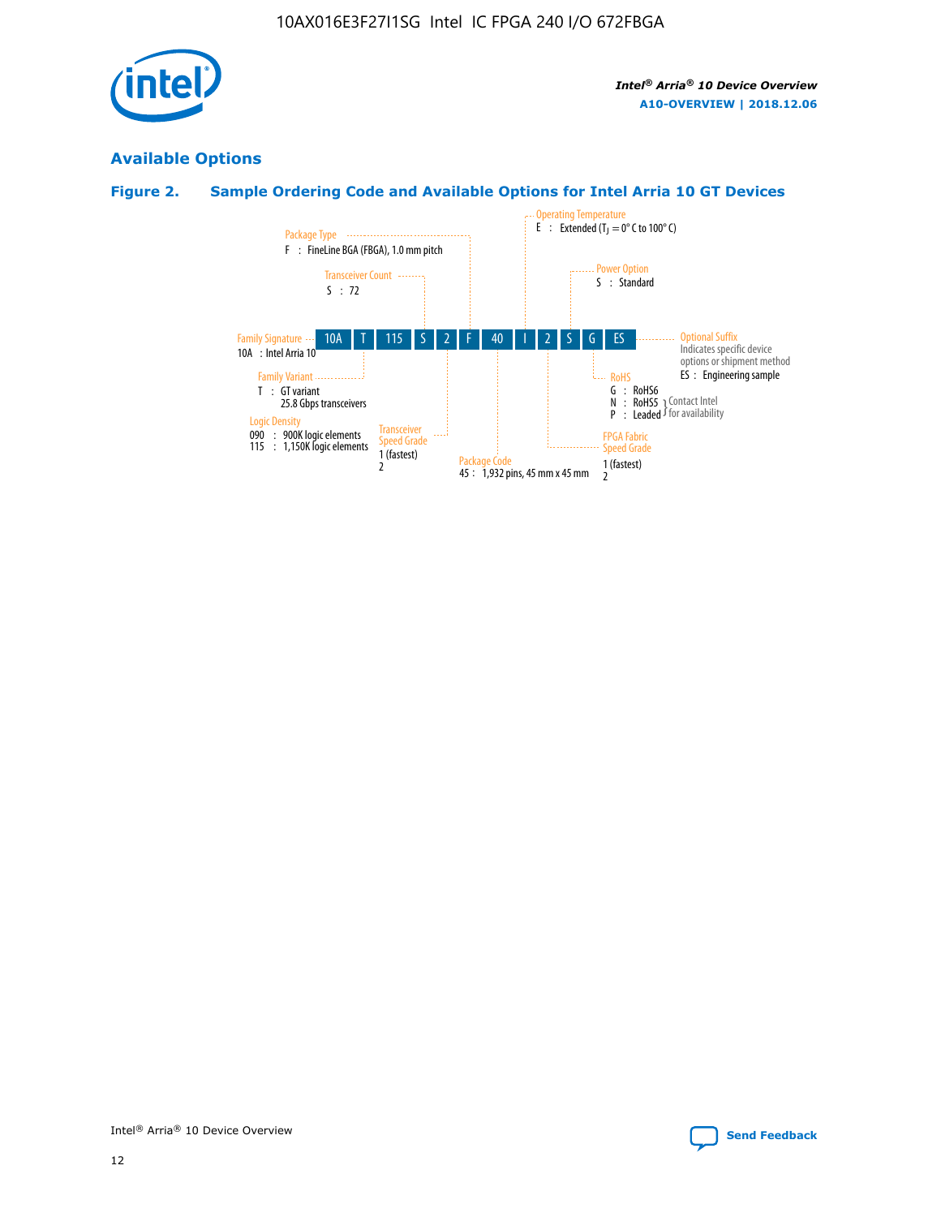## Available Options

### Figure 2. Sample Ordering Code and Available Options for Intel Arria 10 GT Devices

| 10A | T | 115 | S | 2 | F | 40 | I | 2 | S | G | ES |
|---|---|---|---|---|---|---|---|---|---|---|---|

**Family Signature**
10A : Intel Arria 10

**Family Variant**
T : GT variant
25.8 Gbps transceivers

**Logic Density**
090 : 900K logic elements
115 : 1,150K logic elements

**Transceiver Count**
S : 72

**Transceiver Speed Grade**
1 (fastest)
2

**Package Type**
F : FineLine BGA (FBGA), 1.0 mm pitch

**Package Code**
45 : 1,932 pins, 45 mm x 45 mm

**Operating Temperature**
E : Extended ($T_J$ = 0° C to 100° C)

**FPGA Fabric Speed Grade**
1 (fastest)
2

**Power Option**
S : Standard

**RoHS**
G : RoHS6
N : RoHS5 (Contact Intel for availability)
P : Leaded (Contact Intel for availability)

**Optional Suffix**
Indicates specific device options or shipment method
ES : Engineering sample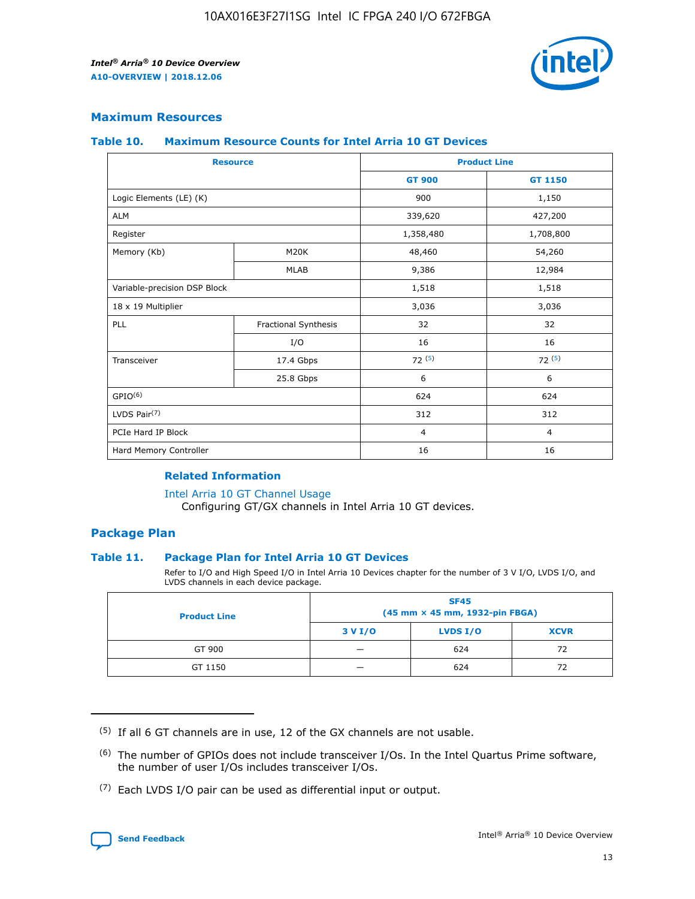## Maximum Resources

### Table 10. Maximum Resource Counts for Intel Arria 10 GT Devices

| Resource | | Product Line | |
|---|---|---|---|
| | | GT 900 | GT 1150 |
| Logic Elements (LE) (K) | | 900 | 1,150 |
| ALM | | 339,620 | 427,200 |
| Register | | 1,358,480 | 1,708,800 |
| Memory (Kb) | M20K | 48,460 | 54,260 |
| | MLAB | 9,386 | 12,984 |
| Variable-precision DSP Block | | 1,518 | 1,518 |
| 18 x 19 Multiplier | | 3,036 | 3,036 |
| PLL | Fractional Synthesis | 32 | 32 |
| | I/O | 16 | 16 |
| Transceiver | 17.4 Gbps | 72 (5) | 72 (5) |
| | 25.8 Gbps | 6 | 6 |
| GPIO(6) | | 624 | 624 |
| LVDS Pair(7) | | 312 | 312 |
| PCIe Hard IP Block | | 4 | 4 |
| Hard Memory Controller | | 16 | 16 |

#### Related Information

Intel Arria 10 GT Channel Usage

Configuring GT/GX channels in Intel Arria 10 GT devices.

## Package Plan

### Table 11. Package Plan for Intel Arria 10 GT Devices

Refer to I/O and High Speed I/O in Intel Arria 10 Devices chapter for the number of 3 V I/O, LVDS I/O, and LVDS channels in each device package.

| Product Line | SF45 (45 mm × 45 mm, 1932-pin FBGA) | | |
|---|---|---|---|
| | 3 V I/O | LVDS I/O | XCVR |
| GT 900 | — | 624 | 72 |
| GT 1150 | — | 624 | 72 |

(5) If all 6 GT channels are in use, 12 of the GX channels are not usable.

(6) The number of GPIOs does not include transceiver I/Os. In the Intel Quartus Prime software, the number of user I/Os includes transceiver I/Os.

(7) Each LVDS I/O pair can be used as differential input or output.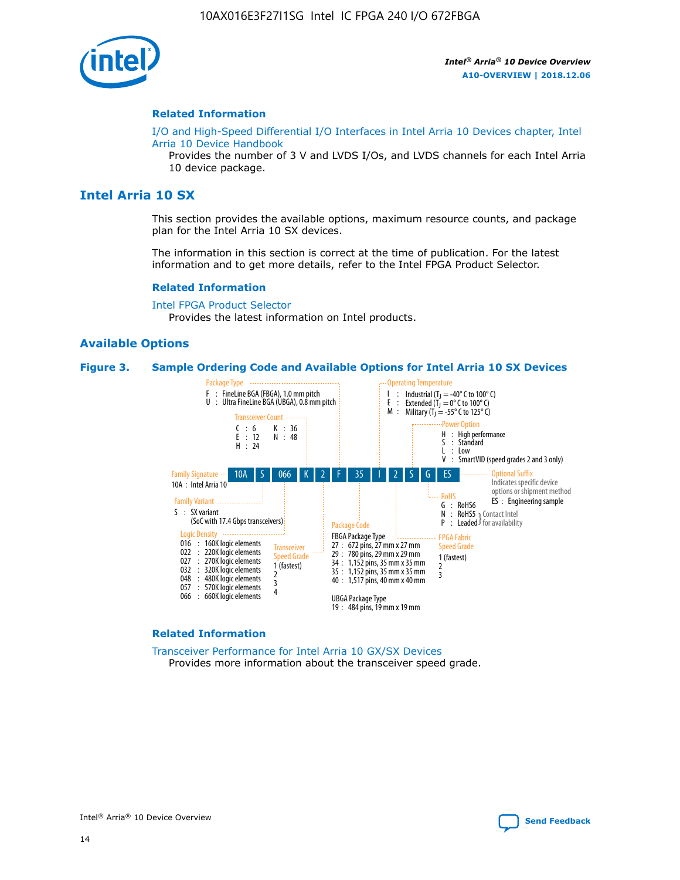### Related Information

I/O and High-Speed Differential I/O Interfaces in Intel Arria 10 Devices chapter, Intel Arria 10 Device Handbook

Provides the number of 3 V and LVDS I/Os, and LVDS channels for each Intel Arria 10 device package.

## Intel Arria 10 SX

This section provides the available options, maximum resource counts, and package plan for the Intel Arria 10 SX devices.

The information in this section is correct at the time of publication. For the latest information and to get more details, refer to the Intel FPGA Product Selector.

### Related Information

Intel FPGA Product Selector

Provides the latest information on Intel products.

### Available Options

**Figure 3. Sample Ordering Code and Available Options for Intel Arria 10 SX Devices**

Sample ordering code: 10A S 066 K 2 F 35 I 2 S G ES

- **Family Signature**
  - 10A : Intel Arria 10
- **Family Variant**
  - S : SX variant (SoC with 17.4 Gbps transceivers)
- **Logic Density**
  - 016 : 160K logic elements
  - 022 : 220K logic elements
  - 027 : 270K logic elements
  - 032 : 320K logic elements
  - 048 : 480K logic elements
  - 057 : 570K logic elements
  - 066 : 660K logic elements
- **Transceiver Count**
  - C : 6
  - E : 12
  - H : 24
  - K : 36
  - N : 48
- **Transceiver Speed Grade**
  - 1 (fastest)
  - 2
  - 3
  - 4
- **Package Type**
  - F : FineLine BGA (FBGA), 1.0 mm pitch
  - U : Ultra FineLine BGA (UBGA), 0.8 mm pitch
- **Package Code**
  - FBGA Package Type
    - 27 : 672 pins, 27 mm x 27 mm
    - 29 : 780 pins, 29 mm x 29 mm
    - 34 : 1,152 pins, 35 mm x 35 mm
    - 35 : 1,152 pins, 35 mm x 35 mm
    - 40 : 1,517 pins, 40 mm x 40 mm
  - UBGA Package Type
    - 19 : 484 pins, 19 mm x 19 mm
- **Operating Temperature**
  - I : Industrial ($T_J$ = -40° C to 100° C)
  - E : Extended ($T_J$ = 0° C to 100° C)
  - M : Military ($T_J$ = -55° C to 125° C)
- **FPGA Fabric Speed Grade**
  - 1 (fastest)
  - 2
  - 3
- **Power Option**
  - H : High performance
  - S : Standard
  - L : Low
  - V : SmartVID (speed grades 2 and 3 only)
- **RoHS**
  - G : RoHS6
  - N : RoHS5 (Contact Intel for availability)
  - P : Leaded (Contact Intel for availability)
- **Optional Suffix**
  - Indicates specific device options or shipment method
  - ES : Engineering sample

### Related Information

Transceiver Performance for Intel Arria 10 GX/SX Devices

Provides more information about the transceiver speed grade.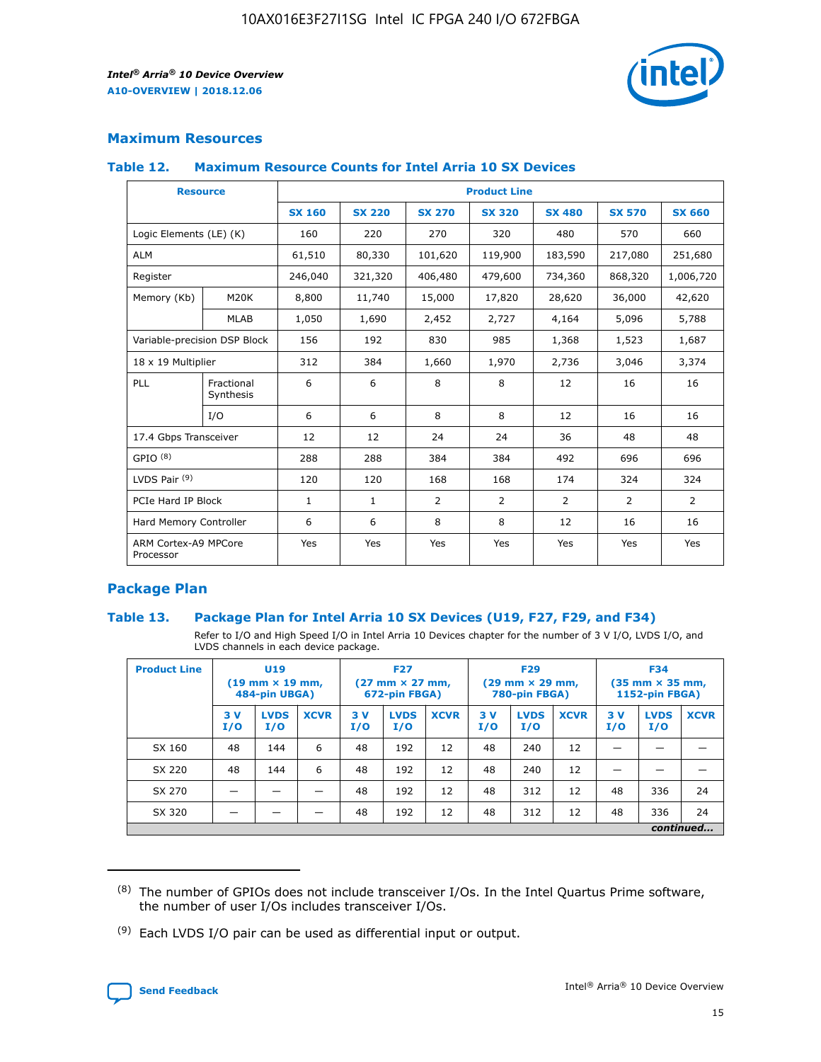## Maximum Resources

### Table 12. Maximum Resource Counts for Intel Arria 10 SX Devices

| Resource | | Product Line | | | | | | |
|---|---|---|---|---|---|---|---|---|
| | | SX 160 | SX 220 | SX 270 | SX 320 | SX 480 | SX 570 | SX 660 |
| Logic Elements (LE) (K) | | 160 | 220 | 270 | 320 | 480 | 570 | 660 |
| ALM | | 61,510 | 80,330 | 101,620 | 119,900 | 183,590 | 217,080 | 251,680 |
| Register | | 246,040 | 321,320 | 406,480 | 479,600 | 734,360 | 868,320 | 1,006,720 |
| Memory (Kb) | M20K | 8,800 | 11,740 | 15,000 | 17,820 | 28,620 | 36,000 | 42,620 |
| | MLAB | 1,050 | 1,690 | 2,452 | 2,727 | 4,164 | 5,096 | 5,788 |
| Variable-precision DSP Block | | 156 | 192 | 830 | 985 | 1,368 | 1,523 | 1,687 |
| 18 x 19 Multiplier | | 312 | 384 | 1,660 | 1,970 | 2,736 | 3,046 | 3,374 |
| PLL | Fractional Synthesis | 6 | 6 | 8 | 8 | 12 | 16 | 16 |
| | I/O | 6 | 6 | 8 | 8 | 12 | 16 | 16 |
| 17.4 Gbps Transceiver | | 12 | 12 | 24 | 24 | 36 | 48 | 48 |
| GPIO [8] | | 288 | 288 | 384 | 384 | 492 | 696 | 696 |
| LVDS Pair [9] | | 120 | 120 | 168 | 168 | 174 | 324 | 324 |
| PCIe Hard IP Block | | 1 | 1 | 2 | 2 | 2 | 2 | 2 |
| Hard Memory Controller | | 6 | 6 | 8 | 8 | 12 | 16 | 16 |
| ARM Cortex-A9 MPCore Processor | | Yes | Yes | Yes | Yes | Yes | Yes | Yes |

## Package Plan

### Table 13. Package Plan for Intel Arria 10 SX Devices (U19, F27, F29, and F34)

Refer to I/O and High Speed I/O in Intel Arria 10 Devices chapter for the number of 3 V I/O, LVDS I/O, and LVDS channels in each device package.

| Product Line | U19 (19 mm × 19 mm, 484-pin UBGA) | | | F27 (27 mm × 27 mm, 672-pin FBGA) | | | F29 (29 mm × 29 mm, 780-pin FBGA) | | | F34 (35 mm × 35 mm, 1152-pin FBGA) | | |
|---|---|---|---|---|---|---|---|---|---|---|---|---|
| | 3 V I/O | LVDS I/O | XCVR | 3 V I/O | LVDS I/O | XCVR | 3 V I/O | LVDS I/O | XCVR | 3 V I/O | LVDS I/O | XCVR |
| SX 160 | 48 | 144 | 6 | 48 | 192 | 12 | 48 | 240 | 12 | — | — | — |
| SX 220 | 48 | 144 | 6 | 48 | 192 | 12 | 48 | 240 | 12 | — | — | — |
| SX 270 | — | — | — | 48 | 192 | 12 | 48 | 312 | 12 | 48 | 336 | 24 |
| SX 320 | — | — | — | 48 | 192 | 12 | 48 | 312 | 12 | 48 | 336 | 24 |

*continued...*

(8) The number of GPIOs does not include transceiver I/Os. In the Intel Quartus Prime software, the number of user I/Os includes transceiver I/Os.

(9) Each LVDS I/O pair can be used as differential input or output.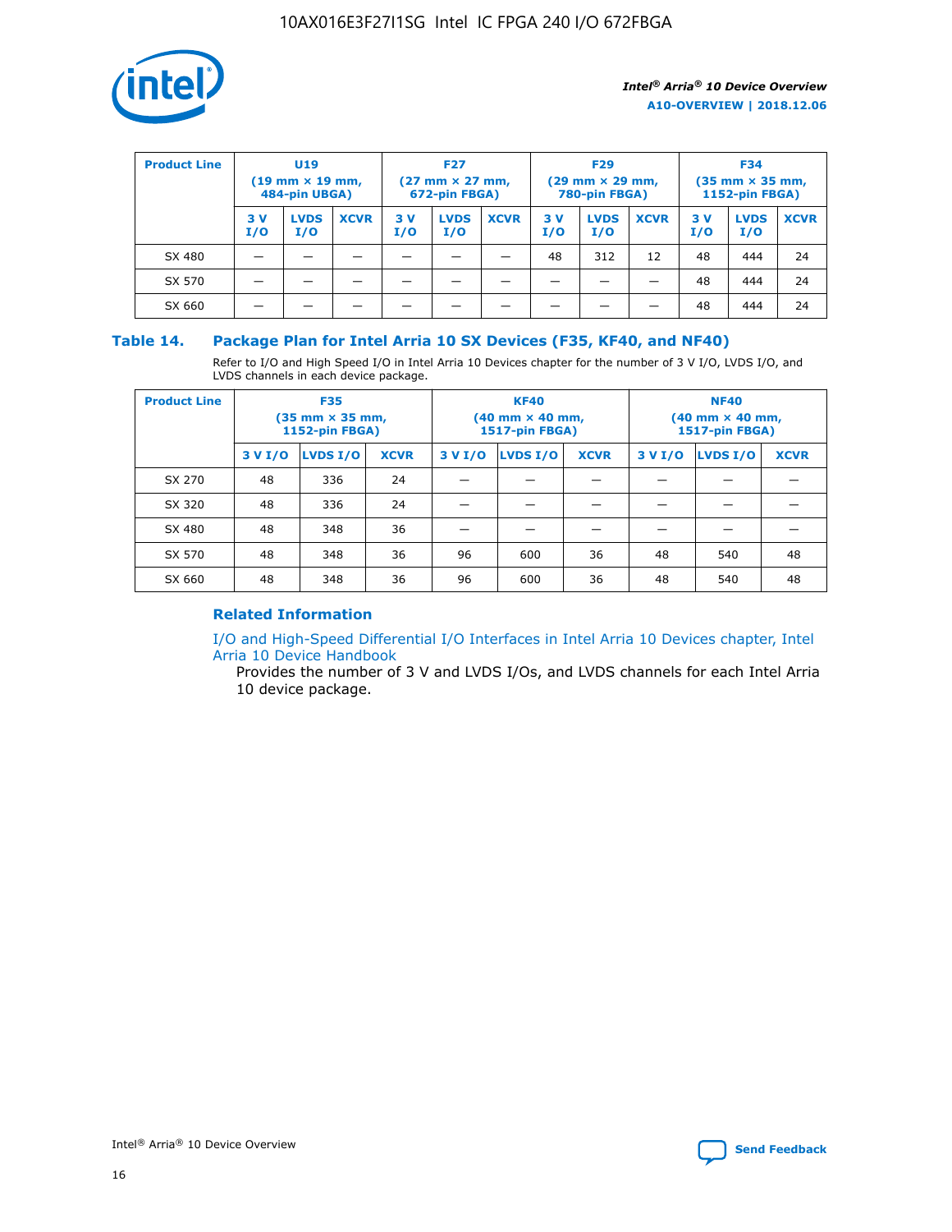| Product Line | U19 (19 mm × 19 mm, 484-pin UBGA) | | | F27 (27 mm × 27 mm, 672-pin FBGA) | | | F29 (29 mm × 29 mm, 780-pin FBGA) | | | F34 (35 mm × 35 mm, 1152-pin FBGA) | | |
|---|---|---|---|---|---|---|---|---|---|---|---|---|
| | 3 V I/O | LVDS I/O | XCVR | 3 V I/O | LVDS I/O | XCVR | 3 V I/O | LVDS I/O | XCVR | 3 V I/O | LVDS I/O | XCVR |
| SX 480 | — | — | — | — | — | — | 48 | 312 | 12 | 48 | 444 | 24 |
| SX 570 | — | — | — | — | — | — | — | — | — | 48 | 444 | 24 |
| SX 660 | — | — | — | — | — | — | — | — | — | 48 | 444 | 24 |

## Table 14. Package Plan for Intel Arria 10 SX Devices (F35, KF40, and NF40)

Refer to I/O and High Speed I/O in Intel Arria 10 Devices chapter for the number of 3 V I/O, LVDS I/O, and LVDS channels in each device package.

| Product Line | F35 (35 mm × 35 mm, 1152-pin FBGA) | | | KF40 (40 mm × 40 mm, 1517-pin FBGA) | | | NF40 (40 mm × 40 mm, 1517-pin FBGA) | | |
|---|---|---|---|---|---|---|---|---|---|
| | 3 V I/O | LVDS I/O | XCVR | 3 V I/O | LVDS I/O | XCVR | 3 V I/O | LVDS I/O | XCVR |
| SX 270 | 48 | 336 | 24 | — | — | — | — | — | — |
| SX 320 | 48 | 336 | 24 | — | — | — | — | — | — |
| SX 480 | 48 | 348 | 36 | — | — | — | — | — | — |
| SX 570 | 48 | 348 | 36 | 96 | 600 | 36 | 48 | 540 | 48 |
| SX 660 | 48 | 348 | 36 | 96 | 600 | 36 | 48 | 540 | 48 |

### Related Information

I/O and High-Speed Differential I/O Interfaces in Intel Arria 10 Devices chapter, Intel Arria 10 Device Handbook

Provides the number of 3 V and LVDS I/Os, and LVDS channels for each Intel Arria 10 device package.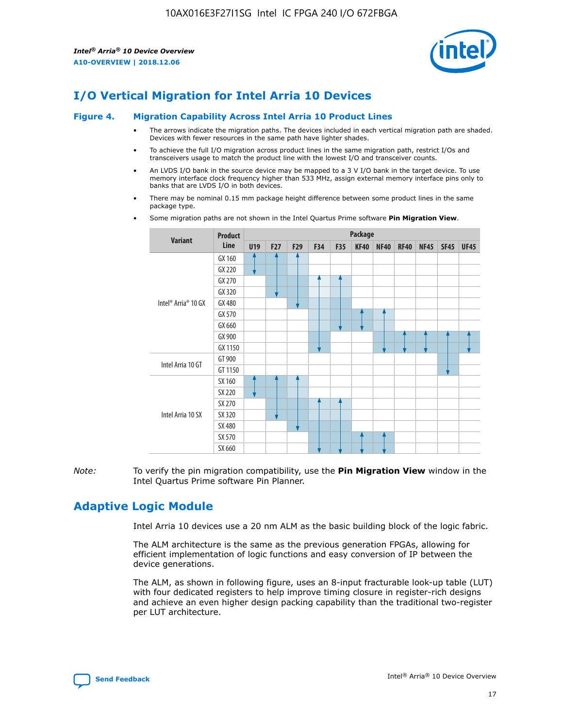# I/O Vertical Migration for Intel Arria 10 Devices

**Figure 4. Migration Capability Across Intel Arria 10 Product Lines**

- The arrows indicate the migration paths. The devices included in each vertical migration path are shaded. Devices with fewer resources in the same path have lighter shades.
- To achieve the full I/O migration across product lines in the same migration path, restrict I/Os and transceivers usage to match the product line with the lowest I/O and transceiver counts.
- An LVDS I/O bank in the source device may be mapped to a 3 V I/O bank in the target device. To use memory interface clock frequency higher than 533 MHz, assign external memory interface pins only to banks that are LVDS I/O in both devices.
- There may be nominal 0.15 mm package height difference between some product lines in the same package type.
- Some migration paths are not shown in the Intel Quartus Prime software **Pin Migration View**.

| Variant | Product Line | U19 | F27 | F29 | F34 | F35 | KF40 | NF40 | RF40 | NF45 | SF45 | UF45 |
|---|---|---|---|---|---|---|---|---|---|---|---|---|
| Intel® Arria® 10 GX | GX 160 | | | | | | | | | | | |
| | GX 220 | | | | | | | | | | | |
| | GX 270 | | | | | | | | | | | |
| | GX 320 | | | | | | | | | | | |
| | GX 480 | | | | | | | | | | | |
| | GX 570 | | | | | | | | | | | |
| | GX 660 | | | | | | | | | | | |
| | GX 900 | | | | | | | | | | | |
| | GX 1150 | | | | | | | | | | | |
| Intel Arria 10 GT | GT 900 | | | | | | | | | | | |
| | GT 1150 | | | | | | | | | | | |
| Intel Arria 10 SX | SX 160 | | | | | | | | | | | |
| | SX 220 | | | | | | | | | | | |
| | SX 270 | | | | | | | | | | | |
| | SX 320 | | | | | | | | | | | |
| | SX 480 | | | | | | | | | | | |
| | SX 570 | | | | | | | | | | | |
| | SX 660 | | | | | | | | | | | |

*Note:* To verify the pin migration compatibility, use the **Pin Migration View** window in the Intel Quartus Prime software Pin Planner.

# Adaptive Logic Module

Intel Arria 10 devices use a 20 nm ALM as the basic building block of the logic fabric.

The ALM architecture is the same as the previous generation FPGAs, allowing for efficient implementation of logic functions and easy conversion of IP between the device generations.

The ALM, as shown in following figure, uses an 8-input fracturable look-up table (LUT) with four dedicated registers to help improve timing closure in register-rich designs and achieve an even higher design packing capability than the traditional two-register per LUT architecture.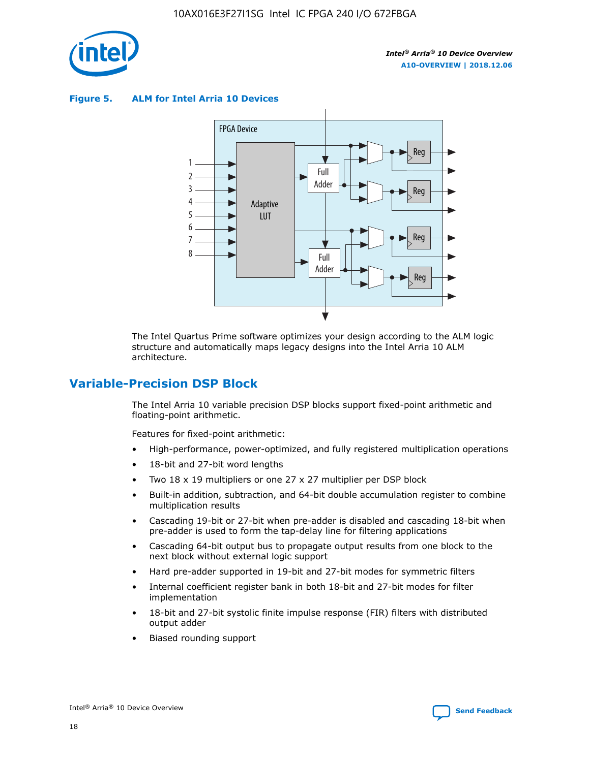**Figure 5. ALM for Intel Arria 10 Devices**

The Intel Quartus Prime software optimizes your design according to the ALM logic structure and automatically maps legacy designs into the Intel Arria 10 ALM architecture.

## Variable-Precision DSP Block

The Intel Arria 10 variable precision DSP blocks support fixed-point arithmetic and floating-point arithmetic.

Features for fixed-point arithmetic:

- High-performance, power-optimized, and fully registered multiplication operations
- 18-bit and 27-bit word lengths
- Two 18 x 19 multipliers or one 27 x 27 multiplier per DSP block
- Built-in addition, subtraction, and 64-bit double accumulation register to combine multiplication results
- Cascading 19-bit or 27-bit when pre-adder is disabled and cascading 18-bit when pre-adder is used to form the tap-delay line for filtering applications
- Cascading 64-bit output bus to propagate output results from one block to the next block without external logic support
- Hard pre-adder supported in 19-bit and 27-bit modes for symmetric filters
- Internal coefficient register bank in both 18-bit and 27-bit modes for filter implementation
- 18-bit and 27-bit systolic finite impulse response (FIR) filters with distributed output adder
- Biased rounding support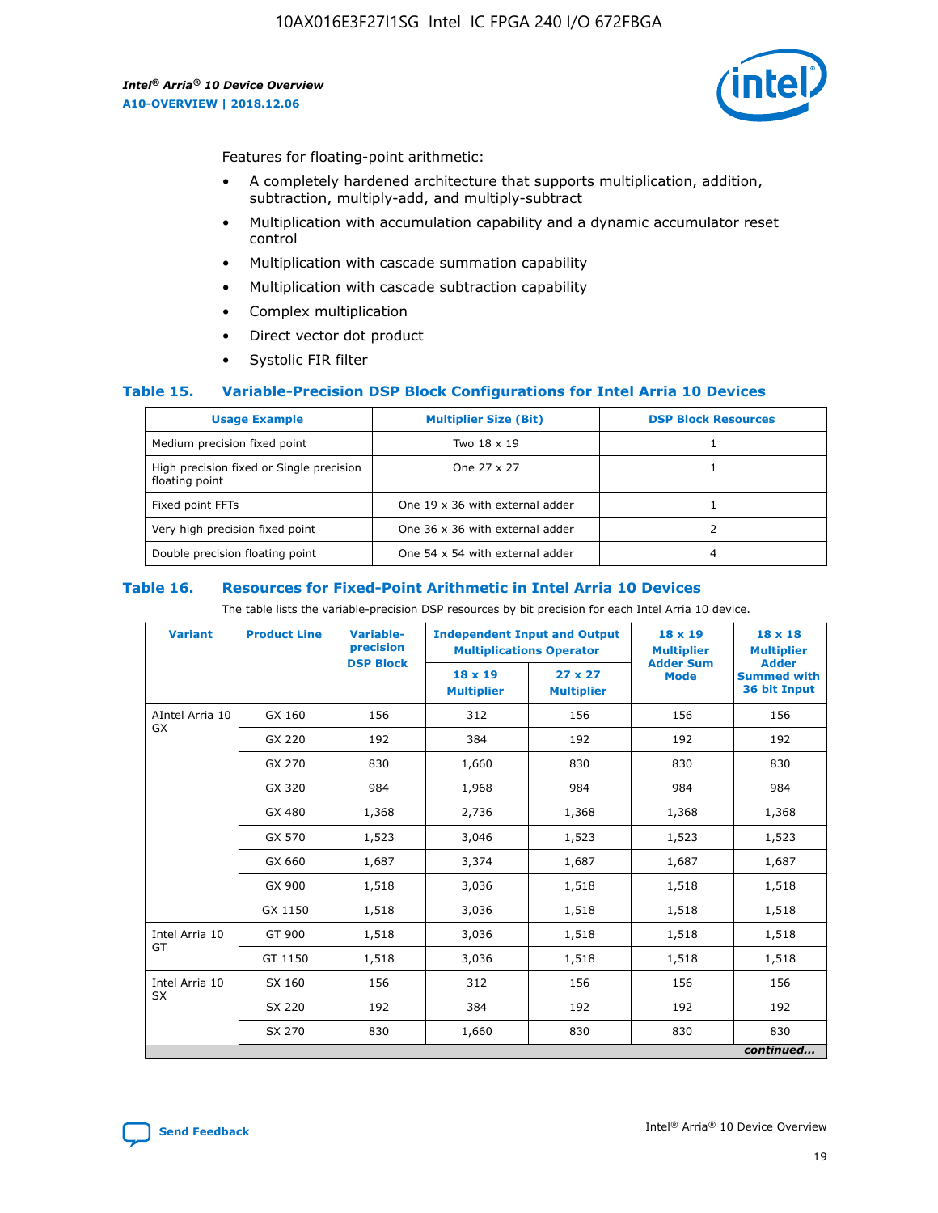Features for floating-point arithmetic:

- A completely hardened architecture that supports multiplication, addition, subtraction, multiply-add, and multiply-subtract
- Multiplication with accumulation capability and a dynamic accumulator reset control
- Multiplication with cascade summation capability
- Multiplication with cascade subtraction capability
- Complex multiplication
- Direct vector dot product
- Systolic FIR filter

### Table 15. Variable-Precision DSP Block Configurations for Intel Arria 10 Devices

| Usage Example | Multiplier Size (Bit) | DSP Block Resources |
|---|---|---|
| Medium precision fixed point | Two 18 x 19 | 1 |
| High precision fixed or Single precision floating point | One 27 x 27 | 1 |
| Fixed point FFTs | One 19 x 36 with external adder | 1 |
| Very high precision fixed point | One 36 x 36 with external adder | 2 |
| Double precision floating point | One 54 x 54 with external adder | 4 |

### Table 16. Resources for Fixed-Point Arithmetic in Intel Arria 10 Devices

The table lists the variable-precision DSP resources by bit precision for each Intel Arria 10 device.

| Variant | Product Line | Variable-precision DSP Block | Independent Input and Output Multiplications Operator | | 18 x 19 Multiplier Adder Sum Mode | 18 x 18 Multiplier Adder Summed with 36 bit Input |
|---|---|---|---|---|---|---|
| | | | 18 x 19 Multiplier | 27 x 27 Multiplier | | |
| AIntel Arria 10 GX | GX 160 | 156 | 312 | 156 | 156 | 156 |
| | GX 220 | 192 | 384 | 192 | 192 | 192 |
| | GX 270 | 830 | 1,660 | 830 | 830 | 830 |
| | GX 320 | 984 | 1,968 | 984 | 984 | 984 |
| | GX 480 | 1,368 | 2,736 | 1,368 | 1,368 | 1,368 |
| | GX 570 | 1,523 | 3,046 | 1,523 | 1,523 | 1,523 |
| | GX 660 | 1,687 | 3,374 | 1,687 | 1,687 | 1,687 |
| | GX 900 | 1,518 | 3,036 | 1,518 | 1,518 | 1,518 |
| | GX 1150 | 1,518 | 3,036 | 1,518 | 1,518 | 1,518 |
| Intel Arria 10 GT | GT 900 | 1,518 | 3,036 | 1,518 | 1,518 | 1,518 |
| | GT 1150 | 1,518 | 3,036 | 1,518 | 1,518 | 1,518 |
| Intel Arria 10 SX | SX 160 | 156 | 312 | 156 | 156 | 156 |
| | SX 220 | 192 | 384 | 192 | 192 | 192 |
| | SX 270 | 830 | 1,660 | 830 | 830 | 830 |

*continued...*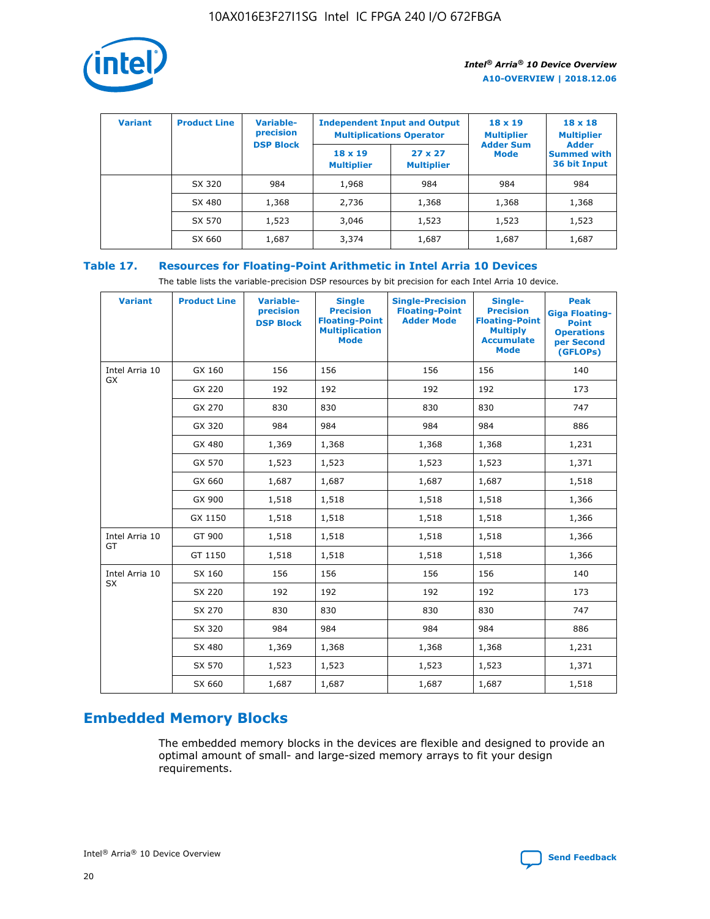| Variant | Product Line | Variable-precision DSP Block | Independent Input and Output Multiplications Operator | | 18 x 19 Multiplier Adder Sum Mode | 18 x 18 Multiplier Adder Summed with 36 bit Input |
|---|---|---|---|---|---|---|
| | | | 18 x 19 Multiplier | 27 x 27 Multiplier | | |
| | SX 320 | 984 | 1,968 | 984 | 984 | 984 |
| | SX 480 | 1,368 | 2,736 | 1,368 | 1,368 | 1,368 |
| | SX 570 | 1,523 | 3,046 | 1,523 | 1,523 | 1,523 |
| | SX 660 | 1,687 | 3,374 | 1,687 | 1,687 | 1,687 |

**Table 17. Resources for Floating-Point Arithmetic in Intel Arria 10 Devices**

The table lists the variable-precision DSP resources by bit precision for each Intel Arria 10 device.

| Variant | Product Line | Variable-precision DSP Block | Single Precision Floating-Point Multiplication Mode | Single-Precision Floating-Point Adder Mode | Single-Precision Floating-Point Multiply Accumulate Mode | Peak Giga Floating-Point Operations per Second (GFLOPs) |
|---|---|---|---|---|---|---|
| Intel Arria 10 GX | GX 160 | 156 | 156 | 156 | 156 | 140 |
| | GX 220 | 192 | 192 | 192 | 192 | 173 |
| | GX 270 | 830 | 830 | 830 | 830 | 747 |
| | GX 320 | 984 | 984 | 984 | 984 | 886 |
| | GX 480 | 1,369 | 1,368 | 1,368 | 1,368 | 1,231 |
| | GX 570 | 1,523 | 1,523 | 1,523 | 1,523 | 1,371 |
| | GX 660 | 1,687 | 1,687 | 1,687 | 1,687 | 1,518 |
| | GX 900 | 1,518 | 1,518 | 1,518 | 1,518 | 1,366 |
| | GX 1150 | 1,518 | 1,518 | 1,518 | 1,518 | 1,366 |
| Intel Arria 10 GT | GT 900 | 1,518 | 1,518 | 1,518 | 1,518 | 1,366 |
| | GT 1150 | 1,518 | 1,518 | 1,518 | 1,518 | 1,366 |
| Intel Arria 10 SX | SX 160 | 156 | 156 | 156 | 156 | 140 |
| | SX 220 | 192 | 192 | 192 | 192 | 173 |
| | SX 270 | 830 | 830 | 830 | 830 | 747 |
| | SX 320 | 984 | 984 | 984 | 984 | 886 |
| | SX 480 | 1,369 | 1,368 | 1,368 | 1,368 | 1,231 |
| | SX 570 | 1,523 | 1,523 | 1,523 | 1,523 | 1,371 |
| | SX 660 | 1,687 | 1,687 | 1,687 | 1,687 | 1,518 |

## Embedded Memory Blocks

The embedded memory blocks in the devices are flexible and designed to provide an optimal amount of small- and large-sized memory arrays to fit your design requirements.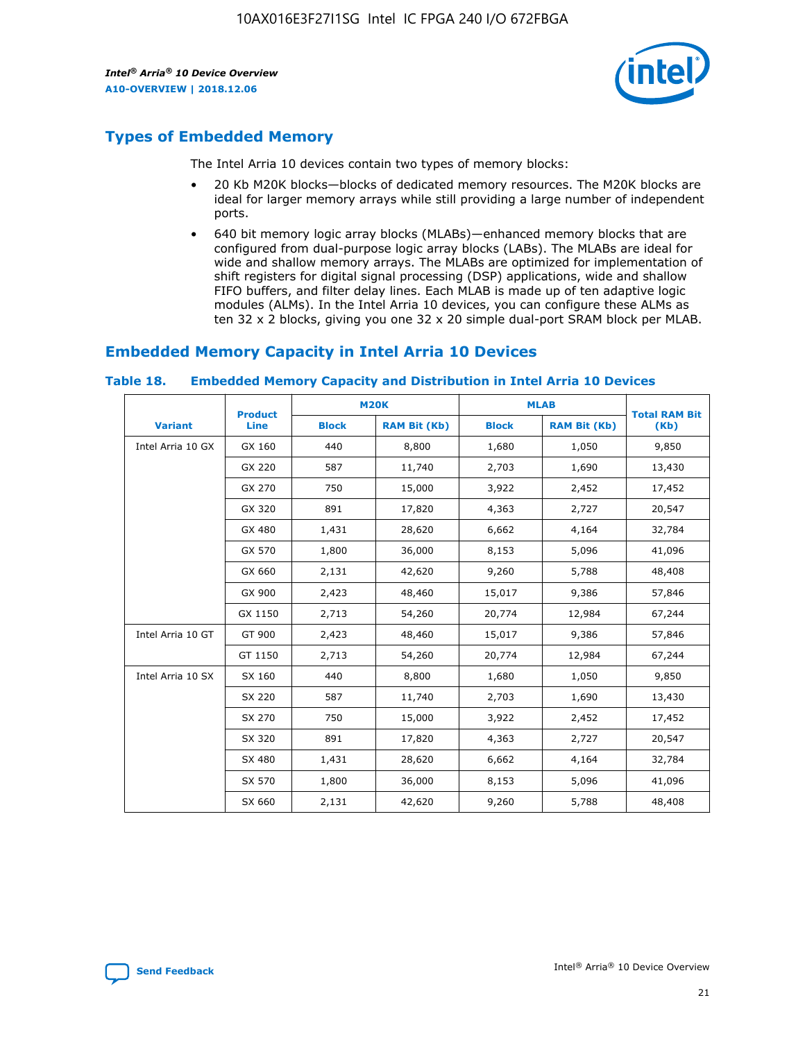## Types of Embedded Memory

The Intel Arria 10 devices contain two types of memory blocks:

- 20 Kb M20K blocks—blocks of dedicated memory resources. The M20K blocks are ideal for larger memory arrays while still providing a large number of independent ports.
- 640 bit memory logic array blocks (MLABs)—enhanced memory blocks that are configured from dual-purpose logic array blocks (LABs). The MLABs are ideal for wide and shallow memory arrays. The MLABs are optimized for implementation of shift registers for digital signal processing (DSP) applications, wide and shallow FIFO buffers, and filter delay lines. Each MLAB is made up of ten adaptive logic modules (ALMs). In the Intel Arria 10 devices, you can configure these ALMs as ten 32 x 2 blocks, giving you one 32 x 20 simple dual-port SRAM block per MLAB.

## Embedded Memory Capacity in Intel Arria 10 Devices

**Table 18. Embedded Memory Capacity and Distribution in Intel Arria 10 Devices**

| Variant | Product Line | M20K | | MLAB | | Total RAM Bit (Kb) |
|---|---|---|---|---|---|---|
| | | Block | RAM Bit (Kb) | Block | RAM Bit (Kb) | |
| Intel Arria 10 GX | GX 160 | 440 | 8,800 | 1,680 | 1,050 | 9,850 |
| | GX 220 | 587 | 11,740 | 2,703 | 1,690 | 13,430 |
| | GX 270 | 750 | 15,000 | 3,922 | 2,452 | 17,452 |
| | GX 320 | 891 | 17,820 | 4,363 | 2,727 | 20,547 |
| | GX 480 | 1,431 | 28,620 | 6,662 | 4,164 | 32,784 |
| | GX 570 | 1,800 | 36,000 | 8,153 | 5,096 | 41,096 |
| | GX 660 | 2,131 | 42,620 | 9,260 | 5,788 | 48,408 |
| | GX 900 | 2,423 | 48,460 | 15,017 | 9,386 | 57,846 |
| | GX 1150 | 2,713 | 54,260 | 20,774 | 12,984 | 67,244 |
| Intel Arria 10 GT | GT 900 | 2,423 | 48,460 | 15,017 | 9,386 | 57,846 |
| | GT 1150 | 2,713 | 54,260 | 20,774 | 12,984 | 67,244 |
| Intel Arria 10 SX | SX 160 | 440 | 8,800 | 1,680 | 1,050 | 9,850 |
| | SX 220 | 587 | 11,740 | 2,703 | 1,690 | 13,430 |
| | SX 270 | 750 | 15,000 | 3,922 | 2,452 | 17,452 |
| | SX 320 | 891 | 17,820 | 4,363 | 2,727 | 20,547 |
| | SX 480 | 1,431 | 28,620 | 6,662 | 4,164 | 32,784 |
| | SX 570 | 1,800 | 36,000 | 8,153 | 5,096 | 41,096 |
| | SX 660 | 2,131 | 42,620 | 9,260 | 5,788 | 48,408 |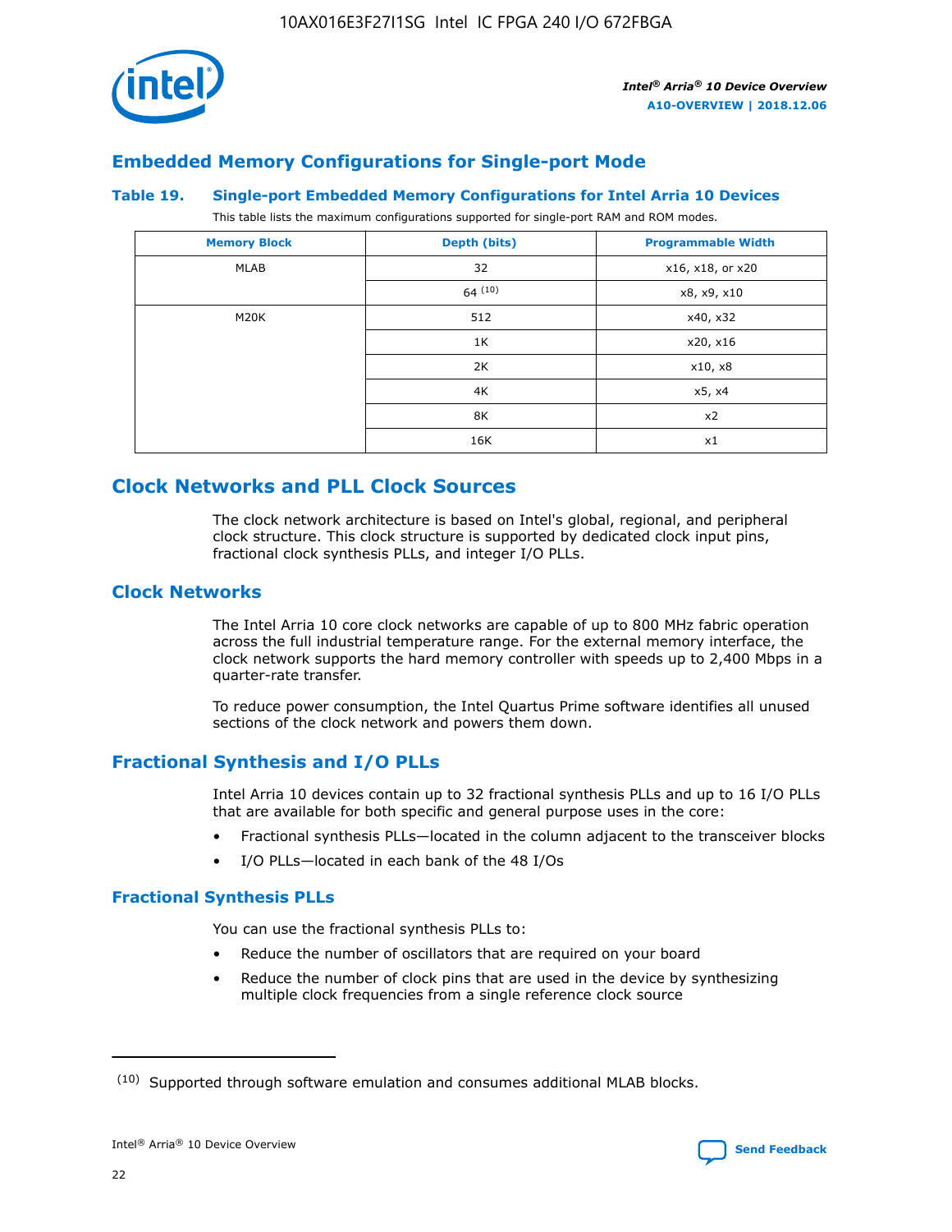## Embedded Memory Configurations for Single-port Mode

### Table 19. Single-port Embedded Memory Configurations for Intel Arria 10 Devices

This table lists the maximum configurations supported for single-port RAM and ROM modes.

| Memory Block | Depth (bits) | Programmable Width |
|---|---|---|
| MLAB | 32 | x16, x18, or x20 |
| | 64 [10] | x8, x9, x10 |
| M20K | 512 | x40, x32 |
| | 1K | x20, x16 |
| | 2K | x10, x8 |
| | 4K | x5, x4 |
| | 8K | x2 |
| | 16K | x1 |

## Clock Networks and PLL Clock Sources

The clock network architecture is based on Intel's global, regional, and peripheral clock structure. This clock structure is supported by dedicated clock input pins, fractional clock synthesis PLLs, and integer I/O PLLs.

## Clock Networks

The Intel Arria 10 core clock networks are capable of up to 800 MHz fabric operation across the full industrial temperature range. For the external memory interface, the clock network supports the hard memory controller with speeds up to 2,400 Mbps in a quarter-rate transfer.

To reduce power consumption, the Intel Quartus Prime software identifies all unused sections of the clock network and powers them down.

## Fractional Synthesis and I/O PLLs

Intel Arria 10 devices contain up to 32 fractional synthesis PLLs and up to 16 I/O PLLs that are available for both specific and general purpose uses in the core:

- Fractional synthesis PLLs—located in the column adjacent to the transceiver blocks
- I/O PLLs—located in each bank of the 48 I/Os

### Fractional Synthesis PLLs

You can use the fractional synthesis PLLs to:

- Reduce the number of oscillators that are required on your board
- Reduce the number of clock pins that are used in the device by synthesizing multiple clock frequencies from a single reference clock source

(10) Supported through software emulation and consumes additional MLAB blocks.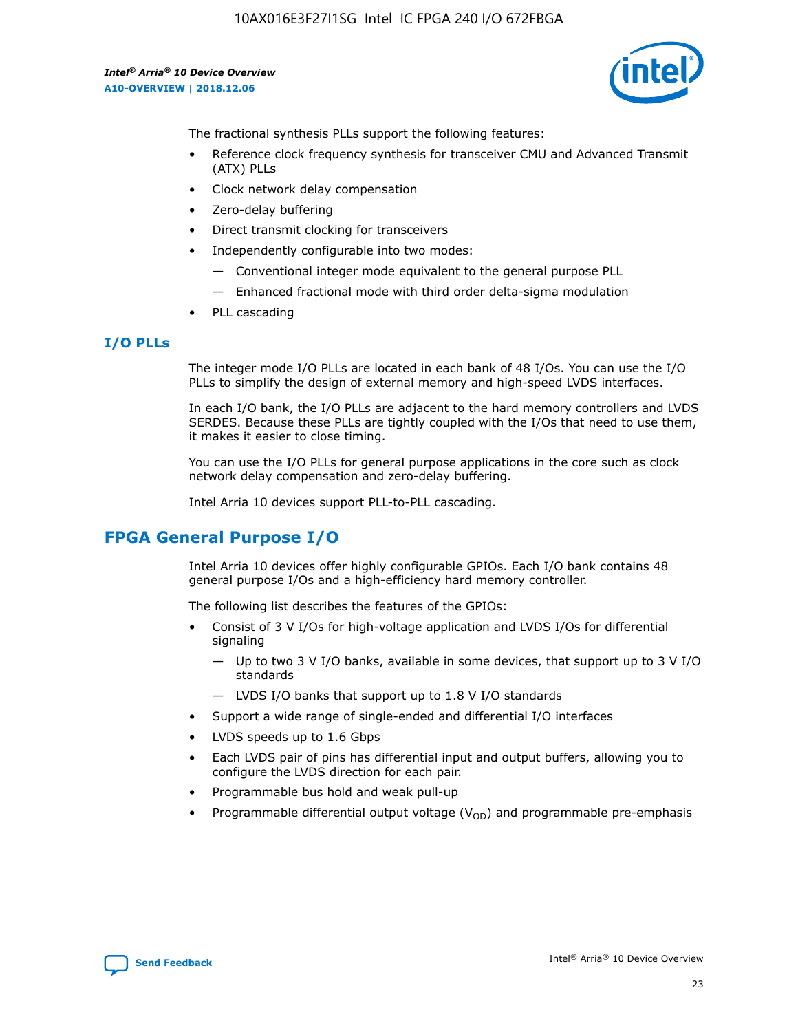The fractional synthesis PLLs support the following features:

- Reference clock frequency synthesis for transceiver CMU and Advanced Transmit (ATX) PLLs
- Clock network delay compensation
- Zero-delay buffering
- Direct transmit clocking for transceivers
- Independently configurable into two modes:
  - — Conventional integer mode equivalent to the general purpose PLL
  - — Enhanced fractional mode with third order delta-sigma modulation
- PLL cascading

### I/O PLLs

The integer mode I/O PLLs are located in each bank of 48 I/Os. You can use the I/O PLLs to simplify the design of external memory and high-speed LVDS interfaces.

In each I/O bank, the I/O PLLs are adjacent to the hard memory controllers and LVDS SERDES. Because these PLLs are tightly coupled with the I/Os that need to use them, it makes it easier to close timing.

You can use the I/O PLLs for general purpose applications in the core such as clock network delay compensation and zero-delay buffering.

Intel Arria 10 devices support PLL-to-PLL cascading.

## FPGA General Purpose I/O

Intel Arria 10 devices offer highly configurable GPIOs. Each I/O bank contains 48 general purpose I/Os and a high-efficiency hard memory controller.

The following list describes the features of the GPIOs:

- Consist of 3 V I/Os for high-voltage application and LVDS I/Os for differential signaling
  - — Up to two 3 V I/O banks, available in some devices, that support up to 3 V I/O standards
  - — LVDS I/O banks that support up to 1.8 V I/O standards
- Support a wide range of single-ended and differential I/O interfaces
- LVDS speeds up to 1.6 Gbps
- Each LVDS pair of pins has differential input and output buffers, allowing you to configure the LVDS direction for each pair.
- Programmable bus hold and weak pull-up
- Programmable differential output voltage ($V_{OD}$) and programmable pre-emphasis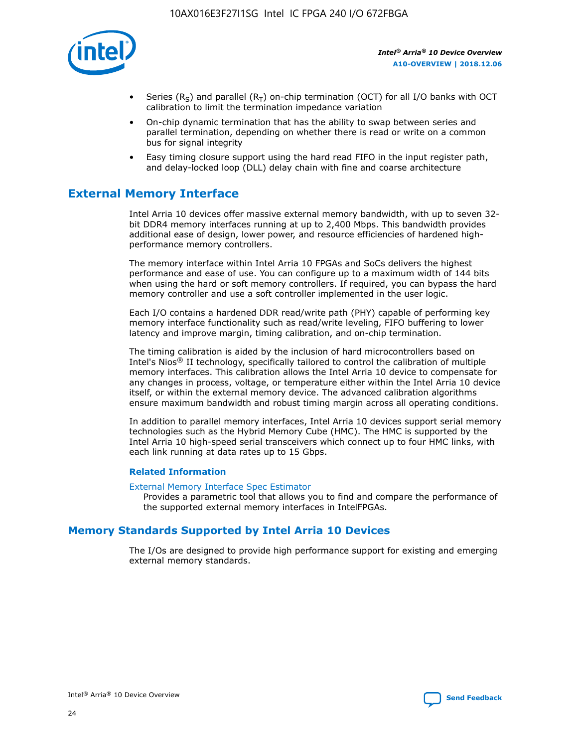- Series ($R_S$) and parallel ($R_T$) on-chip termination (OCT) for all I/O banks with OCT calibration to limit the termination impedance variation
- On-chip dynamic termination that has the ability to swap between series and parallel termination, depending on whether there is read or write on a common bus for signal integrity
- Easy timing closure support using the hard read FIFO in the input register path, and delay-locked loop (DLL) delay chain with fine and coarse architecture

## External Memory Interface

Intel Arria 10 devices offer massive external memory bandwidth, with up to seven 32-bit DDR4 memory interfaces running at up to 2,400 Mbps. This bandwidth provides additional ease of design, lower power, and resource efficiencies of hardened high-performance memory controllers.

The memory interface within Intel Arria 10 FPGAs and SoCs delivers the highest performance and ease of use. You can configure up to a maximum width of 144 bits when using the hard or soft memory controllers. If required, you can bypass the hard memory controller and use a soft controller implemented in the user logic.

Each I/O contains a hardened DDR read/write path (PHY) capable of performing key memory interface functionality such as read/write leveling, FIFO buffering to lower latency and improve margin, timing calibration, and on-chip termination.

The timing calibration is aided by the inclusion of hard microcontrollers based on Intel's Nios® II technology, specifically tailored to control the calibration of multiple memory interfaces. This calibration allows the Intel Arria 10 device to compensate for any changes in process, voltage, or temperature either within the Intel Arria 10 device itself, or within the external memory device. The advanced calibration algorithms ensure maximum bandwidth and robust timing margin across all operating conditions.

In addition to parallel memory interfaces, Intel Arria 10 devices support serial memory technologies such as the Hybrid Memory Cube (HMC). The HMC is supported by the Intel Arria 10 high-speed serial transceivers which connect up to four HMC links, with each link running at data rates up to 15 Gbps.

### Related Information

External Memory Interface Spec Estimator
Provides a parametric tool that allows you to find and compare the performance of the supported external memory interfaces in IntelFPGAs.

## Memory Standards Supported by Intel Arria 10 Devices

The I/Os are designed to provide high performance support for existing and emerging external memory standards.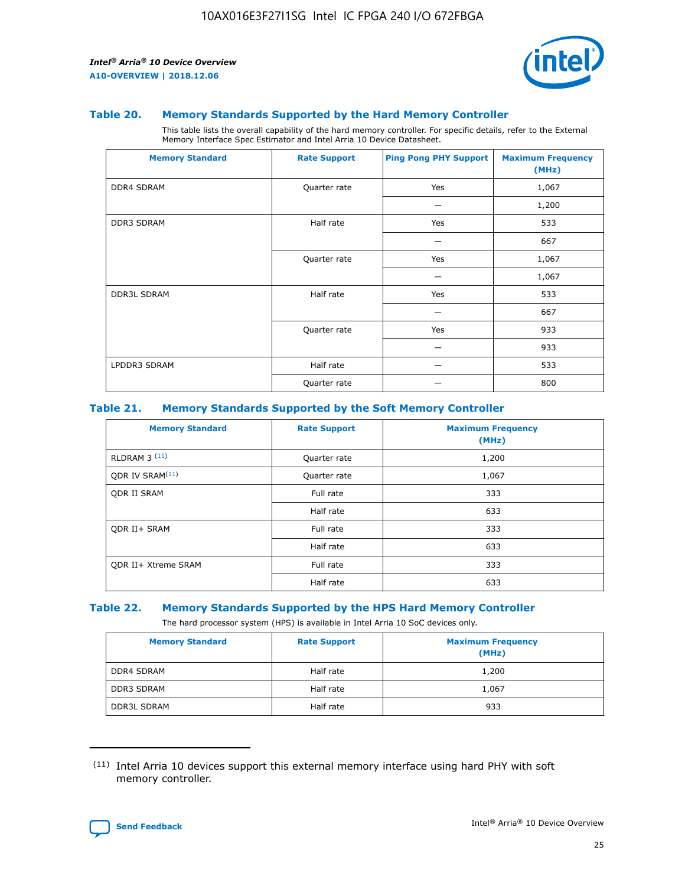### Table 20. Memory Standards Supported by the Hard Memory Controller

This table lists the overall capability of the hard memory controller. For specific details, refer to the External Memory Interface Spec Estimator and Intel Arria 10 Device Datasheet.

| Memory Standard | Rate Support | Ping Pong PHY Support | Maximum Frequency (MHz) |
|---|---|---|---|
| DDR4 SDRAM | Quarter rate | Yes | 1,067 |
| | | — | 1,200 |
| DDR3 SDRAM | Half rate | Yes | 533 |
| | | — | 667 |
| | Quarter rate | Yes | 1,067 |
| | | — | 1,067 |
| DDR3L SDRAM | Half rate | Yes | 533 |
| | | — | 667 |
| | Quarter rate | Yes | 933 |
| | | — | 933 |
| LPDDR3 SDRAM | Half rate | — | 533 |
| | Quarter rate | — | 800 |

### Table 21. Memory Standards Supported by the Soft Memory Controller

| Memory Standard | Rate Support | Maximum Frequency (MHz) |
|---|---|---|
| RLDRAM 3 (11) | Quarter rate | 1,200 |
| QDR IV SRAM(11) | Quarter rate | 1,067 |
| QDR II SRAM | Full rate | 333 |
| | Half rate | 633 |
| QDR II+ SRAM | Full rate | 333 |
| | Half rate | 633 |
| QDR II+ Xtreme SRAM | Full rate | 333 |
| | Half rate | 633 |

### Table 22. Memory Standards Supported by the HPS Hard Memory Controller

The hard processor system (HPS) is available in Intel Arria 10 SoC devices only.

| Memory Standard | Rate Support | Maximum Frequency (MHz) |
|---|---|---|
| DDR4 SDRAM | Half rate | 1,200 |
| DDR3 SDRAM | Half rate | 1,067 |
| DDR3L SDRAM | Half rate | 933 |

(11) Intel Arria 10 devices support this external memory interface using hard PHY with soft memory controller.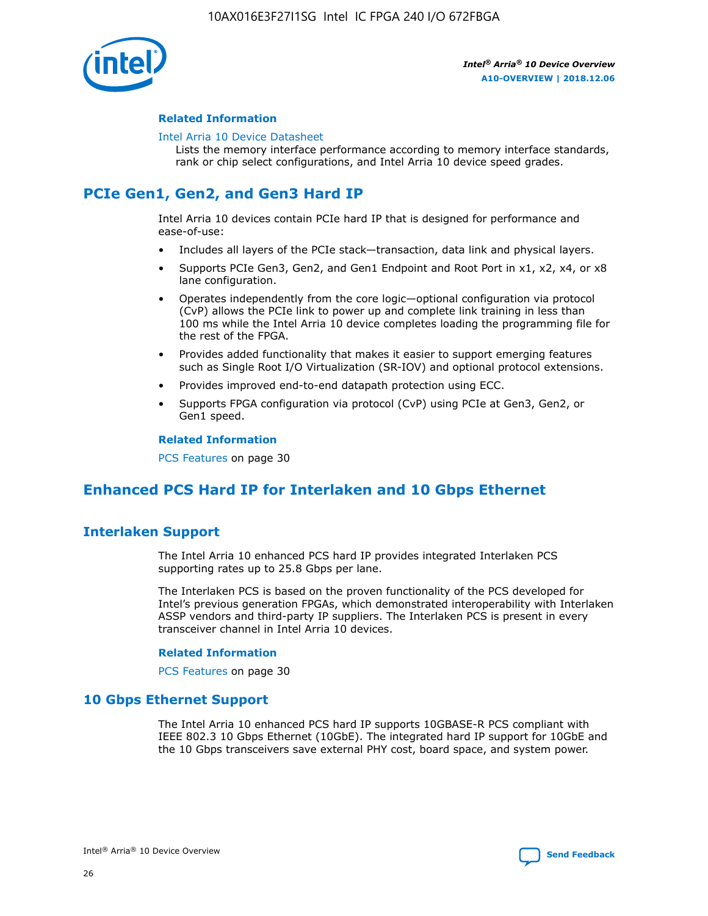#### Related Information

Intel Arria 10 Device Datasheet
Lists the memory interface performance according to memory interface standards, rank or chip select configurations, and Intel Arria 10 device speed grades.

## PCIe Gen1, Gen2, and Gen3 Hard IP

Intel Arria 10 devices contain PCIe hard IP that is designed for performance and ease-of-use:

- Includes all layers of the PCIe stack—transaction, data link and physical layers.
- Supports PCIe Gen3, Gen2, and Gen1 Endpoint and Root Port in x1, x2, x4, or x8 lane configuration.
- Operates independently from the core logic—optional configuration via protocol (CvP) allows the PCIe link to power up and complete link training in less than 100 ms while the Intel Arria 10 device completes loading the programming file for the rest of the FPGA.
- Provides added functionality that makes it easier to support emerging features such as Single Root I/O Virtualization (SR-IOV) and optional protocol extensions.
- Provides improved end-to-end datapath protection using ECC.
- Supports FPGA configuration via protocol (CvP) using PCIe at Gen3, Gen2, or Gen1 speed.

#### Related Information

PCS Features on page 30

## Enhanced PCS Hard IP for Interlaken and 10 Gbps Ethernet

### Interlaken Support

The Intel Arria 10 enhanced PCS hard IP provides integrated Interlaken PCS supporting rates up to 25.8 Gbps per lane.

The Interlaken PCS is based on the proven functionality of the PCS developed for Intel's previous generation FPGAs, which demonstrated interoperability with Interlaken ASSP vendors and third-party IP suppliers. The Interlaken PCS is present in every transceiver channel in Intel Arria 10 devices.

#### Related Information

PCS Features on page 30

### 10 Gbps Ethernet Support

The Intel Arria 10 enhanced PCS hard IP supports 10GBASE-R PCS compliant with IEEE 802.3 10 Gbps Ethernet (10GbE). The integrated hard IP support for 10GbE and the 10 Gbps transceivers save external PHY cost, board space, and system power.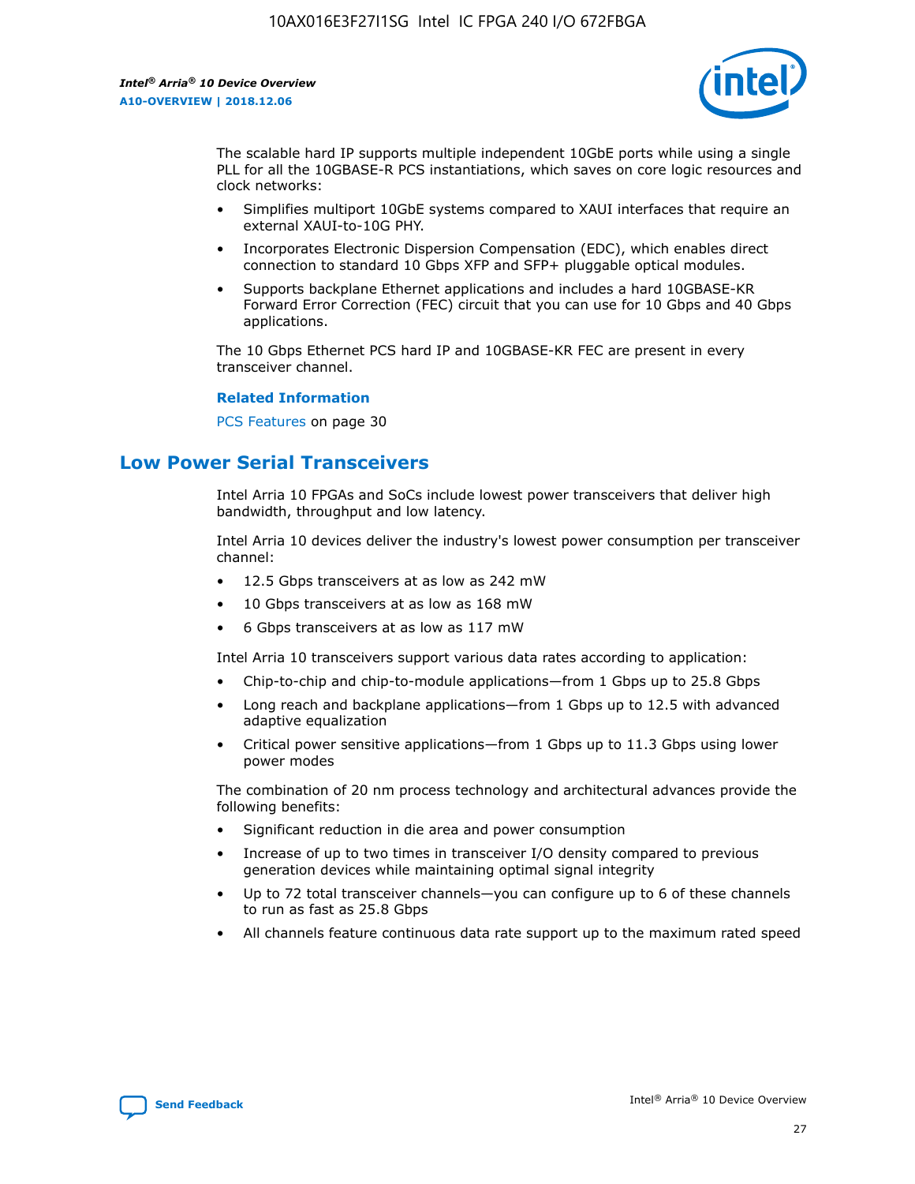The scalable hard IP supports multiple independent 10GbE ports while using a single PLL for all the 10GBASE-R PCS instantiations, which saves on core logic resources and clock networks:

- Simplifies multiport 10GbE systems compared to XAUI interfaces that require an external XAUI-to-10G PHY.
- Incorporates Electronic Dispersion Compensation (EDC), which enables direct connection to standard 10 Gbps XFP and SFP+ pluggable optical modules.
- Supports backplane Ethernet applications and includes a hard 10GBASE-KR Forward Error Correction (FEC) circuit that you can use for 10 Gbps and 40 Gbps applications.

The 10 Gbps Ethernet PCS hard IP and 10GBASE-KR FEC are present in every transceiver channel.

**Related Information**

PCS Features on page 30

## Low Power Serial Transceivers

Intel Arria 10 FPGAs and SoCs include lowest power transceivers that deliver high bandwidth, throughput and low latency.

Intel Arria 10 devices deliver the industry's lowest power consumption per transceiver channel:

- 12.5 Gbps transceivers at as low as 242 mW
- 10 Gbps transceivers at as low as 168 mW
- 6 Gbps transceivers at as low as 117 mW

Intel Arria 10 transceivers support various data rates according to application:

- Chip-to-chip and chip-to-module applications—from 1 Gbps up to 25.8 Gbps
- Long reach and backplane applications—from 1 Gbps up to 12.5 with advanced adaptive equalization
- Critical power sensitive applications—from 1 Gbps up to 11.3 Gbps using lower power modes

The combination of 20 nm process technology and architectural advances provide the following benefits:

- Significant reduction in die area and power consumption
- Increase of up to two times in transceiver I/O density compared to previous generation devices while maintaining optimal signal integrity
- Up to 72 total transceiver channels—you can configure up to 6 of these channels to run as fast as 25.8 Gbps
- All channels feature continuous data rate support up to the maximum rated speed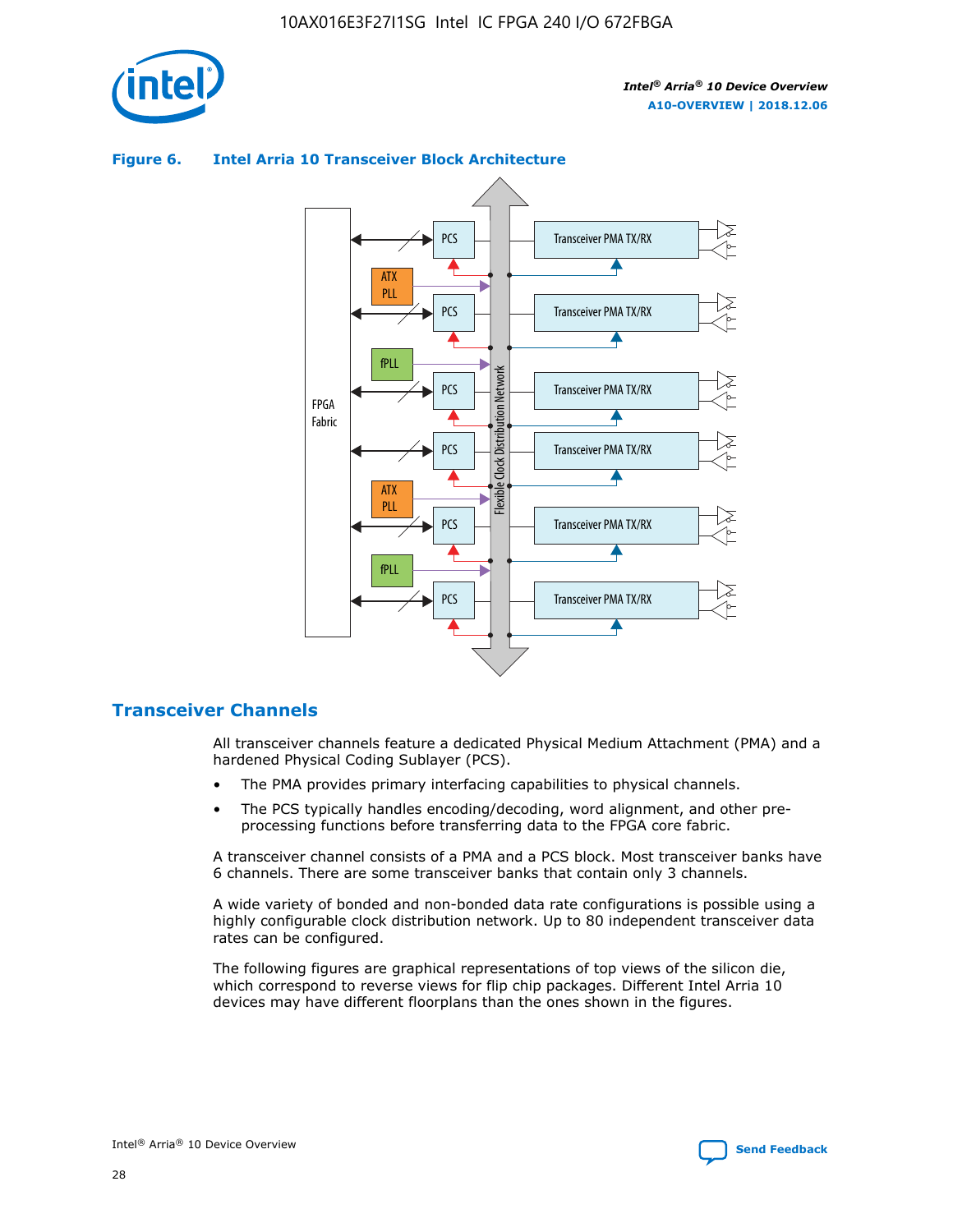**Figure 6. Intel Arria 10 Transceiver Block Architecture**

## Transceiver Channels

All transceiver channels feature a dedicated Physical Medium Attachment (PMA) and a hardened Physical Coding Sublayer (PCS).

- The PMA provides primary interfacing capabilities to physical channels.
- The PCS typically handles encoding/decoding, word alignment, and other pre-processing functions before transferring data to the FPGA core fabric.

A transceiver channel consists of a PMA and a PCS block. Most transceiver banks have 6 channels. There are some transceiver banks that contain only 3 channels.

A wide variety of bonded and non-bonded data rate configurations is possible using a highly configurable clock distribution network. Up to 80 independent transceiver data rates can be configured.

The following figures are graphical representations of top views of the silicon die, which correspond to reverse views for flip chip packages. Different Intel Arria 10 devices may have different floorplans than the ones shown in the figures.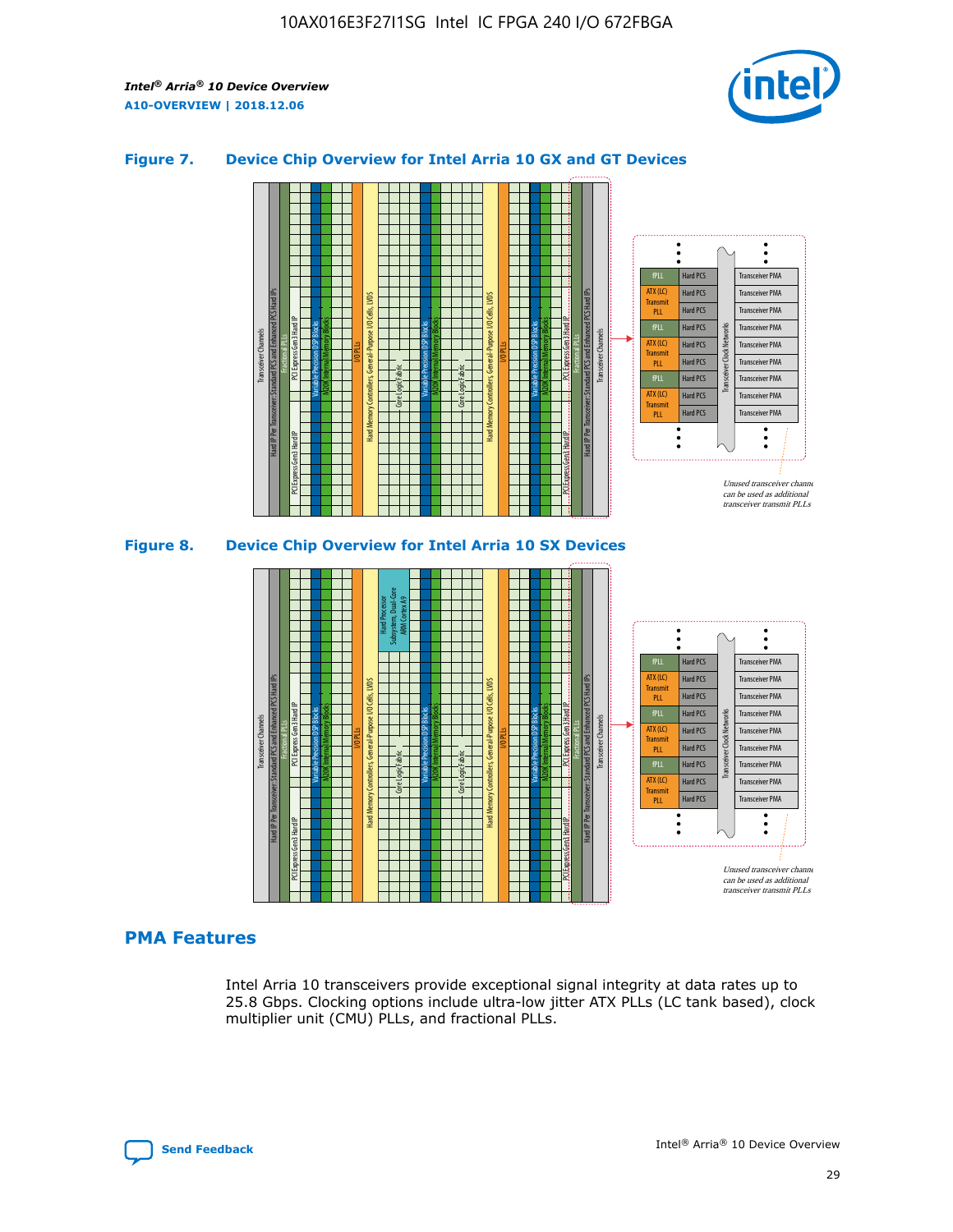**Figure 7. Device Chip Overview for Intel Arria 10 GX and GT Devices**

**Figure 8. Device Chip Overview for Intel Arria 10 SX Devices**

## PMA Features

Intel Arria 10 transceivers provide exceptional signal integrity at data rates up to 25.8 Gbps. Clocking options include ultra-low jitter ATX PLLs (LC tank based), clock multiplier unit (CMU) PLLs, and fractional PLLs.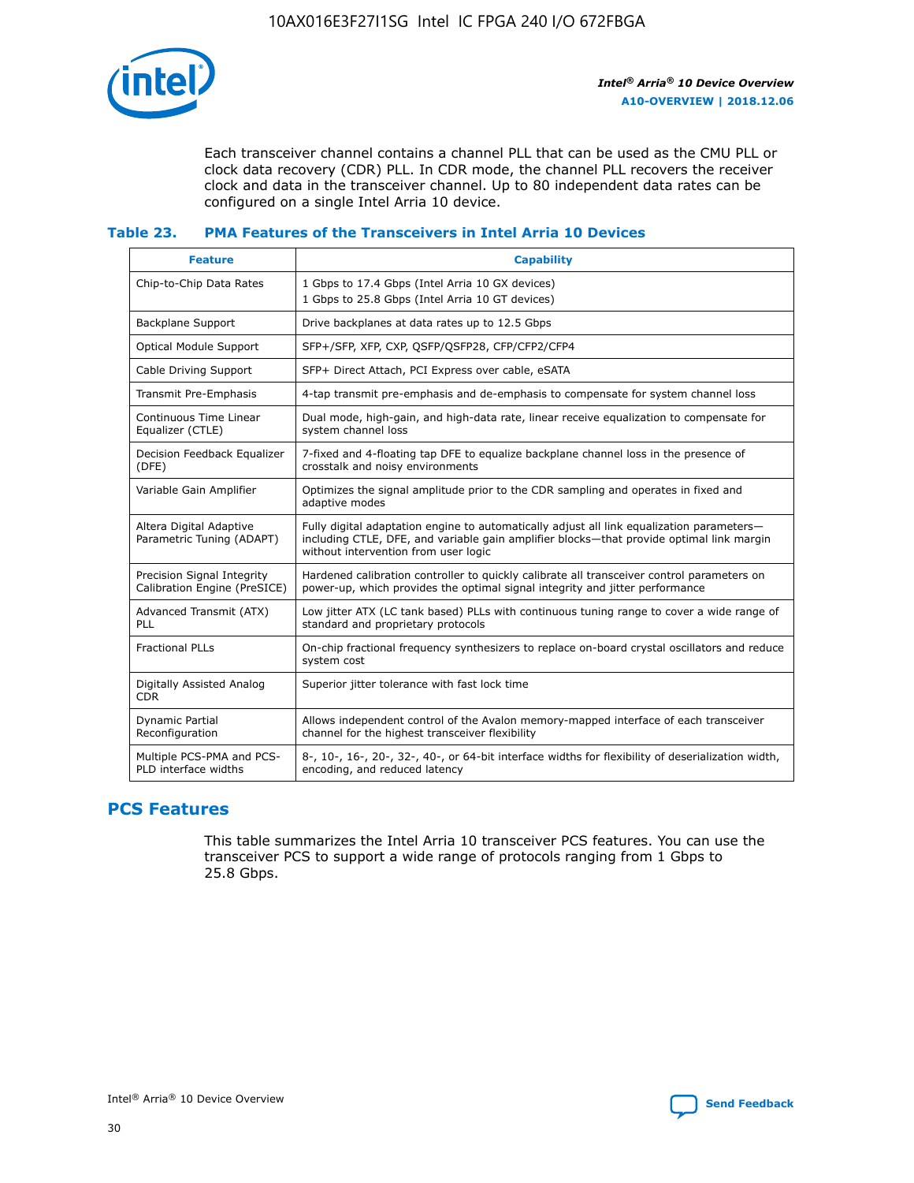Each transceiver channel contains a channel PLL that can be used as the CMU PLL or clock data recovery (CDR) PLL. In CDR mode, the channel PLL recovers the receiver clock and data in the transceiver channel. Up to 80 independent data rates can be configured on a single Intel Arria 10 device.

### Table 23. PMA Features of the Transceivers in Intel Arria 10 Devices

| Feature | Capability |
|---|---|
| Chip-to-Chip Data Rates | 1 Gbps to 17.4 Gbps (Intel Arria 10 GX devices)<br>1 Gbps to 25.8 Gbps (Intel Arria 10 GT devices) |
| Backplane Support | Drive backplanes at data rates up to 12.5 Gbps |
| Optical Module Support | SFP+/SFP, XFP, CXP, QSFP/QSFP28, CFP/CFP2/CFP4 |
| Cable Driving Support | SFP+ Direct Attach, PCI Express over cable, eSATA |
| Transmit Pre-Emphasis | 4-tap transmit pre-emphasis and de-emphasis to compensate for system channel loss |
| Continuous Time Linear Equalizer (CTLE) | Dual mode, high-gain, and high-data rate, linear receive equalization to compensate for system channel loss |
| Decision Feedback Equalizer (DFE) | 7-fixed and 4-floating tap DFE to equalize backplane channel loss in the presence of crosstalk and noisy environments |
| Variable Gain Amplifier | Optimizes the signal amplitude prior to the CDR sampling and operates in fixed and adaptive modes |
| Altera Digital Adaptive Parametric Tuning (ADAPT) | Fully digital adaptation engine to automatically adjust all link equalization parameters—including CTLE, DFE, and variable gain amplifier blocks—that provide optimal link margin without intervention from user logic |
| Precision Signal Integrity Calibration Engine (PreSICE) | Hardened calibration controller to quickly calibrate all transceiver control parameters on power-up, which provides the optimal signal integrity and jitter performance |
| Advanced Transmit (ATX) PLL | Low jitter ATX (LC tank based) PLLs with continuous tuning range to cover a wide range of standard and proprietary protocols |
| Fractional PLLs | On-chip fractional frequency synthesizers to replace on-board crystal oscillators and reduce system cost |
| Digitally Assisted Analog CDR | Superior jitter tolerance with fast lock time |
| Dynamic Partial Reconfiguration | Allows independent control of the Avalon memory-mapped interface of each transceiver channel for the highest transceiver flexibility |
| Multiple PCS-PMA and PCS-PLD interface widths | 8-, 10-, 16-, 20-, 32-, 40-, or 64-bit interface widths for flexibility of deserialization width, encoding, and reduced latency |

## PCS Features

This table summarizes the Intel Arria 10 transceiver PCS features. You can use the transceiver PCS to support a wide range of protocols ranging from 1 Gbps to 25.8 Gbps.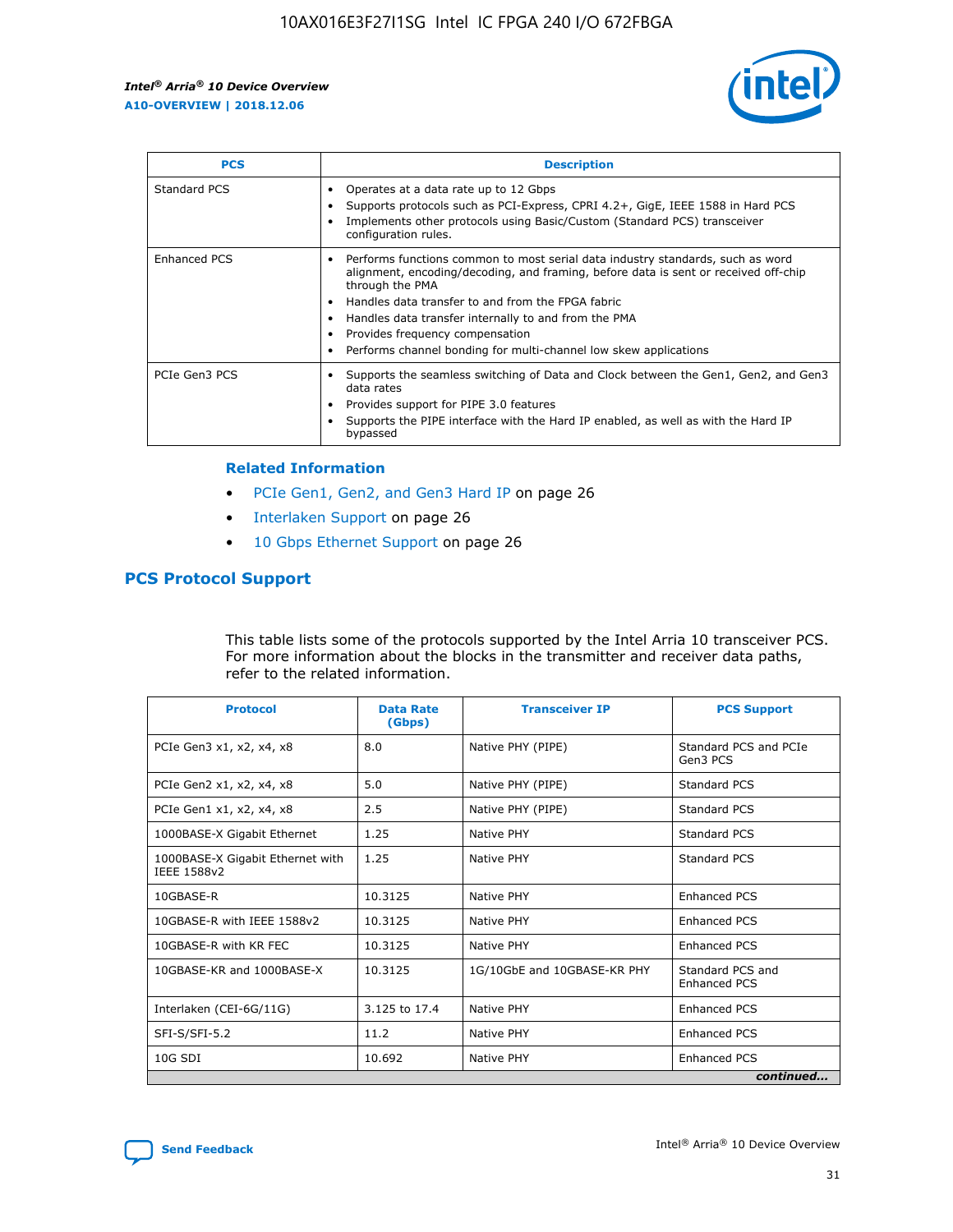| PCS | Description |
| --- | --- |
| Standard PCS | • Operates at a data rate up to 12 Gbps<br>• Supports protocols such as PCI-Express, CPRI 4.2+, GigE, IEEE 1588 in Hard PCS<br>• Implements other protocols using Basic/Custom (Standard PCS) transceiver configuration rules. |
| Enhanced PCS | • Performs functions common to most serial data industry standards, such as word alignment, encoding/decoding, and framing, before data is sent or received off-chip through the PMA<br>• Handles data transfer to and from the FPGA fabric<br>• Handles data transfer internally to and from the PMA<br>• Provides frequency compensation<br>• Performs channel bonding for multi-channel low skew applications |
| PCIe Gen3 PCS | • Supports the seamless switching of Data and Clock between the Gen1, Gen2, and Gen3 data rates<br>• Provides support for PIPE 3.0 features<br>• Supports the PIPE interface with the Hard IP enabled, as well as with the Hard IP bypassed |

**Related Information**

- PCIe Gen1, Gen2, and Gen3 Hard IP on page 26
- Interlaken Support on page 26
- 10 Gbps Ethernet Support on page 26

## PCS Protocol Support

This table lists some of the protocols supported by the Intel Arria 10 transceiver PCS. For more information about the blocks in the transmitter and receiver data paths, refer to the related information.

| Protocol | Data Rate (Gbps) | Transceiver IP | PCS Support |
| --- | --- | --- | --- |
| PCIe Gen3 x1, x2, x4, x8 | 8.0 | Native PHY (PIPE) | Standard PCS and PCIe Gen3 PCS |
| PCIe Gen2 x1, x2, x4, x8 | 5.0 | Native PHY (PIPE) | Standard PCS |
| PCIe Gen1 x1, x2, x4, x8 | 2.5 | Native PHY (PIPE) | Standard PCS |
| 1000BASE-X Gigabit Ethernet | 1.25 | Native PHY | Standard PCS |
| 1000BASE-X Gigabit Ethernet with IEEE 1588v2 | 1.25 | Native PHY | Standard PCS |
| 10GBASE-R | 10.3125 | Native PHY | Enhanced PCS |
| 10GBASE-R with IEEE 1588v2 | 10.3125 | Native PHY | Enhanced PCS |
| 10GBASE-R with KR FEC | 10.3125 | Native PHY | Enhanced PCS |
| 10GBASE-KR and 1000BASE-X | 10.3125 | 1G/10GbE and 10GBASE-KR PHY | Standard PCS and Enhanced PCS |
| Interlaken (CEI-6G/11G) | 3.125 to 17.4 | Native PHY | Enhanced PCS |
| SFI-S/SFI-5.2 | 11.2 | Native PHY | Enhanced PCS |
| 10G SDI | 10.692 | Native PHY | Enhanced PCS |

*continued...*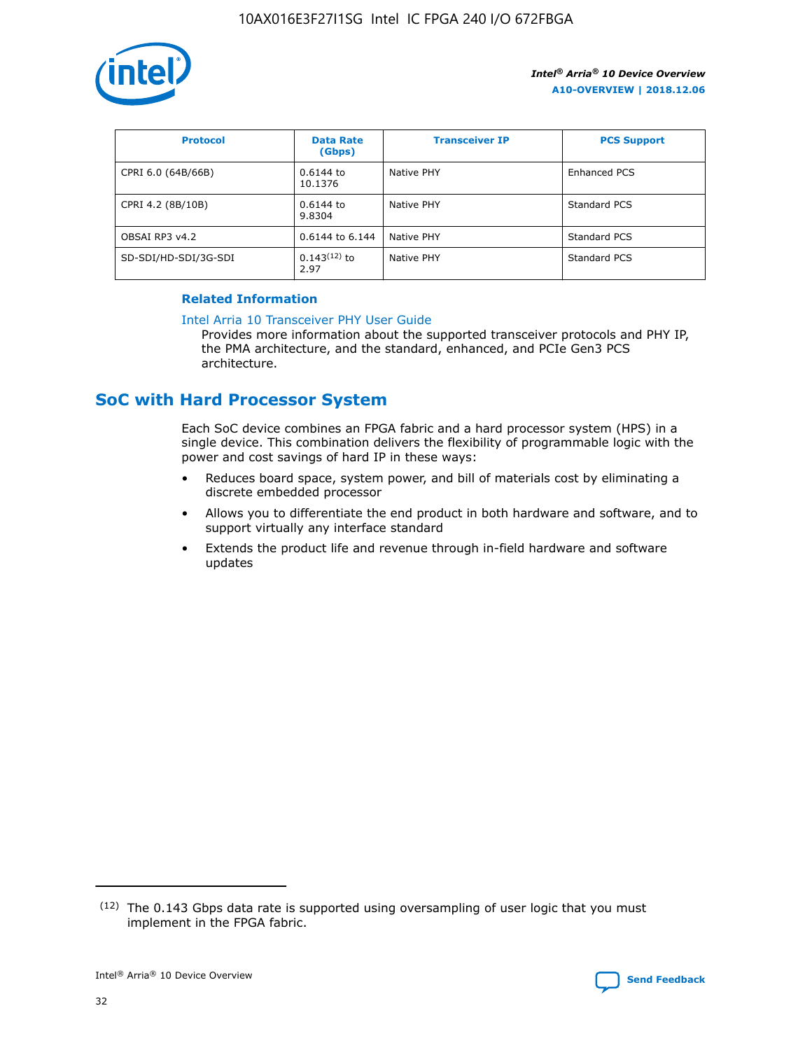| Protocol | Data Rate (Gbps) | Transceiver IP | PCS Support |
|---|---|---|---|
| CPRI 6.0 (64B/66B) | 0.6144 to 10.1376 | Native PHY | Enhanced PCS |
| CPRI 4.2 (8B/10B) | 0.6144 to 9.8304 | Native PHY | Standard PCS |
| OBSAI RP3 v4.2 | 0.6144 to 6.144 | Native PHY | Standard PCS |
| SD-SDI/HD-SDI/3G-SDI | 0.143[12] to 2.97 | Native PHY | Standard PCS |

**Related Information**

Intel Arria 10 Transceiver PHY User Guide
Provides more information about the supported transceiver protocols and PHY IP, the PMA architecture, and the standard, enhanced, and PCIe Gen3 PCS architecture.

## SoC with Hard Processor System

Each SoC device combines an FPGA fabric and a hard processor system (HPS) in a single device. This combination delivers the flexibility of programmable logic with the power and cost savings of hard IP in these ways:

- Reduces board space, system power, and bill of materials cost by eliminating a discrete embedded processor
- Allows you to differentiate the end product in both hardware and software, and to support virtually any interface standard
- Extends the product life and revenue through in-field hardware and software updates

[12] The 0.143 Gbps data rate is supported using oversampling of user logic that you must implement in the FPGA fabric.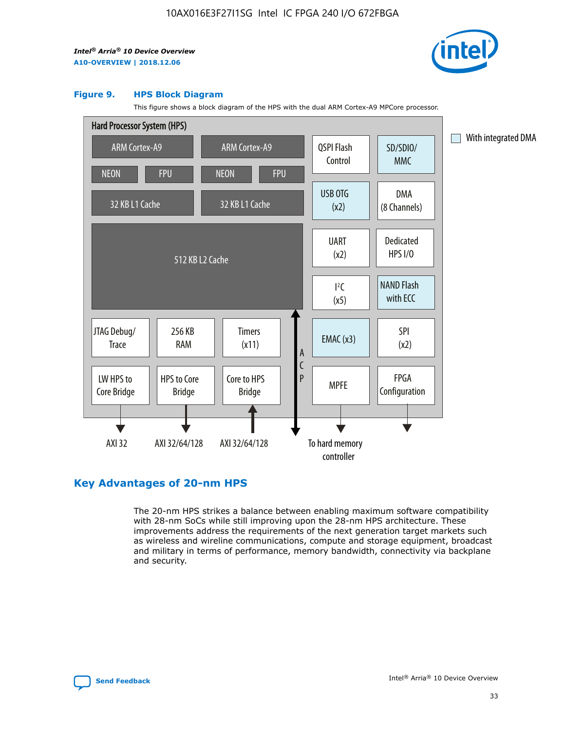**Figure 9. HPS Block Diagram**

This figure shows a block diagram of the HPS with the dual ARM Cortex-A9 MPCore processor.

Hard Processor System (HPS)

| ARM Cortex-A9 | ARM Cortex-A9 | QSPI Flash Control | SD/SDIO/MMC |
| --- | --- | --- | --- |
| NEON, FPU | NEON, FPU | USB OTG (x2) | DMA (8 Channels) |
| 32 KB L1 Cache | 32 KB L1 Cache | UART (x2) | Dedicated HPS I/O |
| 512 KB L2 Cache | | I²C (x5) | NAND Flash with ECC |
| JTAG Debug/Trace, 256 KB RAM, Timers (x11) | ACP | EMAC (x3) | SPI (x2) |
| LW HPS to Core Bridge, HPS to Core Bridge, Core to HPS Bridge | | MPFE | FPGA Configuration |

Outputs: AXI 32 (LW HPS to Core Bridge), AXI 32/64/128 (HPS to Core Bridge), AXI 32/64/128 (Core to HPS Bridge), To hard memory controller (MPFE).

Legend: With integrated DMA (SD/SDIO/MMC, USB OTG, NAND Flash with ECC, EMAC)

## Key Advantages of 20-nm HPS

The 20-nm HPS strikes a balance between enabling maximum software compatibility with 28-nm SoCs while still improving upon the 28-nm HPS architecture. These improvements address the requirements of the next generation target markets such as wireless and wireline communications, compute and storage equipment, broadcast and military in terms of performance, memory bandwidth, connectivity via backplane and security.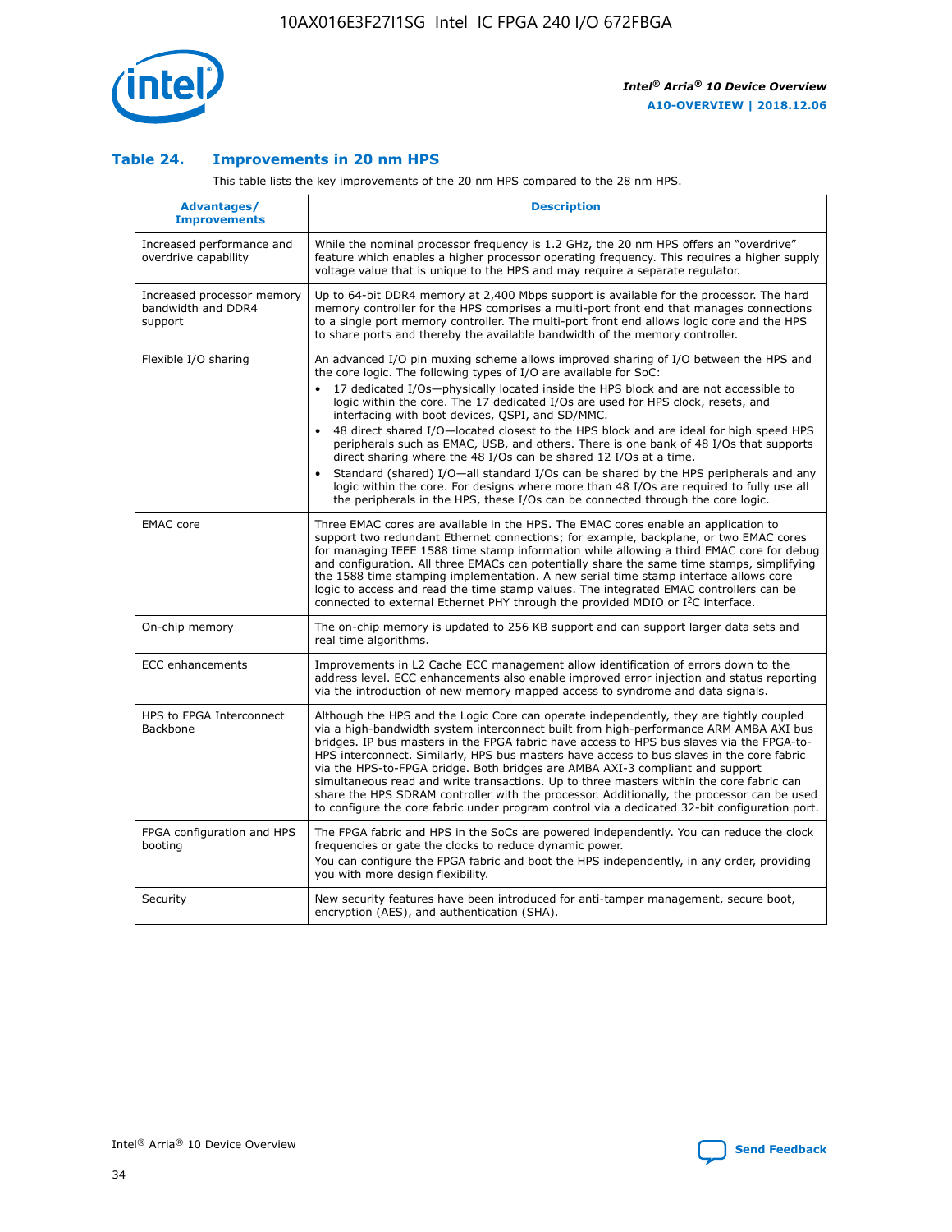### Table 24. Improvements in 20 nm HPS

This table lists the key improvements of the 20 nm HPS compared to the 28 nm HPS.

| Advantages/ Improvements | Description |
|---|---|
| Increased performance and overdrive capability | While the nominal processor frequency is 1.2 GHz, the 20 nm HPS offers an "overdrive" feature which enables a higher processor operating frequency. This requires a higher supply voltage value that is unique to the HPS and may require a separate regulator. |
| Increased processor memory bandwidth and DDR4 support | Up to 64-bit DDR4 memory at 2,400 Mbps support is available for the processor. The hard memory controller for the HPS comprises a multi-port front end that manages connections to a single port memory controller. The multi-port front end allows logic core and the HPS to share ports and thereby the available bandwidth of the memory controller. |
| Flexible I/O sharing | An advanced I/O pin muxing scheme allows improved sharing of I/O between the HPS and the core logic. The following types of I/O are available for SoC:<br>• 17 dedicated I/Os—physically located inside the HPS block and are not accessible to logic within the core. The 17 dedicated I/Os are used for HPS clock, resets, and interfacing with boot devices, QSPI, and SD/MMC.<br>• 48 direct shared I/O—located closest to the HPS block and are ideal for high speed HPS peripherals such as EMAC, USB, and others. There is one bank of 48 I/Os that supports direct sharing where the 48 I/Os can be shared 12 I/Os at a time.<br>• Standard (shared) I/O—all standard I/Os can be shared by the HPS peripherals and any logic within the core. For designs where more than 48 I/Os are required to fully use all the peripherals in the HPS, these I/Os can be connected through the core logic. |
| EMAC core | Three EMAC cores are available in the HPS. The EMAC cores enable an application to support two redundant Ethernet connections; for example, backplane, or two EMAC cores for managing IEEE 1588 time stamp information while allowing a third EMAC core for debug and configuration. All three EMACs can potentially share the same time stamps, simplifying the 1588 time stamping implementation. A new serial time stamp interface allows core logic to access and read the time stamp values. The integrated EMAC controllers can be connected to external Ethernet PHY through the provided MDIO or I²C interface. |
| On-chip memory | The on-chip memory is updated to 256 KB support and can support larger data sets and real time algorithms. |
| ECC enhancements | Improvements in L2 Cache ECC management allow identification of errors down to the address level. ECC enhancements also enable improved error injection and status reporting via the introduction of new memory mapped access to syndrome and data signals. |
| HPS to FPGA Interconnect Backbone | Although the HPS and the Logic Core can operate independently, they are tightly coupled via a high-bandwidth system interconnect built from high-performance ARM AMBA AXI bus bridges. IP bus masters in the FPGA fabric have access to HPS bus slaves via the FPGA-to-HPS interconnect. Similarly, HPS bus masters have access to bus slaves in the core fabric via the HPS-to-FPGA bridge. Both bridges are AMBA AXI-3 compliant and support simultaneous read and write transactions. Up to three masters within the core fabric can share the HPS SDRAM controller with the processor. Additionally, the processor can be used to configure the core fabric under program control via a dedicated 32-bit configuration port. |
| FPGA configuration and HPS booting | The FPGA fabric and HPS in the SoCs are powered independently. You can reduce the clock frequencies or gate the clocks to reduce dynamic power.<br>You can configure the FPGA fabric and boot the HPS independently, in any order, providing you with more design flexibility. |
| Security | New security features have been introduced for anti-tamper management, secure boot, encryption (AES), and authentication (SHA). |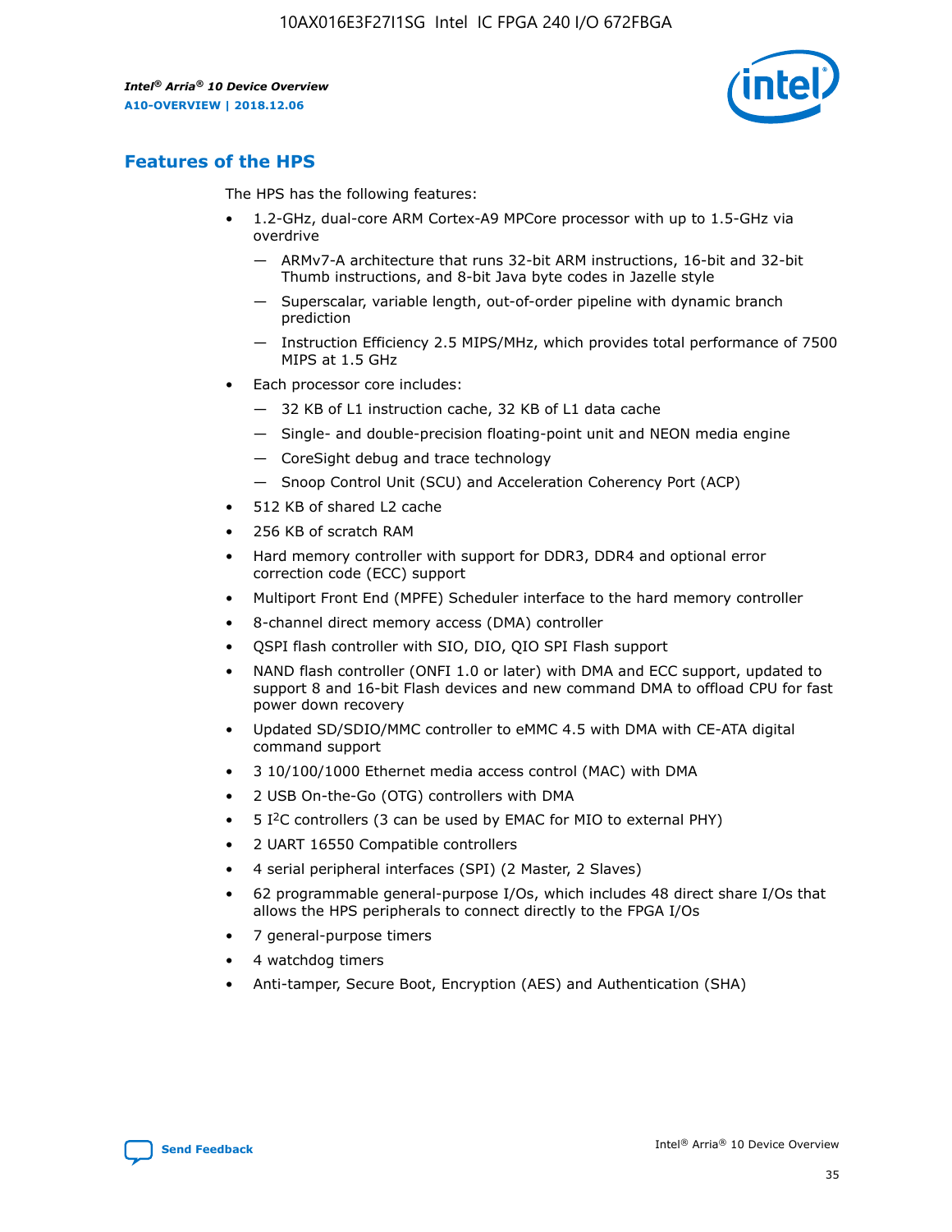## Features of the HPS

The HPS has the following features:

- 1.2-GHz, dual-core ARM Cortex-A9 MPCore processor with up to 1.5-GHz via overdrive
  - — ARMv7-A architecture that runs 32-bit ARM instructions, 16-bit and 32-bit Thumb instructions, and 8-bit Java byte codes in Jazelle style
  - — Superscalar, variable length, out-of-order pipeline with dynamic branch prediction
  - — Instruction Efficiency 2.5 MIPS/MHz, which provides total performance of 7500 MIPS at 1.5 GHz
- Each processor core includes:
  - — 32 KB of L1 instruction cache, 32 KB of L1 data cache
  - — Single- and double-precision floating-point unit and NEON media engine
  - — CoreSight debug and trace technology
  - — Snoop Control Unit (SCU) and Acceleration Coherency Port (ACP)
- 512 KB of shared L2 cache
- 256 KB of scratch RAM
- Hard memory controller with support for DDR3, DDR4 and optional error correction code (ECC) support
- Multiport Front End (MPFE) Scheduler interface to the hard memory controller
- 8-channel direct memory access (DMA) controller
- QSPI flash controller with SIO, DIO, QIO SPI Flash support
- NAND flash controller (ONFI 1.0 or later) with DMA and ECC support, updated to support 8 and 16-bit Flash devices and new command DMA to offload CPU for fast power down recovery
- Updated SD/SDIO/MMC controller to eMMC 4.5 with DMA with CE-ATA digital command support
- 3 10/100/1000 Ethernet media access control (MAC) with DMA
- 2 USB On-the-Go (OTG) controllers with DMA
- 5 I²C controllers (3 can be used by EMAC for MIO to external PHY)
- 2 UART 16550 Compatible controllers
- 4 serial peripheral interfaces (SPI) (2 Master, 2 Slaves)
- 62 programmable general-purpose I/Os, which includes 48 direct share I/Os that allows the HPS peripherals to connect directly to the FPGA I/Os
- 7 general-purpose timers
- 4 watchdog timers
- Anti-tamper, Secure Boot, Encryption (AES) and Authentication (SHA)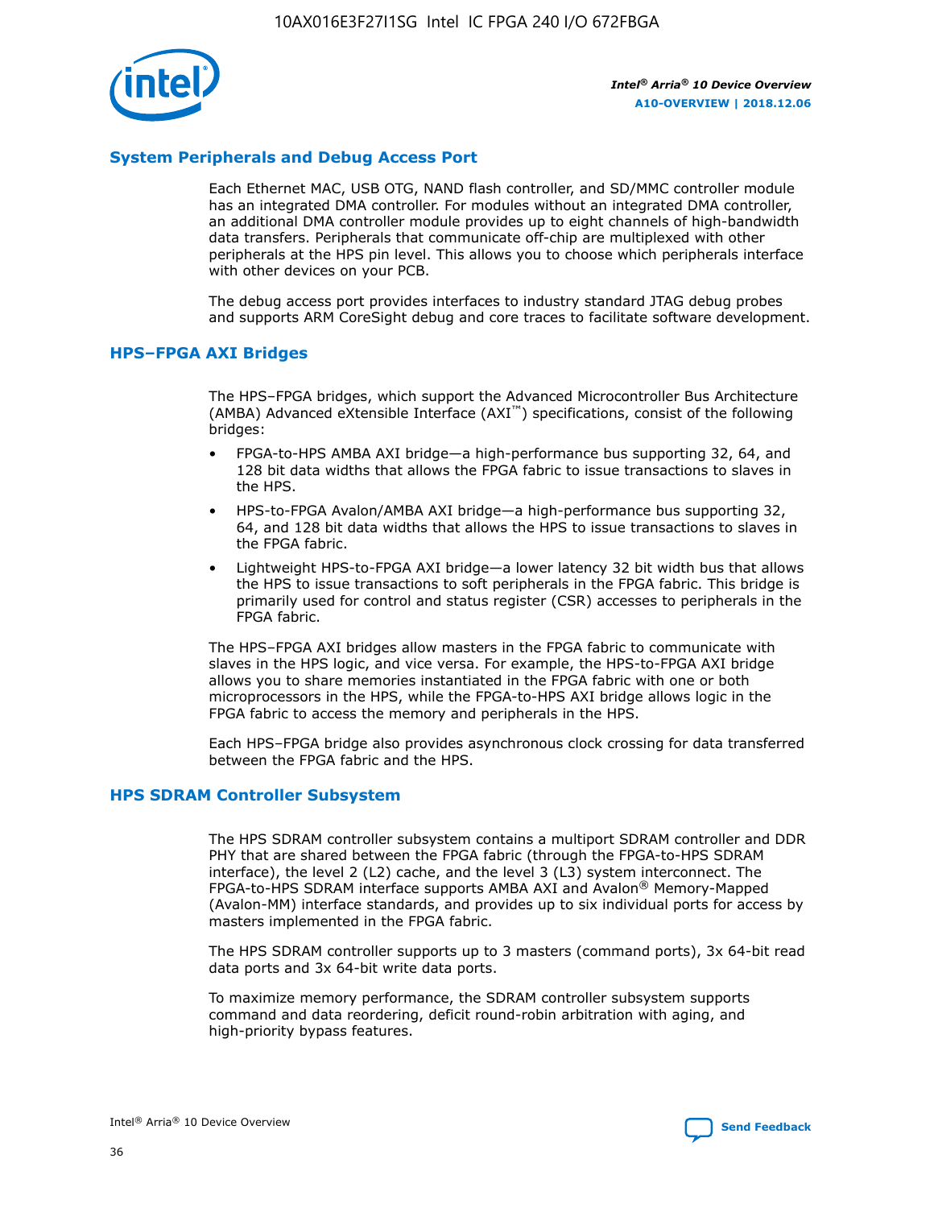## System Peripherals and Debug Access Port

Each Ethernet MAC, USB OTG, NAND flash controller, and SD/MMC controller module has an integrated DMA controller. For modules without an integrated DMA controller, an additional DMA controller module provides up to eight channels of high-bandwidth data transfers. Peripherals that communicate off-chip are multiplexed with other peripherals at the HPS pin level. This allows you to choose which peripherals interface with other devices on your PCB.

The debug access port provides interfaces to industry standard JTAG debug probes and supports ARM CoreSight debug and core traces to facilitate software development.

## HPS–FPGA AXI Bridges

The HPS–FPGA bridges, which support the Advanced Microcontroller Bus Architecture (AMBA) Advanced eXtensible Interface (AXI™) specifications, consist of the following bridges:

- FPGA-to-HPS AMBA AXI bridge—a high-performance bus supporting 32, 64, and 128 bit data widths that allows the FPGA fabric to issue transactions to slaves in the HPS.
- HPS-to-FPGA Avalon/AMBA AXI bridge—a high-performance bus supporting 32, 64, and 128 bit data widths that allows the HPS to issue transactions to slaves in the FPGA fabric.
- Lightweight HPS-to-FPGA AXI bridge—a lower latency 32 bit width bus that allows the HPS to issue transactions to soft peripherals in the FPGA fabric. This bridge is primarily used for control and status register (CSR) accesses to peripherals in the FPGA fabric.

The HPS–FPGA AXI bridges allow masters in the FPGA fabric to communicate with slaves in the HPS logic, and vice versa. For example, the HPS-to-FPGA AXI bridge allows you to share memories instantiated in the FPGA fabric with one or both microprocessors in the HPS, while the FPGA-to-HPS AXI bridge allows logic in the FPGA fabric to access the memory and peripherals in the HPS.

Each HPS–FPGA bridge also provides asynchronous clock crossing for data transferred between the FPGA fabric and the HPS.

## HPS SDRAM Controller Subsystem

The HPS SDRAM controller subsystem contains a multiport SDRAM controller and DDR PHY that are shared between the FPGA fabric (through the FPGA-to-HPS SDRAM interface), the level 2 (L2) cache, and the level 3 (L3) system interconnect. The FPGA-to-HPS SDRAM interface supports AMBA AXI and Avalon® Memory-Mapped (Avalon-MM) interface standards, and provides up to six individual ports for access by masters implemented in the FPGA fabric.

The HPS SDRAM controller supports up to 3 masters (command ports), 3x 64-bit read data ports and 3x 64-bit write data ports.

To maximize memory performance, the SDRAM controller subsystem supports command and data reordering, deficit round-robin arbitration with aging, and high-priority bypass features.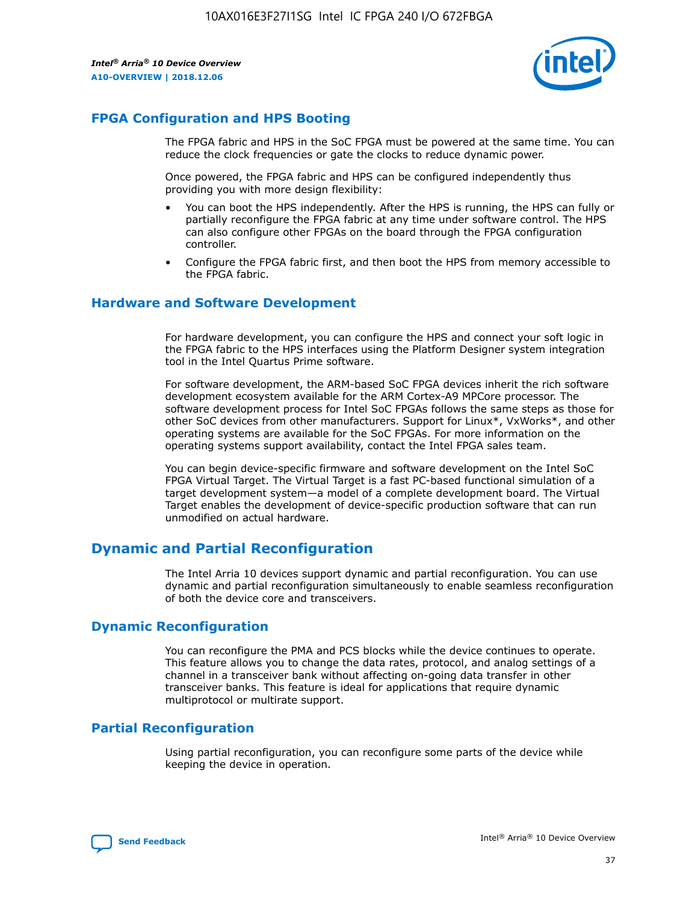## FPGA Configuration and HPS Booting

The FPGA fabric and HPS in the SoC FPGA must be powered at the same time. You can reduce the clock frequencies or gate the clocks to reduce dynamic power.

Once powered, the FPGA fabric and HPS can be configured independently thus providing you with more design flexibility:

- You can boot the HPS independently. After the HPS is running, the HPS can fully or partially reconfigure the FPGA fabric at any time under software control. The HPS can also configure other FPGAs on the board through the FPGA configuration controller.
- Configure the FPGA fabric first, and then boot the HPS from memory accessible to the FPGA fabric.

## Hardware and Software Development

For hardware development, you can configure the HPS and connect your soft logic in the FPGA fabric to the HPS interfaces using the Platform Designer system integration tool in the Intel Quartus Prime software.

For software development, the ARM-based SoC FPGA devices inherit the rich software development ecosystem available for the ARM Cortex-A9 MPCore processor. The software development process for Intel SoC FPGAs follows the same steps as those for other SoC devices from other manufacturers. Support for Linux*, VxWorks*, and other operating systems are available for the SoC FPGAs. For more information on the operating systems support availability, contact the Intel FPGA sales team.

You can begin device-specific firmware and software development on the Intel SoC FPGA Virtual Target. The Virtual Target is a fast PC-based functional simulation of a target development system—a model of a complete development board. The Virtual Target enables the development of device-specific production software that can run unmodified on actual hardware.

# Dynamic and Partial Reconfiguration

The Intel Arria 10 devices support dynamic and partial reconfiguration. You can use dynamic and partial reconfiguration simultaneously to enable seamless reconfiguration of both the device core and transceivers.

## Dynamic Reconfiguration

You can reconfigure the PMA and PCS blocks while the device continues to operate. This feature allows you to change the data rates, protocol, and analog settings of a channel in a transceiver bank without affecting on-going data transfer in other transceiver banks. This feature is ideal for applications that require dynamic multiprotocol or multirate support.

## Partial Reconfiguration

Using partial reconfiguration, you can reconfigure some parts of the device while keeping the device in operation.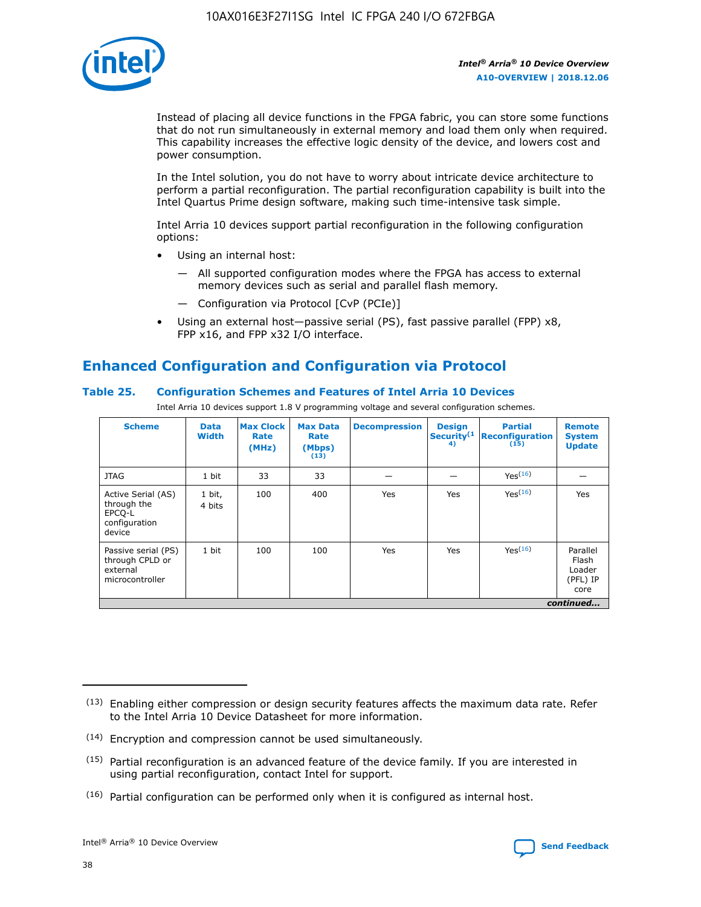Instead of placing all device functions in the FPGA fabric, you can store some functions that do not run simultaneously in external memory and load them only when required. This capability increases the effective logic density of the device, and lowers cost and power consumption.

In the Intel solution, you do not have to worry about intricate device architecture to perform a partial reconfiguration. The partial reconfiguration capability is built into the Intel Quartus Prime design software, making such time-intensive task simple.

Intel Arria 10 devices support partial reconfiguration in the following configuration options:

- Using an internal host:
  - — All supported configuration modes where the FPGA has access to external memory devices such as serial and parallel flash memory.
  - — Configuration via Protocol [CvP (PCIe)]
- Using an external host—passive serial (PS), fast passive parallel (FPP) x8, FPP x16, and FPP x32 I/O interface.

## Enhanced Configuration and Configuration via Protocol

### Table 25. Configuration Schemes and Features of Intel Arria 10 Devices

Intel Arria 10 devices support 1.8 V programming voltage and several configuration schemes.

| Scheme | Data Width | Max Clock Rate (MHz) | Max Data Rate (Mbps) (13) | Decompression | Design Security(14) | Partial Reconfiguration (15) | Remote System Update |
|---|---|---|---|---|---|---|---|
| JTAG | 1 bit | 33 | 33 | — | — | Yes(16) | — |
| Active Serial (AS) through the EPCQ-L configuration device | 1 bit, 4 bits | 100 | 400 | Yes | Yes | Yes(16) | Yes |
| Passive serial (PS) through CPLD or external microcontroller | 1 bit | 100 | 100 | Yes | Yes | Yes(16) | Parallel Flash Loader (PFL) IP core |

*continued...*

(13) Enabling either compression or design security features affects the maximum data rate. Refer to the Intel Arria 10 Device Datasheet for more information.

(14) Encryption and compression cannot be used simultaneously.

(15) Partial reconfiguration is an advanced feature of the device family. If you are interested in using partial reconfiguration, contact Intel for support.

(16) Partial configuration can be performed only when it is configured as internal host.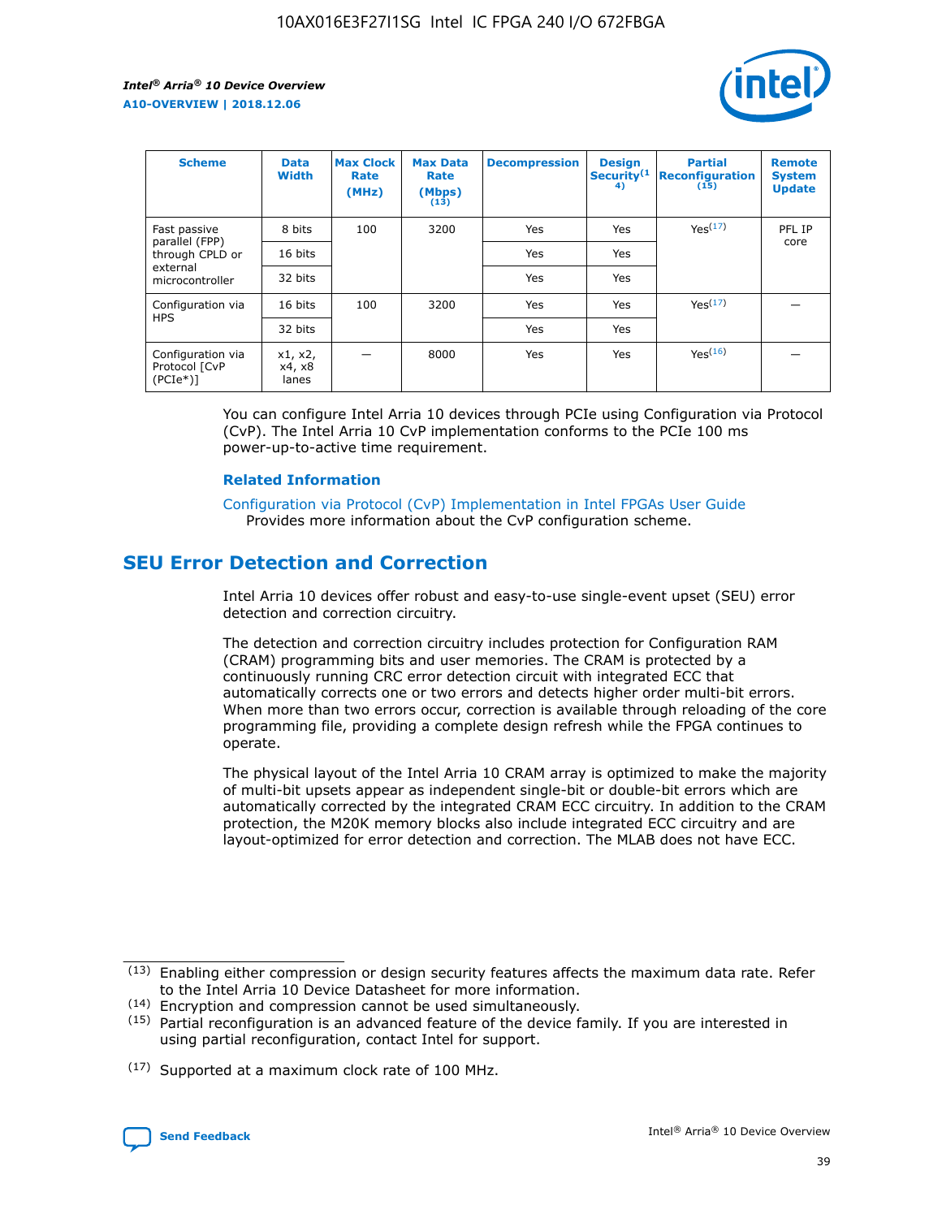| Scheme | Data Width | Max Clock Rate (MHz) | Max Data Rate (Mbps) (13) | Decompression | Design Security(14) | Partial Reconfiguration (15) | Remote System Update |
|---|---|---|---|---|---|---|---|
| Fast passive parallel (FPP) through CPLD or external microcontroller | 8 bits | 100 | 3200 | Yes | Yes | Yes(17) | PFL IP core |
| | 16 bits | | | Yes | Yes | | |
| | 32 bits | | | Yes | Yes | | |
| Configuration via HPS | 16 bits | 100 | 3200 | Yes | Yes | Yes(17) | — |
| | 32 bits | | | Yes | Yes | | |
| Configuration via Protocol [CvP (PCIe*)] | x1, x2, x4, x8 lanes | — | 8000 | Yes | Yes | Yes(16) | — |

You can configure Intel Arria 10 devices through PCIe using Configuration via Protocol (CvP). The Intel Arria 10 CvP implementation conforms to the PCIe 100 ms power-up-to-active time requirement.

**Related Information**

Configuration via Protocol (CvP) Implementation in Intel FPGAs User Guide
Provides more information about the CvP configuration scheme.

## SEU Error Detection and Correction

Intel Arria 10 devices offer robust and easy-to-use single-event upset (SEU) error detection and correction circuitry.

The detection and correction circuitry includes protection for Configuration RAM (CRAM) programming bits and user memories. The CRAM is protected by a continuously running CRC error detection circuit with integrated ECC that automatically corrects one or two errors and detects higher order multi-bit errors. When more than two errors occur, correction is available through reloading of the core programming file, providing a complete design refresh while the FPGA continues to operate.

The physical layout of the Intel Arria 10 CRAM array is optimized to make the majority of multi-bit upsets appear as independent single-bit or double-bit errors which are automatically corrected by the integrated CRAM ECC circuitry. In addition to the CRAM protection, the M20K memory blocks also include integrated ECC circuitry and are layout-optimized for error detection and correction. The MLAB does not have ECC.

(13) Enabling either compression or design security features affects the maximum data rate. Refer to the Intel Arria 10 Device Datasheet for more information.

(14) Encryption and compression cannot be used simultaneously.

(15) Partial reconfiguration is an advanced feature of the device family. If you are interested in using partial reconfiguration, contact Intel for support.

(17) Supported at a maximum clock rate of 100 MHz.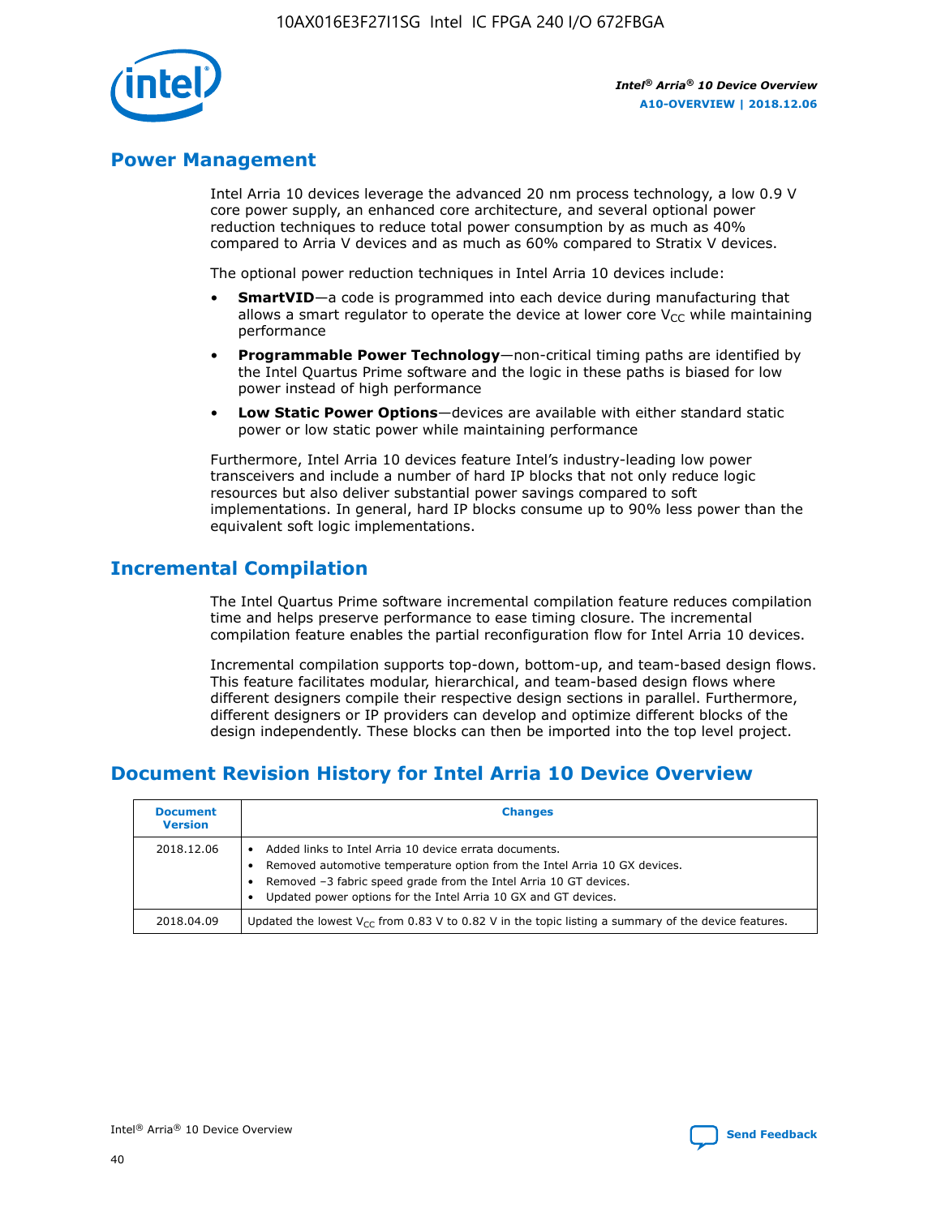## Power Management

Intel Arria 10 devices leverage the advanced 20 nm process technology, a low 0.9 V core power supply, an enhanced core architecture, and several optional power reduction techniques to reduce total power consumption by as much as 40% compared to Arria V devices and as much as 60% compared to Stratix V devices.

The optional power reduction techniques in Intel Arria 10 devices include:

- **SmartVID**—a code is programmed into each device during manufacturing that allows a smart regulator to operate the device at lower core $V_{CC}$ while maintaining performance
- **Programmable Power Technology**—non-critical timing paths are identified by the Intel Quartus Prime software and the logic in these paths is biased for low power instead of high performance
- **Low Static Power Options**—devices are available with either standard static power or low static power while maintaining performance

Furthermore, Intel Arria 10 devices feature Intel's industry-leading low power transceivers and include a number of hard IP blocks that not only reduce logic resources but also deliver substantial power savings compared to soft implementations. In general, hard IP blocks consume up to 90% less power than the equivalent soft logic implementations.

## Incremental Compilation

The Intel Quartus Prime software incremental compilation feature reduces compilation time and helps preserve performance to ease timing closure. The incremental compilation feature enables the partial reconfiguration flow for Intel Arria 10 devices.

Incremental compilation supports top-down, bottom-up, and team-based design flows. This feature facilitates modular, hierarchical, and team-based design flows where different designers compile their respective design sections in parallel. Furthermore, different designers or IP providers can develop and optimize different blocks of the design independently. These blocks can then be imported into the top level project.

## Document Revision History for Intel Arria 10 Device Overview

| Document Version | Changes |
| --- | --- |
| 2018.12.06 | • Added links to Intel Arria 10 device errata documents. • Removed automotive temperature option from the Intel Arria 10 GX devices. • Removed –3 fabric speed grade from the Intel Arria 10 GT devices. • Updated power options for the Intel Arria 10 GX and GT devices. |
| 2018.04.09 | Updated the lowest $V_{CC}$ from 0.83 V to 0.82 V in the topic listing a summary of the device features. |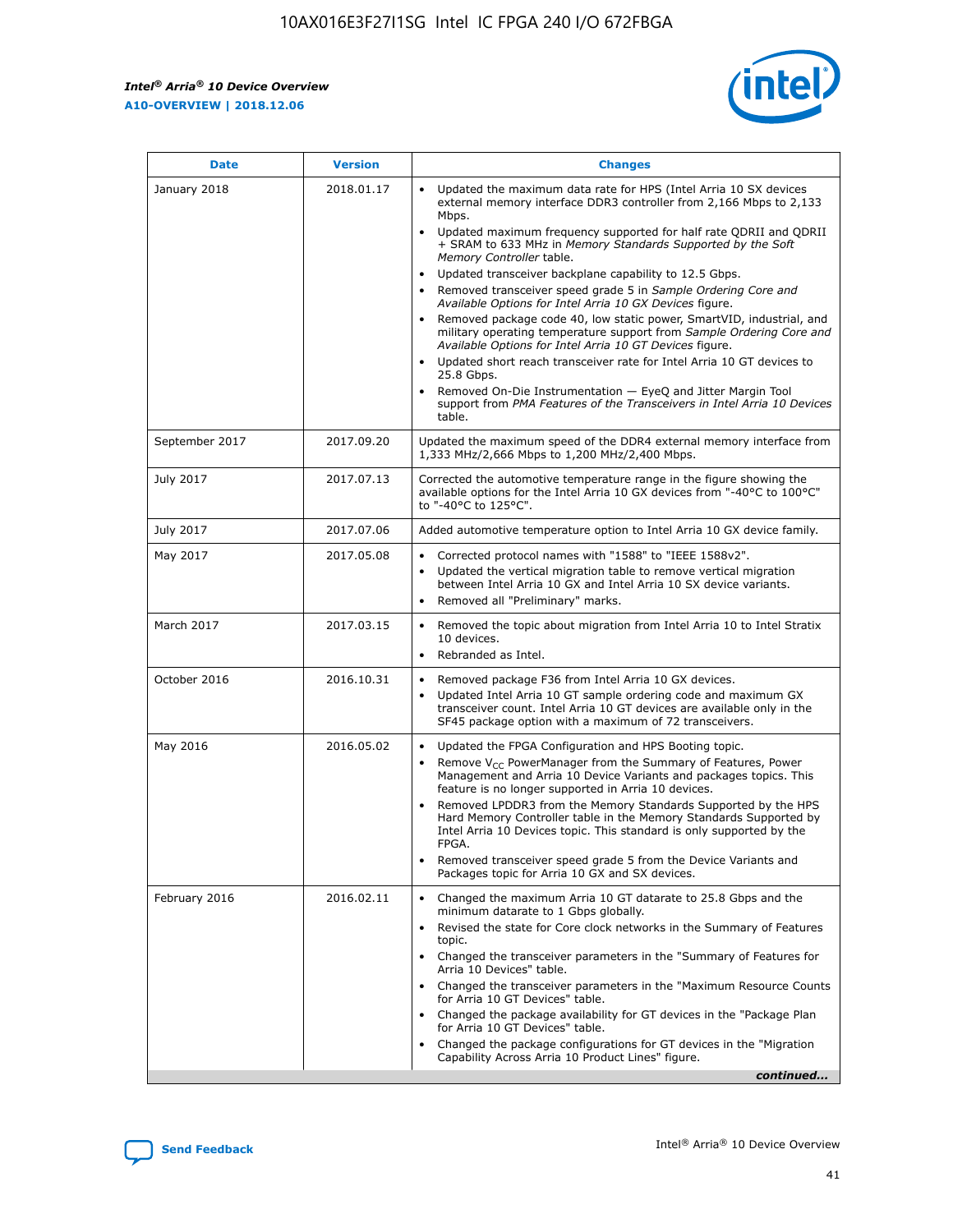| Date | Version | Changes |
| --- | --- | --- |
| January 2018 | 2018.01.17 | • Updated the maximum data rate for HPS (Intel Arria 10 SX devices external memory interface DDR3 controller from 2,166 Mbps to 2,133 Mbps.<br>• Updated maximum frequency supported for half rate QDRII and QDRII + SRAM to 633 MHz in *Memory Standards Supported by the Soft Memory Controller* table.<br>• Updated transceiver backplane capability to 12.5 Gbps.<br>• Removed transceiver speed grade 5 in *Sample Ordering Core and Available Options for Intel Arria 10 GX Devices* figure.<br>• Removed package code 40, low static power, SmartVID, industrial, and military operating temperature support from *Sample Ordering Core and Available Options for Intel Arria 10 GT Devices* figure.<br>• Updated short reach transceiver rate for Intel Arria 10 GT devices to 25.8 Gbps.<br>• Removed On-Die Instrumentation — EyeQ and Jitter Margin Tool support from *PMA Features of the Transceivers in Intel Arria 10 Devices* table. |
| September 2017 | 2017.09.20 | Updated the maximum speed of the DDR4 external memory interface from 1,333 MHz/2,666 Mbps to 1,200 MHz/2,400 Mbps. |
| July 2017 | 2017.07.13 | Corrected the automotive temperature range in the figure showing the available options for the Intel Arria 10 GX devices from "-40°C to 100°C" to "-40°C to 125°C". |
| July 2017 | 2017.07.06 | Added automotive temperature option to Intel Arria 10 GX device family. |
| May 2017 | 2017.05.08 | • Corrected protocol names with "1588" to "IEEE 1588v2".<br>• Updated the vertical migration table to remove vertical migration between Intel Arria 10 GX and Intel Arria 10 SX device variants.<br>• Removed all "Preliminary" marks. |
| March 2017 | 2017.03.15 | • Removed the topic about migration from Intel Arria 10 to Intel Stratix 10 devices.<br>• Rebranded as Intel. |
| October 2016 | 2016.10.31 | • Removed package F36 from Intel Arria 10 GX devices.<br>• Updated Intel Arria 10 GT sample ordering code and maximum GX transceiver count. Intel Arria 10 GT devices are available only in the SF45 package option with a maximum of 72 transceivers. |
| May 2016 | 2016.05.02 | • Updated the FPGA Configuration and HPS Booting topic.<br>• Remove $V_{CC}$ PowerManager from the Summary of Features, Power Management and Arria 10 Device Variants and packages topics. This feature is no longer supported in Arria 10 devices.<br>• Removed LPDDR3 from the Memory Standards Supported by the HPS Hard Memory Controller table in the Memory Standards Supported by Intel Arria 10 Devices topic. This standard is only supported by the FPGA.<br>• Removed transceiver speed grade 5 from the Device Variants and Packages topic for Arria 10 GX and SX devices. |
| February 2016 | 2016.02.11 | • Changed the maximum Arria 10 GT datarate to 25.8 Gbps and the minimum datarate to 1 Gbps globally.<br>• Revised the state for Core clock networks in the Summary of Features topic.<br>• Changed the transceiver parameters in the "Summary of Features for Arria 10 Devices" table.<br>• Changed the transceiver parameters in the "Maximum Resource Counts for Arria 10 GT Devices" table.<br>• Changed the package availability for GT devices in the "Package Plan for Arria 10 GT Devices" table.<br>• Changed the package configurations for GT devices in the "Migration Capability Across Arria 10 Product Lines" figure. |

*continued...*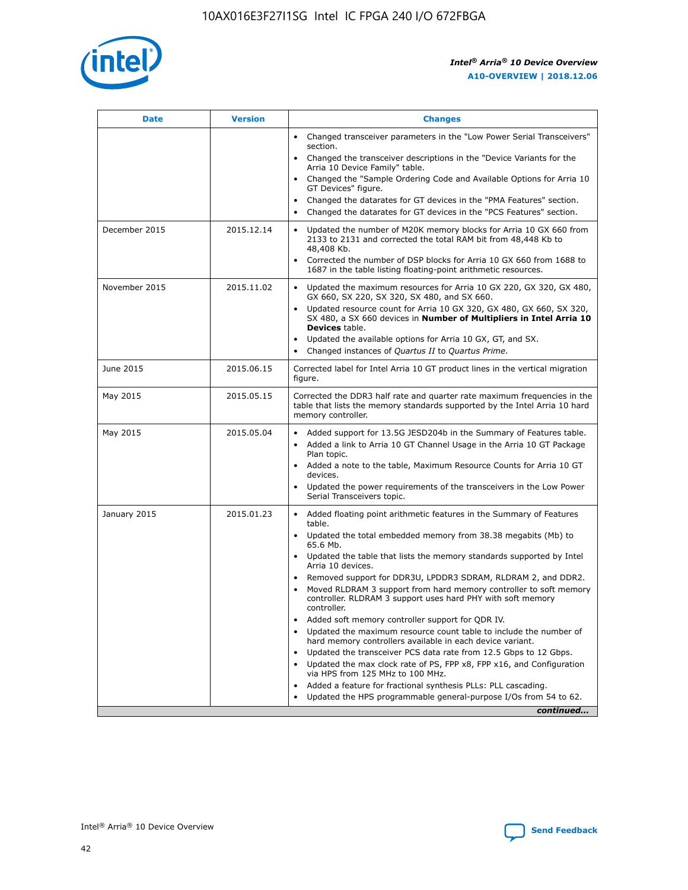| Date | Version | Changes |
| --- | --- | --- |
| | | • Changed transceiver parameters in the "Low Power Serial Transceivers" section.<br>• Changed the transceiver descriptions in the "Device Variants for the Arria 10 Device Family" table.<br>• Changed the "Sample Ordering Code and Available Options for Arria 10 GT Devices" figure.<br>• Changed the datarates for GT devices in the "PMA Features" section.<br>• Changed the datarates for GT devices in the "PCS Features" section. |
| December 2015 | 2015.12.14 | • Updated the number of M20K memory blocks for Arria 10 GX 660 from 2133 to 2131 and corrected the total RAM bit from 48,448 Kb to 48,408 Kb.<br>• Corrected the number of DSP blocks for Arria 10 GX 660 from 1688 to 1687 in the table listing floating-point arithmetic resources. |
| November 2015 | 2015.11.02 | • Updated the maximum resources for Arria 10 GX 220, GX 320, GX 480, GX 660, SX 220, SX 320, SX 480, and SX 660.<br>• Updated resource count for Arria 10 GX 320, GX 480, GX 660, SX 320, SX 480, a SX 660 devices in **Number of Multipliers in Intel Arria 10 Devices** table.<br>• Updated the available options for Arria 10 GX, GT, and SX.<br>• Changed instances of *Quartus II* to *Quartus Prime*. |
| June 2015 | 2015.06.15 | Corrected label for Intel Arria 10 GT product lines in the vertical migration figure. |
| May 2015 | 2015.05.15 | Corrected the DDR3 half rate and quarter rate maximum frequencies in the table that lists the memory standards supported by the Intel Arria 10 hard memory controller. |
| May 2015 | 2015.05.04 | • Added support for 13.5G JESD204b in the Summary of Features table.<br>• Added a link to Arria 10 GT Channel Usage in the Arria 10 GT Package Plan topic.<br>• Added a note to the table, Maximum Resource Counts for Arria 10 GT devices.<br>• Updated the power requirements of the transceivers in the Low Power Serial Transceivers topic. |
| January 2015 | 2015.01.23 | • Added floating point arithmetic features in the Summary of Features table.<br>• Updated the total embedded memory from 38.38 megabits (Mb) to 65.6 Mb.<br>• Updated the table that lists the memory standards supported by Intel Arria 10 devices.<br>• Removed support for DDR3U, LPDDR3 SDRAM, RLDRAM 2, and DDR2.<br>• Moved RLDRAM 3 support from hard memory controller to soft memory controller. RLDRAM 3 support uses hard PHY with soft memory controller.<br>• Added soft memory controller support for QDR IV.<br>• Updated the maximum resource count table to include the number of hard memory controllers available in each device variant.<br>• Updated the transceiver PCS data rate from 12.5 Gbps to 12 Gbps.<br>• Updated the max clock rate of PS, FPP x8, FPP x16, and Configuration via HPS from 125 MHz to 100 MHz.<br>• Added a feature for fractional synthesis PLLs: PLL cascading.<br>• Updated the HPS programmable general-purpose I/Os from 54 to 62. |

*continued...*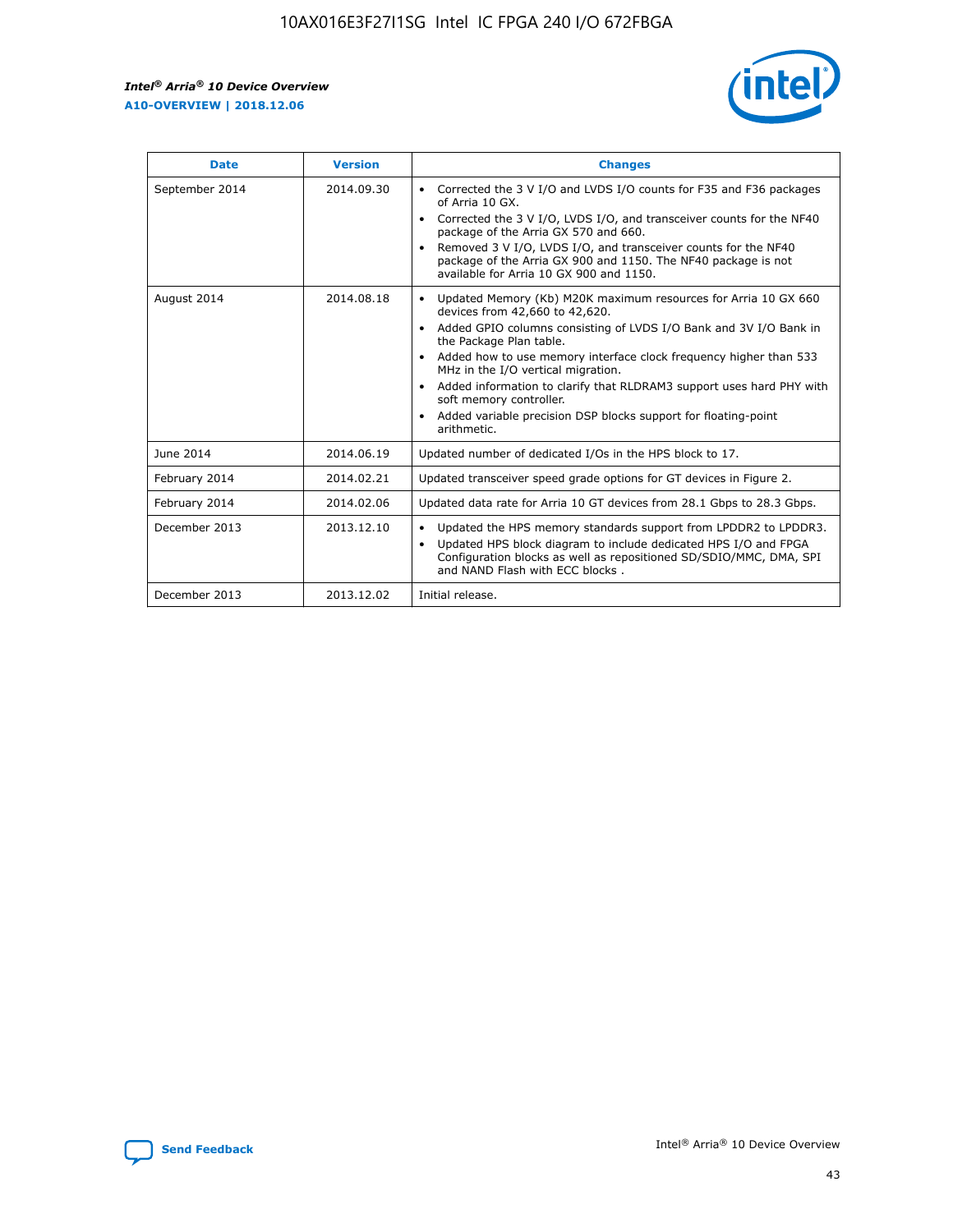| Date | Version | Changes |
| --- | --- | --- |
| September 2014 | 2014.09.30 | • Corrected the 3 V I/O and LVDS I/O counts for F35 and F36 packages of Arria 10 GX.<br>• Corrected the 3 V I/O, LVDS I/O, and transceiver counts for the NF40 package of the Arria GX 570 and 660.<br>• Removed 3 V I/O, LVDS I/O, and transceiver counts for the NF40 package of the Arria GX 900 and 1150. The NF40 package is not available for Arria 10 GX 900 and 1150. |
| August 2014 | 2014.08.18 | • Updated Memory (Kb) M20K maximum resources for Arria 10 GX 660 devices from 42,660 to 42,620.<br>• Added GPIO columns consisting of LVDS I/O Bank and 3V I/O Bank in the Package Plan table.<br>• Added how to use memory interface clock frequency higher than 533 MHz in the I/O vertical migration.<br>• Added information to clarify that RLDRAM3 support uses hard PHY with soft memory controller.<br>• Added variable precision DSP blocks support for floating-point arithmetic. |
| June 2014 | 2014.06.19 | Updated number of dedicated I/Os in the HPS block to 17. |
| February 2014 | 2014.02.21 | Updated transceiver speed grade options for GT devices in Figure 2. |
| February 2014 | 2014.02.06 | Updated data rate for Arria 10 GT devices from 28.1 Gbps to 28.3 Gbps. |
| December 2013 | 2013.12.10 | • Updated the HPS memory standards support from LPDDR2 to LPDDR3.<br>• Updated HPS block diagram to include dedicated HPS I/O and FPGA Configuration blocks as well as repositioned SD/SDIO/MMC, DMA, SPI and NAND Flash with ECC blocks . |
| December 2013 | 2013.12.02 | Initial release. |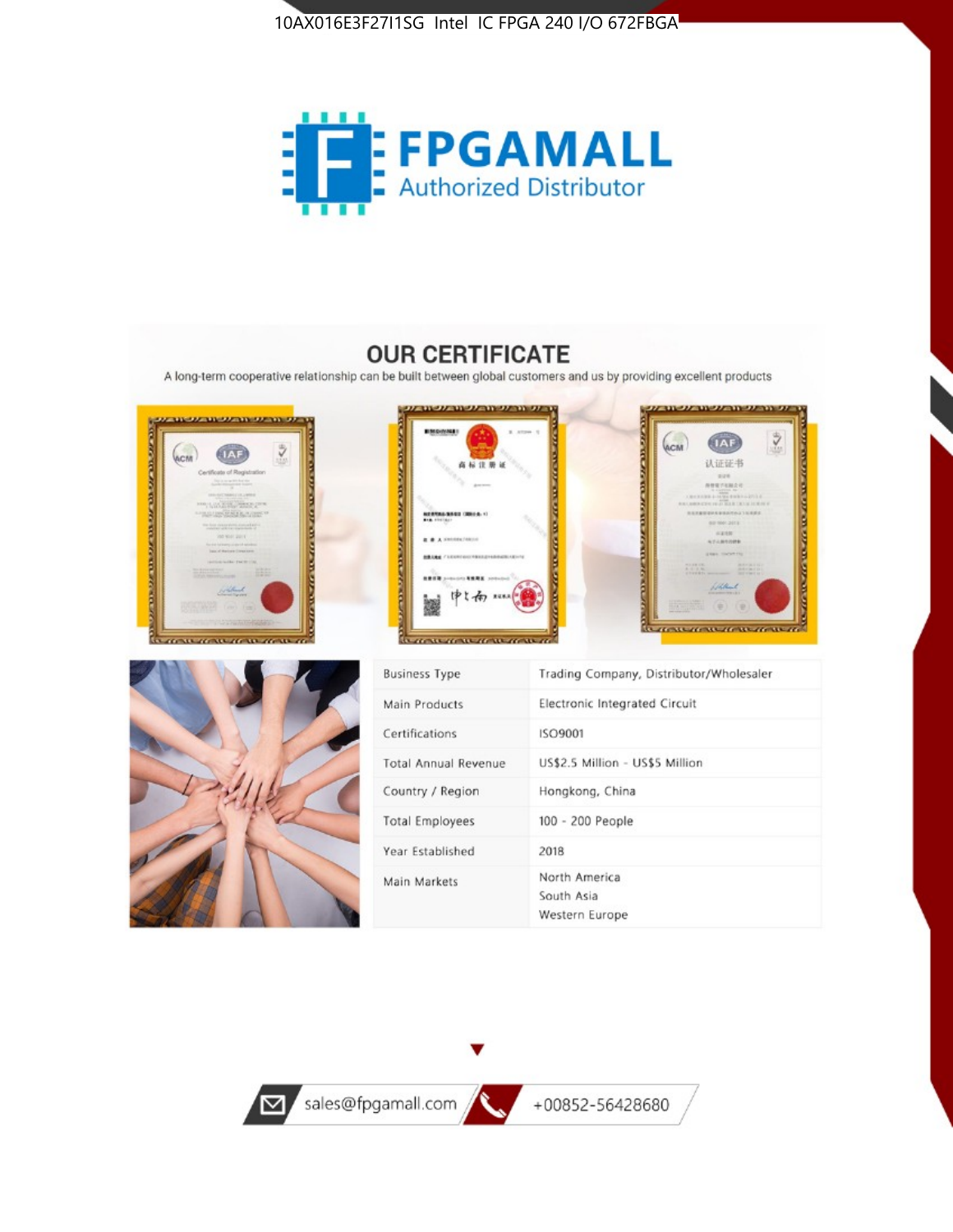FPGAMALL

Authorized Distributor

## OUR CERTIFICATE

A long-term cooperative relationship can be built between global customers and us by providing excellent products

| | |
|---|---|
| Business Type | Trading Company, Distributor/Wholesaler |
| Main Products | Electronic Integrated Circuit |
| Certifications | ISO9001 |
| Total Annual Revenue | US$2.5 Million - US$5 Million |
| Country / Region | Hongkong, China |
| Total Employees | 100 - 200 People |
| Year Established | 2018 |
| Main Markets | North America<br>South Asia<br>Western Europe |

sales@fpgamall.com +00852-56428680